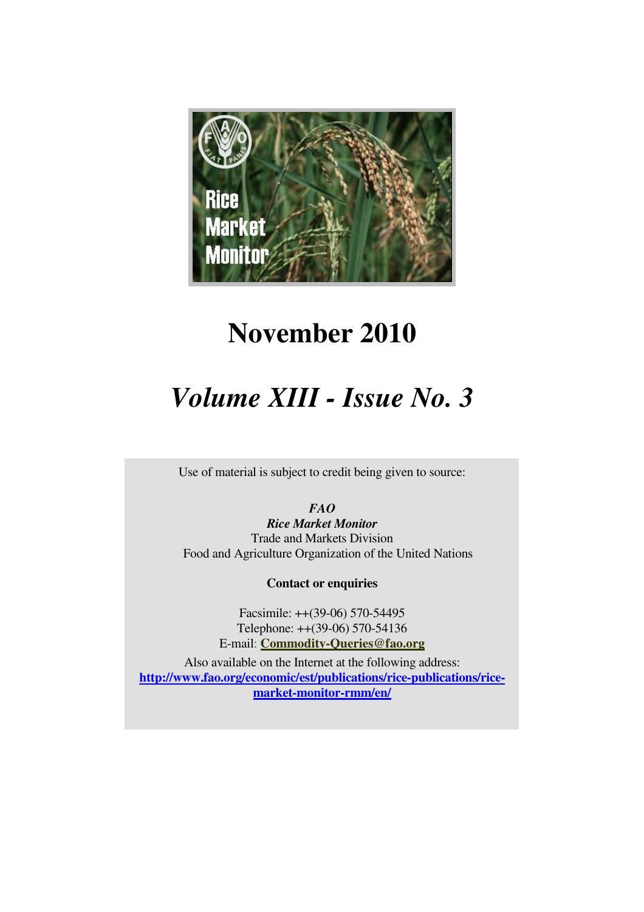# November 2010

## *Volume XIII - Issue No. 3*

Use of material is subject to credit being given to source:

***FAO***
***Rice Market Monitor***
Trade and Markets Division
Food and Agriculture Organization of the United Nations

**Contact or enquiries**

Facsimile: ++(39-06) 570-54495
Telephone: ++(39-06) 570-54136
E-mail: **Commodity-Queries@fao.org**

Also available on the Internet at the following address:
**http://www.fao.org/economic/est/publications/rice-publications/rice-market-monitor-rmm/en/**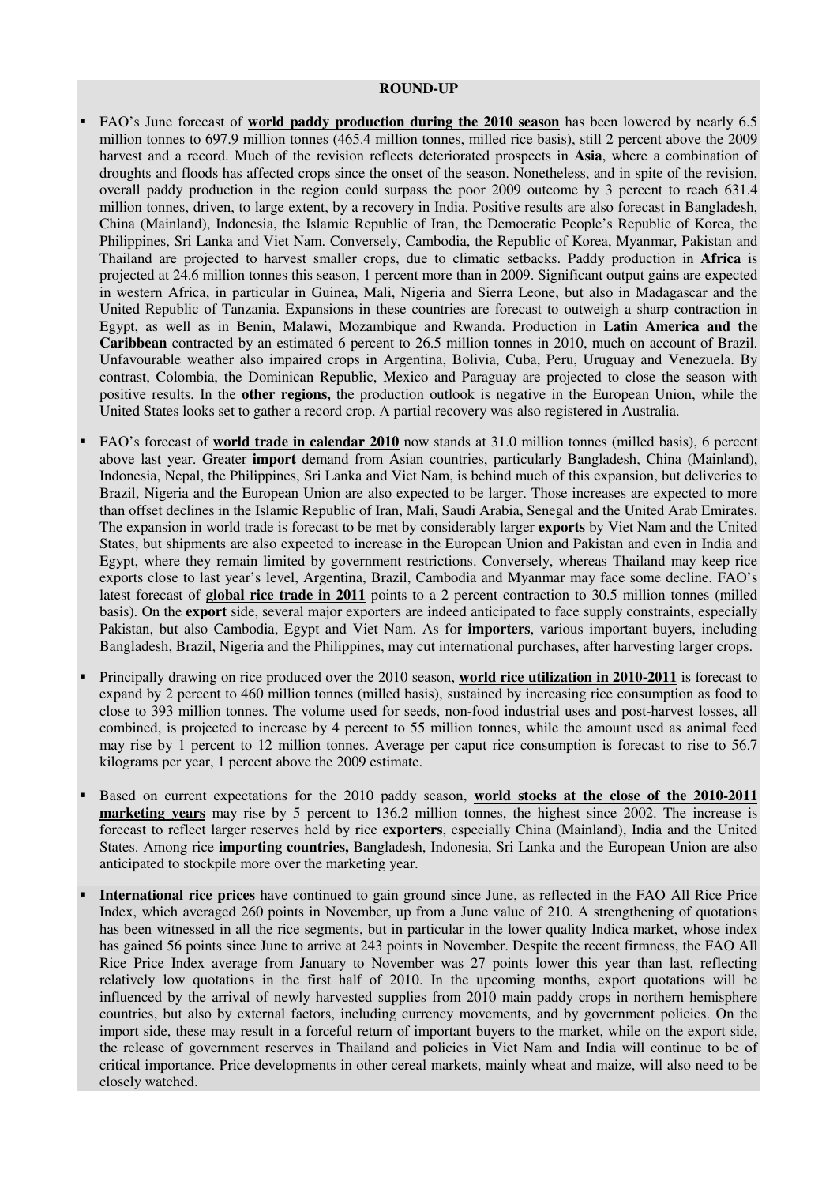# ROUND-UP

- FAO's June forecast of **world paddy production during the 2010 season** has been lowered by nearly 6.5 million tonnes to 697.9 million tonnes (465.4 million tonnes, milled rice basis), still 2 percent above the 2009 harvest and a record. Much of the revision reflects deteriorated prospects in **Asia**, where a combination of droughts and floods has affected crops since the onset of the season. Nonetheless, and in spite of the revision, overall paddy production in the region could surpass the poor 2009 outcome by 3 percent to reach 631.4 million tonnes, driven, to large extent, by a recovery in India. Positive results are also forecast in Bangladesh, China (Mainland), Indonesia, the Islamic Republic of Iran, the Democratic People's Republic of Korea, the Philippines, Sri Lanka and Viet Nam. Conversely, Cambodia, the Republic of Korea, Myanmar, Pakistan and Thailand are projected to harvest smaller crops, due to climatic setbacks. Paddy production in **Africa** is projected at 24.6 million tonnes this season, 1 percent more than in 2009. Significant output gains are expected in western Africa, in particular in Guinea, Mali, Nigeria and Sierra Leone, but also in Madagascar and the United Republic of Tanzania. Expansions in these countries are forecast to outweigh a sharp contraction in Egypt, as well as in Benin, Malawi, Mozambique and Rwanda. Production in **Latin America and the Caribbean** contracted by an estimated 6 percent to 26.5 million tonnes in 2010, much on account of Brazil. Unfavourable weather also impaired crops in Argentina, Bolivia, Cuba, Peru, Uruguay and Venezuela. By contrast, Colombia, the Dominican Republic, Mexico and Paraguay are projected to close the season with positive results. In the **other regions,** the production outlook is negative in the European Union, while the United States looks set to gather a record crop. A partial recovery was also registered in Australia.

- FAO's forecast of **world trade in calendar 2010** now stands at 31.0 million tonnes (milled basis), 6 percent above last year. Greater **import** demand from Asian countries, particularly Bangladesh, China (Mainland), Indonesia, Nepal, the Philippines, Sri Lanka and Viet Nam, is behind much of this expansion, but deliveries to Brazil, Nigeria and the European Union are also expected to be larger. Those increases are expected to more than offset declines in the Islamic Republic of Iran, Mali, Saudi Arabia, Senegal and the United Arab Emirates. The expansion in world trade is forecast to be met by considerably larger **exports** by Viet Nam and the United States, but shipments are also expected to increase in the European Union and Pakistan and even in India and Egypt, where they remain limited by government restrictions. Conversely, whereas Thailand may keep rice exports close to last year's level, Argentina, Brazil, Cambodia and Myanmar may face some decline. FAO's latest forecast of **global rice trade in 2011** points to a 2 percent contraction to 30.5 million tonnes (milled basis). On the **export** side, several major exporters are indeed anticipated to face supply constraints, especially Pakistan, but also Cambodia, Egypt and Viet Nam. As for **importers**, various important buyers, including Bangladesh, Brazil, Nigeria and the Philippines, may cut international purchases, after harvesting larger crops.

- Principally drawing on rice produced over the 2010 season, **world rice utilization in 2010-2011** is forecast to expand by 2 percent to 460 million tonnes (milled basis), sustained by increasing rice consumption as food to close to 393 million tonnes. The volume used for seeds, non-food industrial uses and post-harvest losses, all combined, is projected to increase by 4 percent to 55 million tonnes, while the amount used as animal feed may rise by 1 percent to 12 million tonnes. Average per caput rice consumption is forecast to rise to 56.7 kilograms per year, 1 percent above the 2009 estimate.

- Based on current expectations for the 2010 paddy season, **world stocks at the close of the 2010-2011 marketing years** may rise by 5 percent to 136.2 million tonnes, the highest since 2002. The increase is forecast to reflect larger reserves held by rice **exporters**, especially China (Mainland), India and the United States. Among rice **importing countries,** Bangladesh, Indonesia, Sri Lanka and the European Union are also anticipated to stockpile more over the marketing year.

- **International rice prices** have continued to gain ground since June, as reflected in the FAO All Rice Price Index, which averaged 260 points in November, up from a June value of 210. A strengthening of quotations has been witnessed in all the rice segments, but in particular in the lower quality Indica market, whose index has gained 56 points since June to arrive at 243 points in November. Despite the recent firmness, the FAO All Rice Price Index average from January to November was 27 points lower this year than last, reflecting relatively low quotations in the first half of 2010. In the upcoming months, export quotations will be influenced by the arrival of newly harvested supplies from 2010 main paddy crops in northern hemisphere countries, but also by external factors, including currency movements, and by government policies. On the import side, these may result in a forceful return of important buyers to the market, while on the export side, the release of government reserves in Thailand and policies in Viet Nam and India will continue to be of critical importance. Price developments in other cereal markets, mainly wheat and maize, will also need to be closely watched.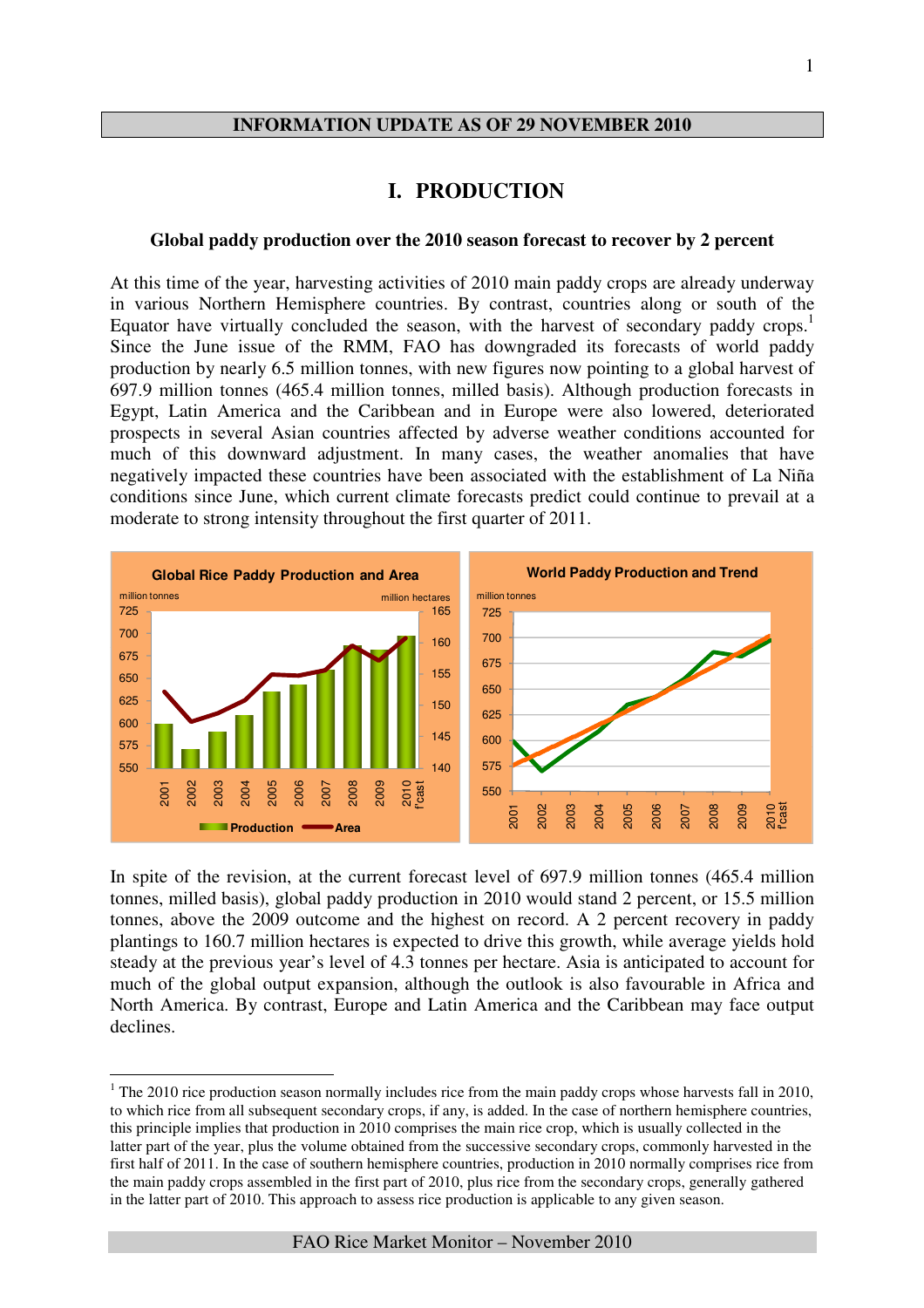**INFORMATION UPDATE AS OF 29 NOVEMBER 2010**

# I. PRODUCTION

### Global paddy production over the 2010 season forecast to recover by 2 percent

At this time of the year, harvesting activities of 2010 main paddy crops are already underway in various Northern Hemisphere countries. By contrast, countries along or south of the Equator have virtually concluded the season, with the harvest of secondary paddy crops.[1] Since the June issue of the RMM, FAO has downgraded its forecasts of world paddy production by nearly 6.5 million tonnes, with new figures now pointing to a global harvest of 697.9 million tonnes (465.4 million tonnes, milled basis). Although production forecasts in Egypt, Latin America and the Caribbean and in Europe were also lowered, deteriorated prospects in several Asian countries affected by adverse weather conditions accounted for much of this downward adjustment. In many cases, the weather anomalies that have negatively impacted these countries have been associated with the establishment of La Niña conditions since June, which current climate forecasts predict could continue to prevail at a moderate to strong intensity throughout the first quarter of 2011.

In spite of the revision, at the current forecast level of 697.9 million tonnes (465.4 million tonnes, milled basis), global paddy production in 2010 would stand 2 percent, or 15.5 million tonnes, above the 2009 outcome and the highest on record. A 2 percent recovery in paddy plantings to 160.7 million hectares is expected to drive this growth, while average yields hold steady at the previous year's level of 4.3 tonnes per hectare. Asia is anticipated to account for much of the global output expansion, although the outlook is also favourable in Africa and North America. By contrast, Europe and Latin America and the Caribbean may face output declines.

---

[1] The 2010 rice production season normally includes rice from the main paddy crops whose harvests fall in 2010, to which rice from all subsequent secondary crops, if any, is added. In the case of northern hemisphere countries, this principle implies that production in 2010 comprises the main rice crop, which is usually collected in the latter part of the year, plus the volume obtained from the successive secondary crops, commonly harvested in the first half of 2011. In the case of southern hemisphere countries, production in 2010 normally comprises rice from the main paddy crops assembled in the first part of 2010, plus rice from the secondary crops, generally gathered in the latter part of 2010. This approach to assess rice production is applicable to any given season.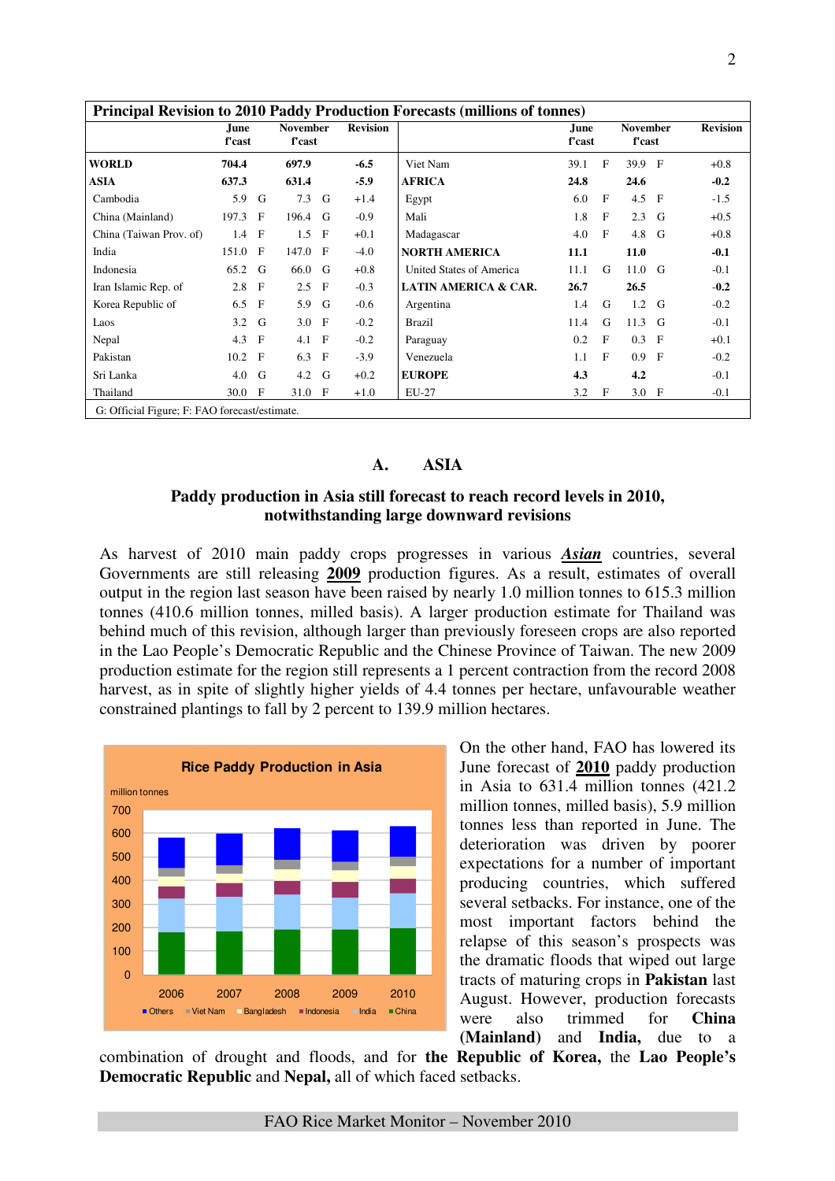| Principal Revision to 2010 Paddy Production Forecasts (millions of tonnes) | | | | | | | |
|---|---|---|---|---|---|---|---|
| | June f'cast | November f'cast | Revision | | June f'cast | November f'cast | Revision |
| **WORLD** | **704.4** | **697.9** | **-6.5** | Viet Nam | 39.1 F | 39.9 F | +0.8 |
| **ASIA** | **637.3** | **631.4** | **-5.9** | **AFRICA** | **24.8** | **24.6** | **-0.2** |
| Cambodia | 5.9 G | 7.3 G | +1.4 | Egypt | 6.0 F | 4.5 F | -1.5 |
| China (Mainland) | 197.3 F | 196.4 G | -0.9 | Mali | 1.8 F | 2.3 G | +0.5 |
| China (Taiwan Prov. of) | 1.4 F | 1.5 F | +0.1 | Madagascar | 4.0 F | 4.8 G | +0.8 |
| India | 151.0 F | 147.0 F | -4.0 | **NORTH AMERICA** | **11.1** | **11.0** | **-0.1** |
| Indonesia | 65.2 G | 66.0 G | +0.8 | United States of America | 11.1 G | 11.0 G | -0.1 |
| Iran Islamic Rep. of | 2.8 F | 2.5 F | -0.3 | **LATIN AMERICA & CAR.** | **26.7** | **26.5** | **-0.2** |
| Korea Republic of | 6.5 F | 5.9 G | -0.6 | Argentina | 1.4 G | 1.2 G | -0.2 |
| Laos | 3.2 G | 3.0 F | -0.2 | Brazil | 11.4 G | 11.3 G | -0.1 |
| Nepal | 4.3 F | 4.1 F | -0.2 | Paraguay | 0.2 F | 0.3 F | +0.1 |
| Pakistan | 10.2 F | 6.3 F | -3.9 | Venezuela | 1.1 F | 0.9 F | -0.2 |
| Sri Lanka | 4.0 G | 4.2 G | +0.2 | **EUROPE** | **4.3** | **4.2** | -0.1 |
| Thailand | 30.0 F | 31.0 F | +1.0 | EU-27 | 3.2 F | 3.0 F | -0.1 |

G: Official Figure; F: FAO forecast/estimate.

## A. ASIA

### Paddy production in Asia still forecast to reach record levels in 2010, notwithstanding large downward revisions

As harvest of 2010 main paddy crops progresses in various ***Asian*** countries, several Governments are still releasing **2009** production figures. As a result, estimates of overall output in the region last season have been raised by nearly 1.0 million tonnes to 615.3 million tonnes (410.6 million tonnes, milled basis). A larger production estimate for Thailand was behind much of this revision, although larger than previously foreseen crops are also reported in the Lao People's Democratic Republic and the Chinese Province of Taiwan. The new 2009 production estimate for the region still represents a 1 percent contraction from the record 2008 harvest, as in spite of slightly higher yields of 4.4 tonnes per hectare, unfavourable weather constrained plantings to fall by 2 percent to 139.9 million hectares.

**Rice Paddy Production in Asia**

| million tonnes | 2006 | 2007 | 2008 | 2009 | 2010 |
|---|---|---|---|---|---|

Legend: Others, Viet Nam, Bangladesh, Indonesia, India, China

On the other hand, FAO has lowered its June forecast of **2010** paddy production in Asia to 631.4 million tonnes (421.2 million tonnes, milled basis), 5.9 million tonnes less than reported in June. The deterioration was driven by poorer expectations for a number of important producing countries, which suffered several setbacks. For instance, one of the most important factors behind the relapse of this season's prospects was the dramatic floods that wiped out large tracts of maturing crops in **Pakistan** last August. However, production forecasts were also trimmed for **China (Mainland)** and **India,** due to a combination of drought and floods, and for **the Republic of Korea,** the **Lao People's Democratic Republic** and **Nepal,** all of which faced setbacks.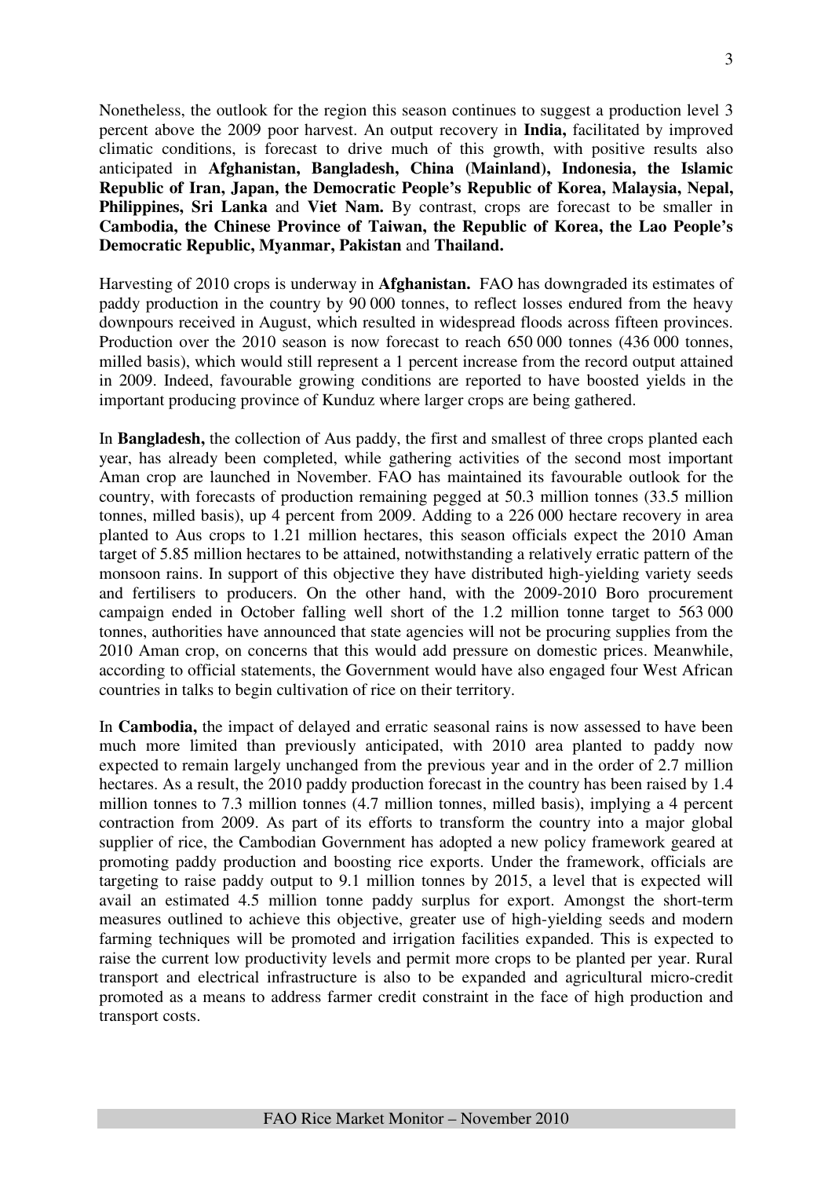Nonetheless, the outlook for the region this season continues to suggest a production level 3 percent above the 2009 poor harvest. An output recovery in **India,** facilitated by improved climatic conditions, is forecast to drive much of this growth, with positive results also anticipated in **Afghanistan, Bangladesh, China (Mainland), Indonesia, the Islamic Republic of Iran, Japan, the Democratic People's Republic of Korea, Malaysia, Nepal, Philippines, Sri Lanka** and **Viet Nam.** By contrast, crops are forecast to be smaller in **Cambodia, the Chinese Province of Taiwan, the Republic of Korea, the Lao People's Democratic Republic, Myanmar, Pakistan** and **Thailand.**

Harvesting of 2010 crops is underway in **Afghanistan.** FAO has downgraded its estimates of paddy production in the country by 90 000 tonnes, to reflect losses endured from the heavy downpours received in August, which resulted in widespread floods across fifteen provinces. Production over the 2010 season is now forecast to reach 650 000 tonnes (436 000 tonnes, milled basis), which would still represent a 1 percent increase from the record output attained in 2009. Indeed, favourable growing conditions are reported to have boosted yields in the important producing province of Kunduz where larger crops are being gathered.

In **Bangladesh,** the collection of Aus paddy, the first and smallest of three crops planted each year, has already been completed, while gathering activities of the second most important Aman crop are launched in November. FAO has maintained its favourable outlook for the country, with forecasts of production remaining pegged at 50.3 million tonnes (33.5 million tonnes, milled basis), up 4 percent from 2009. Adding to a 226 000 hectare recovery in area planted to Aus crops to 1.21 million hectares, this season officials expect the 2010 Aman target of 5.85 million hectares to be attained, notwithstanding a relatively erratic pattern of the monsoon rains. In support of this objective they have distributed high-yielding variety seeds and fertilisers to producers. On the other hand, with the 2009-2010 Boro procurement campaign ended in October falling well short of the 1.2 million tonne target to 563 000 tonnes, authorities have announced that state agencies will not be procuring supplies from the 2010 Aman crop, on concerns that this would add pressure on domestic prices. Meanwhile, according to official statements, the Government would have also engaged four West African countries in talks to begin cultivation of rice on their territory.

In **Cambodia,** the impact of delayed and erratic seasonal rains is now assessed to have been much more limited than previously anticipated, with 2010 area planted to paddy now expected to remain largely unchanged from the previous year and in the order of 2.7 million hectares. As a result, the 2010 paddy production forecast in the country has been raised by 1.4 million tonnes to 7.3 million tonnes (4.7 million tonnes, milled basis), implying a 4 percent contraction from 2009. As part of its efforts to transform the country into a major global supplier of rice, the Cambodian Government has adopted a new policy framework geared at promoting paddy production and boosting rice exports. Under the framework, officials are targeting to raise paddy output to 9.1 million tonnes by 2015, a level that is expected will avail an estimated 4.5 million tonne paddy surplus for export. Amongst the short-term measures outlined to achieve this objective, greater use of high-yielding seeds and modern farming techniques will be promoted and irrigation facilities expanded. This is expected to raise the current low productivity levels and permit more crops to be planted per year. Rural transport and electrical infrastructure is also to be expanded and agricultural micro-credit promoted as a means to address farmer credit constraint in the face of high production and transport costs.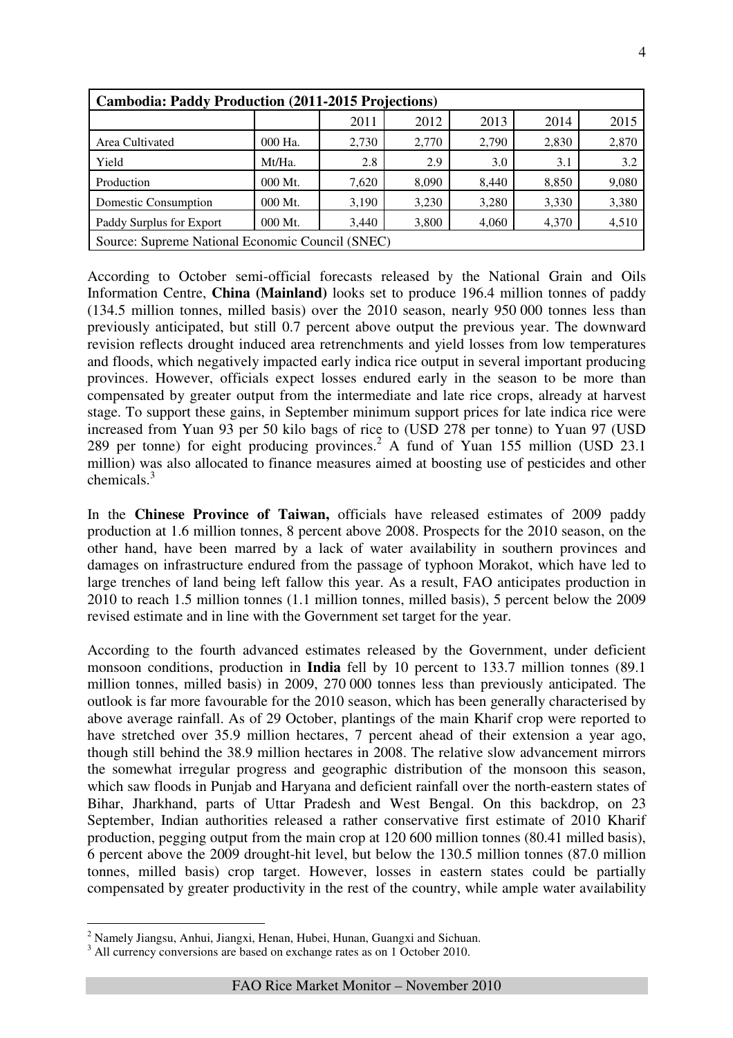| Cambodia: Paddy Production (2011-2015 Projections) | | | | | | |
|---|---|---|---|---|---|---|
| | | 2011 | 2012 | 2013 | 2014 | 2015 |
| Area Cultivated | 000 Ha. | 2,730 | 2,770 | 2,790 | 2,830 | 2,870 |
| Yield | Mt/Ha. | 2.8 | 2.9 | 3.0 | 3.1 | 3.2 |
| Production | 000 Mt. | 7,620 | 8,090 | 8,440 | 8,850 | 9,080 |
| Domestic Consumption | 000 Mt. | 3,190 | 3,230 | 3,280 | 3,330 | 3,380 |
| Paddy Surplus for Export | 000 Mt. | 3,440 | 3,800 | 4,060 | 4,370 | 4,510 |
| Source: Supreme National Economic Council (SNEC) | | | | | | |

According to October semi-official forecasts released by the National Grain and Oils Information Centre, **China (Mainland)** looks set to produce 196.4 million tonnes of paddy (134.5 million tonnes, milled basis) over the 2010 season, nearly 950 000 tonnes less than previously anticipated, but still 0.7 percent above output the previous year. The downward revision reflects drought induced area retrenchments and yield losses from low temperatures and floods, which negatively impacted early indica rice output in several important producing provinces. However, officials expect losses endured early in the season to be more than compensated by greater output from the intermediate and late rice crops, already at harvest stage. To support these gains, in September minimum support prices for late indica rice were increased from Yuan 93 per 50 kilo bags of rice to (USD 278 per tonne) to Yuan 97 (USD 289 per tonne) for eight producing provinces.[2] A fund of Yuan 155 million (USD 23.1 million) was also allocated to finance measures aimed at boosting use of pesticides and other chemicals.[3]

In the **Chinese Province of Taiwan,** officials have released estimates of 2009 paddy production at 1.6 million tonnes, 8 percent above 2008. Prospects for the 2010 season, on the other hand, have been marred by a lack of water availability in southern provinces and damages on infrastructure endured from the passage of typhoon Morakot, which have led to large trenches of land being left fallow this year. As a result, FAO anticipates production in 2010 to reach 1.5 million tonnes (1.1 million tonnes, milled basis), 5 percent below the 2009 revised estimate and in line with the Government set target for the year.

According to the fourth advanced estimates released by the Government, under deficient monsoon conditions, production in **India** fell by 10 percent to 133.7 million tonnes (89.1 million tonnes, milled basis) in 2009, 270 000 tonnes less than previously anticipated. The outlook is far more favourable for the 2010 season, which has been generally characterised by above average rainfall. As of 29 October, plantings of the main Kharif crop were reported to have stretched over 35.9 million hectares, 7 percent ahead of their extension a year ago, though still behind the 38.9 million hectares in 2008. The relative slow advancement mirrors the somewhat irregular progress and geographic distribution of the monsoon this season, which saw floods in Punjab and Haryana and deficient rainfall over the north-eastern states of Bihar, Jharkhand, parts of Uttar Pradesh and West Bengal. On this backdrop, on 23 September, Indian authorities released a rather conservative first estimate of 2010 Kharif production, pegging output from the main crop at 120 600 million tonnes (80.41 milled basis), 6 percent above the 2009 drought-hit level, but below the 130.5 million tonnes (87.0 million tonnes, milled basis) crop target. However, losses in eastern states could be partially compensated by greater productivity in the rest of the country, while ample water availability

[2] Namely Jiangsu, Anhui, Jiangxi, Henan, Hubei, Hunan, Guangxi and Sichuan.

[3] All currency conversions are based on exchange rates as on 1 October 2010.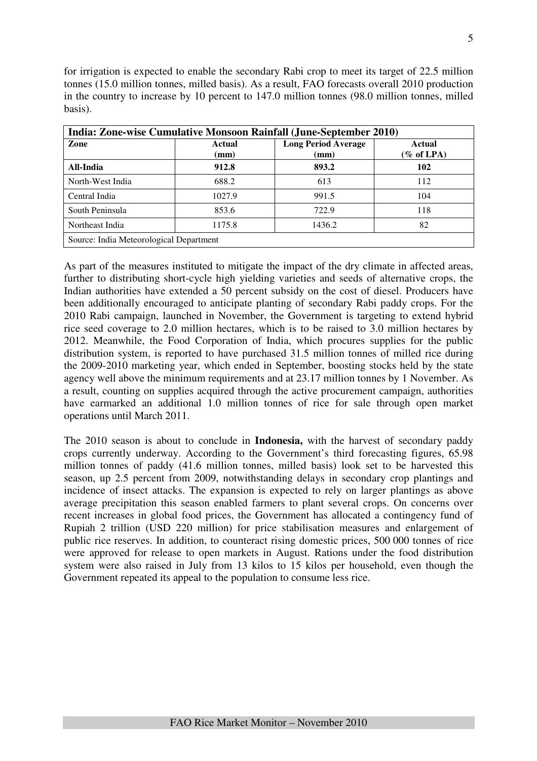for irrigation is expected to enable the secondary Rabi crop to meet its target of 22.5 million tonnes (15.0 million tonnes, milled basis). As a result, FAO forecasts overall 2010 production in the country to increase by 10 percent to 147.0 million tonnes (98.0 million tonnes, milled basis).

| India: Zone-wise Cumulative Monsoon Rainfall (June-September 2010) | | | |
|---|---|---|---|
| **Zone** | **Actual (mm)** | **Long Period Average (mm)** | **Actual (% of LPA)** |
| **All-India** | **912.8** | **893.2** | **102** |
| North-West India | 688.2 | 613 | 112 |
| Central India | 1027.9 | 991.5 | 104 |
| South Peninsula | 853.6 | 722.9 | 118 |
| Northeast India | 1175.8 | 1436.2 | 82 |
| Source: India Meteorological Department | | | |

As part of the measures instituted to mitigate the impact of the dry climate in affected areas, further to distributing short-cycle high yielding varieties and seeds of alternative crops, the Indian authorities have extended a 50 percent subsidy on the cost of diesel. Producers have been additionally encouraged to anticipate planting of secondary Rabi paddy crops. For the 2010 Rabi campaign, launched in November, the Government is targeting to extend hybrid rice seed coverage to 2.0 million hectares, which is to be raised to 3.0 million hectares by 2012. Meanwhile, the Food Corporation of India, which procures supplies for the public distribution system, is reported to have purchased 31.5 million tonnes of milled rice during the 2009-2010 marketing year, which ended in September, boosting stocks held by the state agency well above the minimum requirements and at 23.17 million tonnes by 1 November. As a result, counting on supplies acquired through the active procurement campaign, authorities have earmarked an additional 1.0 million tonnes of rice for sale through open market operations until March 2011.

The 2010 season is about to conclude in **Indonesia,** with the harvest of secondary paddy crops currently underway. According to the Government's third forecasting figures, 65.98 million tonnes of paddy (41.6 million tonnes, milled basis) look set to be harvested this season, up 2.5 percent from 2009, notwithstanding delays in secondary crop plantings and incidence of insect attacks. The expansion is expected to rely on larger plantings as above average precipitation this season enabled farmers to plant several crops. On concerns over recent increases in global food prices, the Government has allocated a contingency fund of Rupiah 2 trillion (USD 220 million) for price stabilisation measures and enlargement of public rice reserves. In addition, to counteract rising domestic prices, 500 000 tonnes of rice were approved for release to open markets in August. Rations under the food distribution system were also raised in July from 13 kilos to 15 kilos per household, even though the Government repeated its appeal to the population to consume less rice.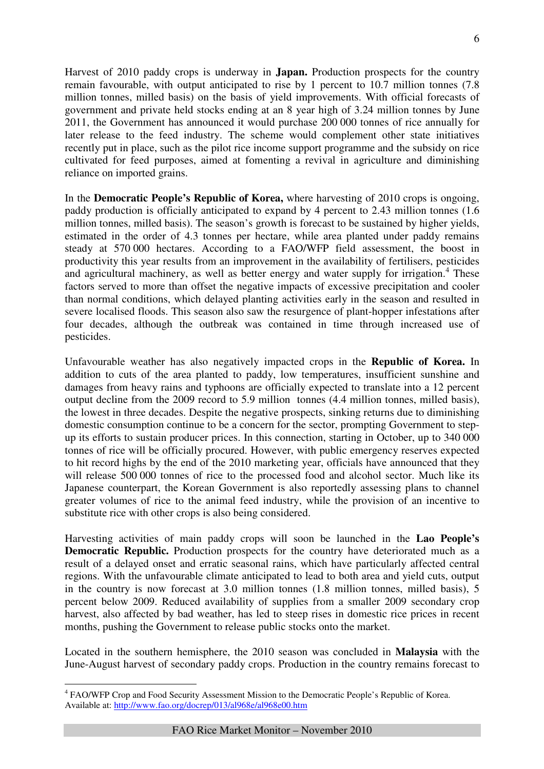Harvest of 2010 paddy crops is underway in **Japan.** Production prospects for the country remain favourable, with output anticipated to rise by 1 percent to 10.7 million tonnes (7.8 million tonnes, milled basis) on the basis of yield improvements. With official forecasts of government and private held stocks ending at an 8 year high of 3.24 million tonnes by June 2011, the Government has announced it would purchase 200 000 tonnes of rice annually for later release to the feed industry. The scheme would complement other state initiatives recently put in place, such as the pilot rice income support programme and the subsidy on rice cultivated for feed purposes, aimed at fomenting a revival in agriculture and diminishing reliance on imported grains.

In the **Democratic People's Republic of Korea,** where harvesting of 2010 crops is ongoing, paddy production is officially anticipated to expand by 4 percent to 2.43 million tonnes (1.6 million tonnes, milled basis). The season's growth is forecast to be sustained by higher yields, estimated in the order of 4.3 tonnes per hectare, while area planted under paddy remains steady at 570 000 hectares. According to a FAO/WFP field assessment, the boost in productivity this year results from an improvement in the availability of fertilisers, pesticides and agricultural machinery, as well as better energy and water supply for irrigation.[4] These factors served to more than offset the negative impacts of excessive precipitation and cooler than normal conditions, which delayed planting activities early in the season and resulted in severe localised floods. This season also saw the resurgence of plant-hopper infestations after four decades, although the outbreak was contained in time through increased use of pesticides.

Unfavourable weather has also negatively impacted crops in the **Republic of Korea.** In addition to cuts of the area planted to paddy, low temperatures, insufficient sunshine and damages from heavy rains and typhoons are officially expected to translate into a 12 percent output decline from the 2009 record to 5.9 million tonnes (4.4 million tonnes, milled basis), the lowest in three decades. Despite the negative prospects, sinking returns due to diminishing domestic consumption continue to be a concern for the sector, prompting Government to step-up its efforts to sustain producer prices. In this connection, starting in October, up to 340 000 tonnes of rice will be officially procured. However, with public emergency reserves expected to hit record highs by the end of the 2010 marketing year, officials have announced that they will release 500 000 tonnes of rice to the processed food and alcohol sector. Much like its Japanese counterpart, the Korean Government is also reportedly assessing plans to channel greater volumes of rice to the animal feed industry, while the provision of an incentive to substitute rice with other crops is also being considered.

Harvesting activities of main paddy crops will soon be launched in the **Lao People's Democratic Republic.** Production prospects for the country have deteriorated much as a result of a delayed onset and erratic seasonal rains, which have particularly affected central regions. With the unfavourable climate anticipated to lead to both area and yield cuts, output in the country is now forecast at 3.0 million tonnes (1.8 million tonnes, milled basis), 5 percent below 2009. Reduced availability of supplies from a smaller 2009 secondary crop harvest, also affected by bad weather, has led to steep rises in domestic rice prices in recent months, pushing the Government to release public stocks onto the market.

Located in the southern hemisphere, the 2010 season was concluded in **Malaysia** with the June-August harvest of secondary paddy crops. Production in the country remains forecast to

---

[4] FAO/WFP Crop and Food Security Assessment Mission to the Democratic People's Republic of Korea. Available at: http://www.fao.org/docrep/013/al968e/al968e00.htm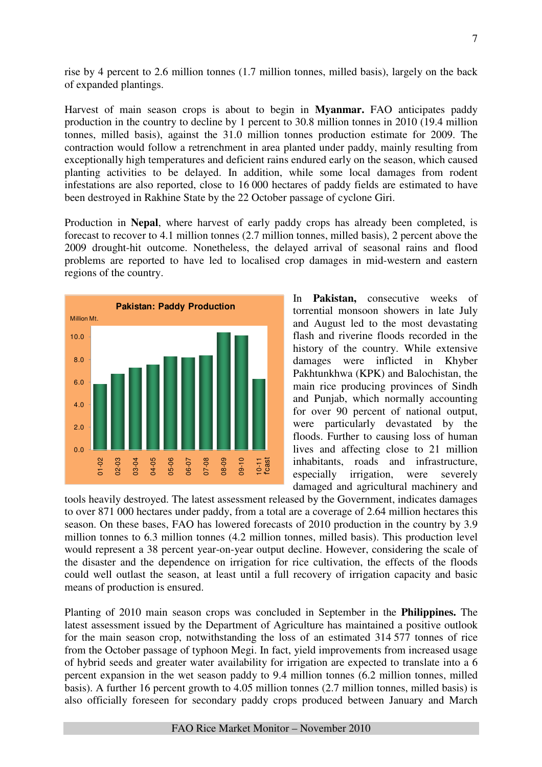rise by 4 percent to 2.6 million tonnes (1.7 million tonnes, milled basis), largely on the back of expanded plantings.

Harvest of main season crops is about to begin in **Myanmar.** FAO anticipates paddy production in the country to decline by 1 percent to 30.8 million tonnes in 2010 (19.4 million tonnes, milled basis), against the 31.0 million tonnes production estimate for 2009. The contraction would follow a retrenchment in area planted under paddy, mainly resulting from exceptionally high temperatures and deficient rains endured early on the season, which caused planting activities to be delayed. In addition, while some local damages from rodent infestations are also reported, close to 16 000 hectares of paddy fields are estimated to have been destroyed in Rakhine State by the 22 October passage of cyclone Giri.

Production in **Nepal**, where harvest of early paddy crops has already been completed, is forecast to recover to 4.1 million tonnes (2.7 million tonnes, milled basis), 2 percent above the 2009 drought-hit outcome. Nonetheless, the delayed arrival of seasonal rains and flood problems are reported to have led to localised crop damages in mid-western and eastern regions of the country.

**Pakistan: Paddy Production**

Million Mt.

| | 01-02 | 02-03 | 03-04 | 04-05 | 05-06 | 06-07 | 07-08 | 08-09 | 09-10 | 10-11 fcast |
|---|---|---|---|---|---|---|---|---|---|---|

In **Pakistan,** consecutive weeks of torrential monsoon showers in late July and August led to the most devastating flash and riverine floods recorded in the history of the country. While extensive damages were inflicted in Khyber Pakhtunkhwa (KPK) and Balochistan, the main rice producing provinces of Sindh and Punjab, which normally accounting for over 90 percent of national output, were particularly devastated by the floods. Further to causing loss of human lives and affecting close to 21 million inhabitants, roads and infrastructure, especially irrigation, were severely damaged and agricultural machinery and tools heavily destroyed. The latest assessment released by the Government, indicates damages to over 871 000 hectares under paddy, from a total are a coverage of 2.64 million hectares this season. On these bases, FAO has lowered forecasts of 2010 production in the country by 3.9 million tonnes to 6.3 million tonnes (4.2 million tonnes, milled basis). This production level would represent a 38 percent year-on-year output decline. However, considering the scale of the disaster and the dependence on irrigation for rice cultivation, the effects of the floods could well outlast the season, at least until a full recovery of irrigation capacity and basic means of production is ensured.

Planting of 2010 main season crops was concluded in September in the **Philippines.** The latest assessment issued by the Department of Agriculture has maintained a positive outlook for the main season crop, notwithstanding the loss of an estimated 314 577 tonnes of rice from the October passage of typhoon Megi. In fact, yield improvements from increased usage of hybrid seeds and greater water availability for irrigation are expected to translate into a 6 percent expansion in the wet season paddy to 9.4 million tonnes (6.2 million tonnes, milled basis). A further 16 percent growth to 4.05 million tonnes (2.7 million tonnes, milled basis) is also officially foreseen for secondary paddy crops produced between January and March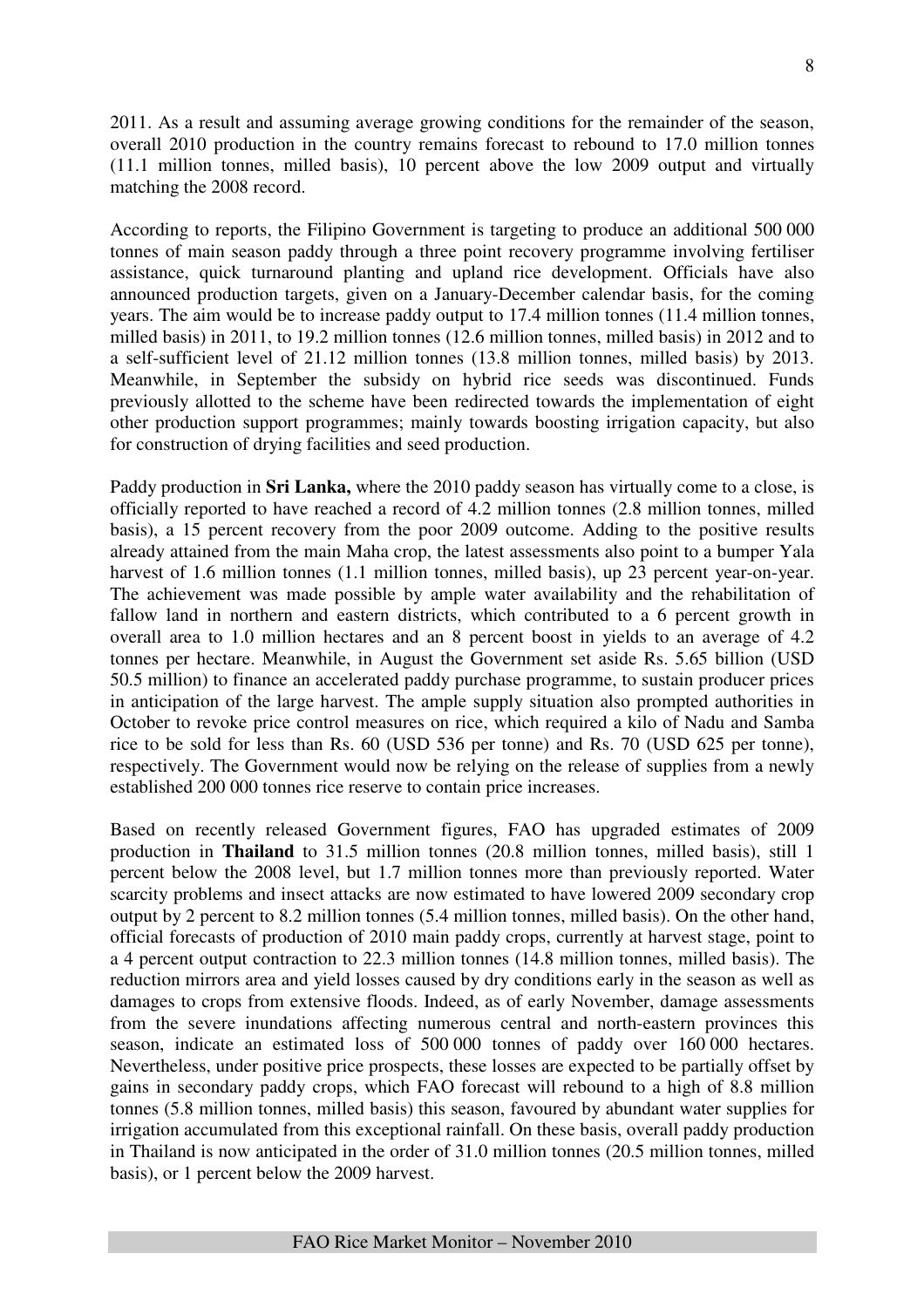2011. As a result and assuming average growing conditions for the remainder of the season, overall 2010 production in the country remains forecast to rebound to 17.0 million tonnes (11.1 million tonnes, milled basis), 10 percent above the low 2009 output and virtually matching the 2008 record.

According to reports, the Filipino Government is targeting to produce an additional 500 000 tonnes of main season paddy through a three point recovery programme involving fertiliser assistance, quick turnaround planting and upland rice development. Officials have also announced production targets, given on a January-December calendar basis, for the coming years. The aim would be to increase paddy output to 17.4 million tonnes (11.4 million tonnes, milled basis) in 2011, to 19.2 million tonnes (12.6 million tonnes, milled basis) in 2012 and to a self-sufficient level of 21.12 million tonnes (13.8 million tonnes, milled basis) by 2013. Meanwhile, in September the subsidy on hybrid rice seeds was discontinued. Funds previously allotted to the scheme have been redirected towards the implementation of eight other production support programmes; mainly towards boosting irrigation capacity, but also for construction of drying facilities and seed production.

Paddy production in **Sri Lanka,** where the 2010 paddy season has virtually come to a close, is officially reported to have reached a record of 4.2 million tonnes (2.8 million tonnes, milled basis), a 15 percent recovery from the poor 2009 outcome. Adding to the positive results already attained from the main Maha crop, the latest assessments also point to a bumper Yala harvest of 1.6 million tonnes (1.1 million tonnes, milled basis), up 23 percent year-on-year. The achievement was made possible by ample water availability and the rehabilitation of fallow land in northern and eastern districts, which contributed to a 6 percent growth in overall area to 1.0 million hectares and an 8 percent boost in yields to an average of 4.2 tonnes per hectare. Meanwhile, in August the Government set aside Rs. 5.65 billion (USD 50.5 million) to finance an accelerated paddy purchase programme, to sustain producer prices in anticipation of the large harvest. The ample supply situation also prompted authorities in October to revoke price control measures on rice, which required a kilo of Nadu and Samba rice to be sold for less than Rs. 60 (USD 536 per tonne) and Rs. 70 (USD 625 per tonne), respectively. The Government would now be relying on the release of supplies from a newly established 200 000 tonnes rice reserve to contain price increases.

Based on recently released Government figures, FAO has upgraded estimates of 2009 production in **Thailand** to 31.5 million tonnes (20.8 million tonnes, milled basis), still 1 percent below the 2008 level, but 1.7 million tonnes more than previously reported. Water scarcity problems and insect attacks are now estimated to have lowered 2009 secondary crop output by 2 percent to 8.2 million tonnes (5.4 million tonnes, milled basis). On the other hand, official forecasts of production of 2010 main paddy crops, currently at harvest stage, point to a 4 percent output contraction to 22.3 million tonnes (14.8 million tonnes, milled basis). The reduction mirrors area and yield losses caused by dry conditions early in the season as well as damages to crops from extensive floods. Indeed, as of early November, damage assessments from the severe inundations affecting numerous central and north-eastern provinces this season, indicate an estimated loss of 500 000 tonnes of paddy over 160 000 hectares. Nevertheless, under positive price prospects, these losses are expected to be partially offset by gains in secondary paddy crops, which FAO forecast will rebound to a high of 8.8 million tonnes (5.8 million tonnes, milled basis) this season, favoured by abundant water supplies for irrigation accumulated from this exceptional rainfall. On these basis, overall paddy production in Thailand is now anticipated in the order of 31.0 million tonnes (20.5 million tonnes, milled basis), or 1 percent below the 2009 harvest.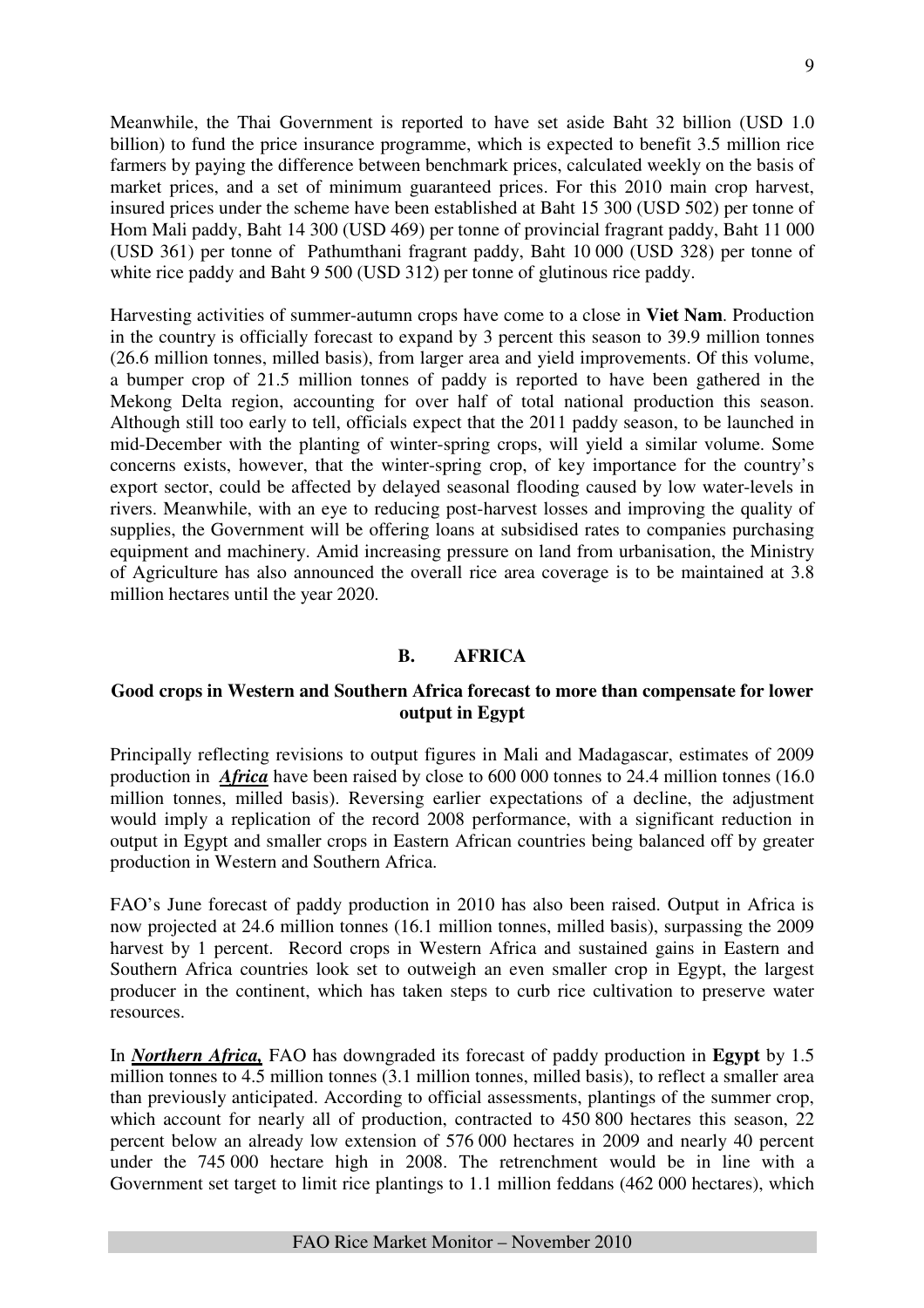Meanwhile, the Thai Government is reported to have set aside Baht 32 billion (USD 1.0 billion) to fund the price insurance programme, which is expected to benefit 3.5 million rice farmers by paying the difference between benchmark prices, calculated weekly on the basis of market prices, and a set of minimum guaranteed prices. For this 2010 main crop harvest, insured prices under the scheme have been established at Baht 15 300 (USD 502) per tonne of Hom Mali paddy, Baht 14 300 (USD 469) per tonne of provincial fragrant paddy, Baht 11 000 (USD 361) per tonne of Pathumthani fragrant paddy, Baht 10 000 (USD 328) per tonne of white rice paddy and Baht 9 500 (USD 312) per tonne of glutinous rice paddy.

Harvesting activities of summer-autumn crops have come to a close in **Viet Nam**. Production in the country is officially forecast to expand by 3 percent this season to 39.9 million tonnes (26.6 million tonnes, milled basis), from larger area and yield improvements. Of this volume, a bumper crop of 21.5 million tonnes of paddy is reported to have been gathered in the Mekong Delta region, accounting for over half of total national production this season. Although still too early to tell, officials expect that the 2011 paddy season, to be launched in mid-December with the planting of winter-spring crops, will yield a similar volume. Some concerns exists, however, that the winter-spring crop, of key importance for the country's export sector, could be affected by delayed seasonal flooding caused by low water-levels in rivers. Meanwhile, with an eye to reducing post-harvest losses and improving the quality of supplies, the Government will be offering loans at subsidised rates to companies purchasing equipment and machinery. Amid increasing pressure on land from urbanisation, the Ministry of Agriculture has also announced the overall rice area coverage is to be maintained at 3.8 million hectares until the year 2020.

## B. AFRICA

### Good crops in Western and Southern Africa forecast to more than compensate for lower output in Egypt

Principally reflecting revisions to output figures in Mali and Madagascar, estimates of 2009 production in ***Africa*** have been raised by close to 600 000 tonnes to 24.4 million tonnes (16.0 million tonnes, milled basis). Reversing earlier expectations of a decline, the adjustment would imply a replication of the record 2008 performance, with a significant reduction in output in Egypt and smaller crops in Eastern African countries being balanced off by greater production in Western and Southern Africa.

FAO's June forecast of paddy production in 2010 has also been raised. Output in Africa is now projected at 24.6 million tonnes (16.1 million tonnes, milled basis), surpassing the 2009 harvest by 1 percent. Record crops in Western Africa and sustained gains in Eastern and Southern Africa countries look set to outweigh an even smaller crop in Egypt, the largest producer in the continent, which has taken steps to curb rice cultivation to preserve water resources.

In ***Northern Africa,*** FAO has downgraded its forecast of paddy production in **Egypt** by 1.5 million tonnes to 4.5 million tonnes (3.1 million tonnes, milled basis), to reflect a smaller area than previously anticipated. According to official assessments, plantings of the summer crop, which account for nearly all of production, contracted to 450 800 hectares this season, 22 percent below an already low extension of 576 000 hectares in 2009 and nearly 40 percent under the 745 000 hectare high in 2008. The retrenchment would be in line with a Government set target to limit rice plantings to 1.1 million feddans (462 000 hectares), which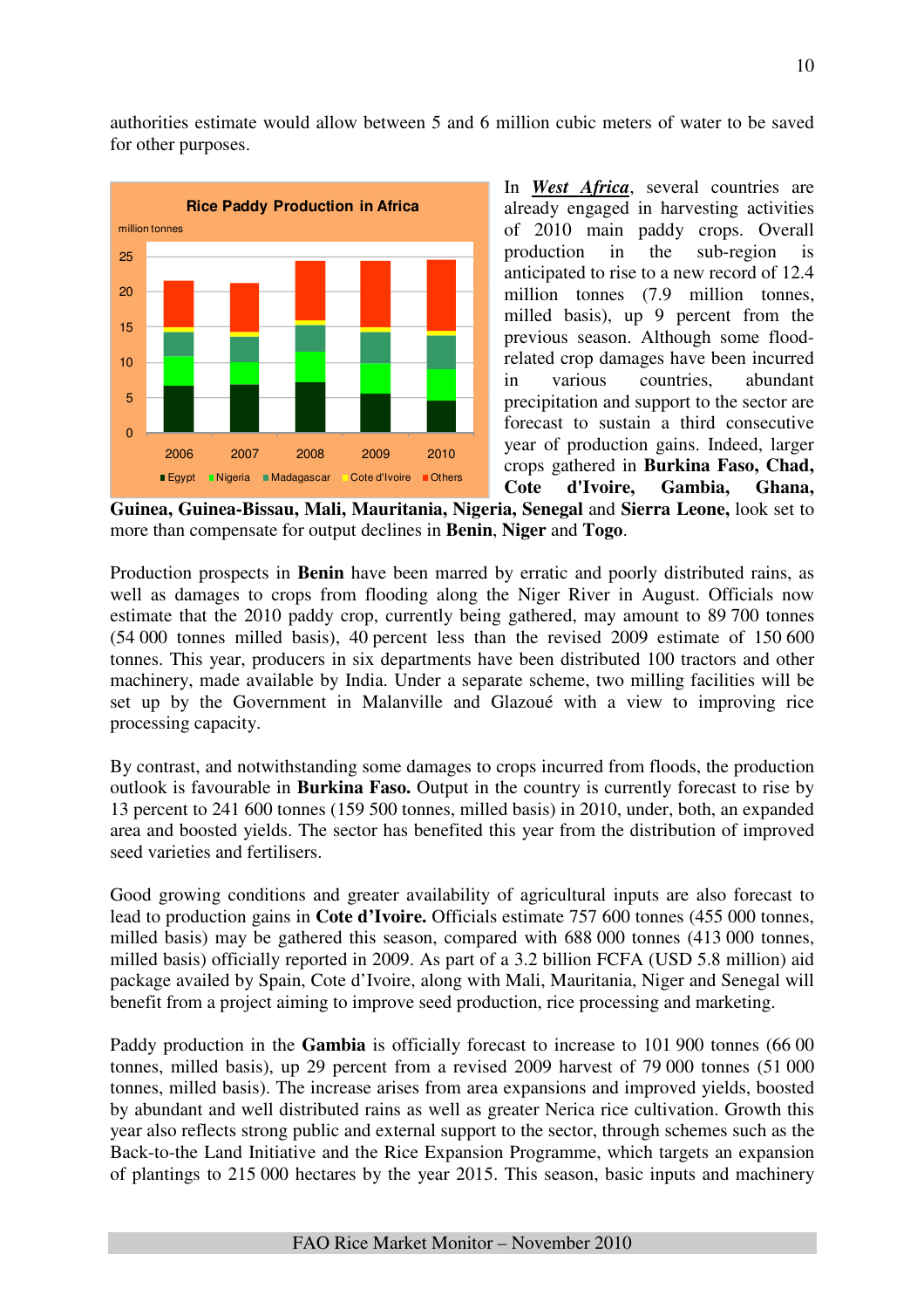authorities estimate would allow between 5 and 6 million cubic meters of water to be saved for other purposes.

In ***West Africa***, several countries are already engaged in harvesting activities of 2010 main paddy crops. Overall production in the sub-region is anticipated to rise to a new record of 12.4 million tonnes (7.9 million tonnes, milled basis), up 9 percent from the previous season. Although some flood-related crop damages have been incurred in various countries, abundant precipitation and support to the sector are forecast to sustain a third consecutive year of production gains. Indeed, larger crops gathered in **Burkina Faso, Chad, Cote d'Ivoire, Gambia, Ghana, Guinea, Guinea-Bissau, Mali, Mauritania, Nigeria, Senegal** and **Sierra Leone,** look set to more than compensate for output declines in **Benin**, **Niger** and **Togo**.

Production prospects in **Benin** have been marred by erratic and poorly distributed rains, as well as damages to crops from flooding along the Niger River in August. Officials now estimate that the 2010 paddy crop, currently being gathered, may amount to 89 700 tonnes (54 000 tonnes milled basis), 40 percent less than the revised 2009 estimate of 150 600 tonnes. This year, producers in six departments have been distributed 100 tractors and other machinery, made available by India. Under a separate scheme, two milling facilities will be set up by the Government in Malanville and Glazoué with a view to improving rice processing capacity.

By contrast, and notwithstanding some damages to crops incurred from floods, the production outlook is favourable in **Burkina Faso.** Output in the country is currently forecast to rise by 13 percent to 241 600 tonnes (159 500 tonnes, milled basis) in 2010, under, both, an expanded area and boosted yields. The sector has benefited this year from the distribution of improved seed varieties and fertilisers.

Good growing conditions and greater availability of agricultural inputs are also forecast to lead to production gains in **Cote d'Ivoire.** Officials estimate 757 600 tonnes (455 000 tonnes, milled basis) may be gathered this season, compared with 688 000 tonnes (413 000 tonnes, milled basis) officially reported in 2009. As part of a 3.2 billion FCFA (USD 5.8 million) aid package availed by Spain, Cote d'Ivoire, along with Mali, Mauritania, Niger and Senegal will benefit from a project aiming to improve seed production, rice processing and marketing.

Paddy production in the **Gambia** is officially forecast to increase to 101 900 tonnes (66 00 tonnes, milled basis), up 29 percent from a revised 2009 harvest of 79 000 tonnes (51 000 tonnes, milled basis). The increase arises from area expansions and improved yields, boosted by abundant and well distributed rains as well as greater Nerica rice cultivation. Growth this year also reflects strong public and external support to the sector, through schemes such as the Back-to-the Land Initiative and the Rice Expansion Programme, which targets an expansion of plantings to 215 000 hectares by the year 2015. This season, basic inputs and machinery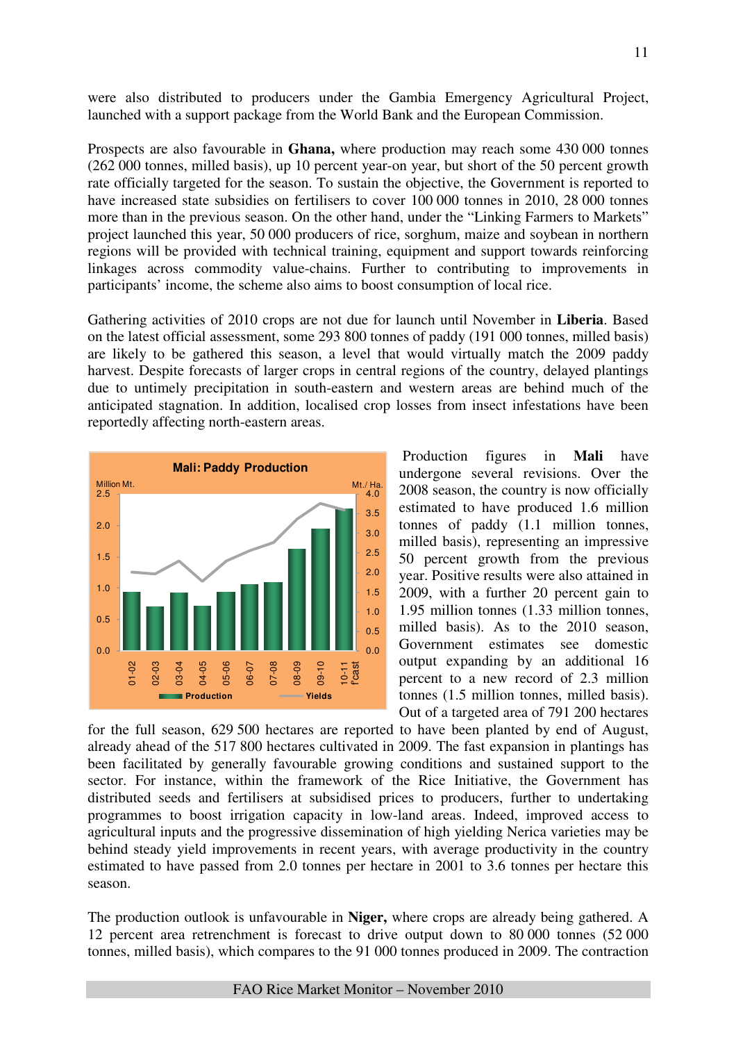were also distributed to producers under the Gambia Emergency Agricultural Project, launched with a support package from the World Bank and the European Commission.

Prospects are also favourable in **Ghana,** where production may reach some 430 000 tonnes (262 000 tonnes, milled basis), up 10 percent year-on year, but short of the 50 percent growth rate officially targeted for the season. To sustain the objective, the Government is reported to have increased state subsidies on fertilisers to cover 100 000 tonnes in 2010, 28 000 tonnes more than in the previous season. On the other hand, under the "Linking Farmers to Markets" project launched this year, 50 000 producers of rice, sorghum, maize and soybean in northern regions will be provided with technical training, equipment and support towards reinforcing linkages across commodity value-chains. Further to contributing to improvements in participants' income, the scheme also aims to boost consumption of local rice.

Gathering activities of 2010 crops are not due for launch until November in **Liberia**. Based on the latest official assessment, some 293 800 tonnes of paddy (191 000 tonnes, milled basis) are likely to be gathered this season, a level that would virtually match the 2009 paddy harvest. Despite forecasts of larger crops in central regions of the country, delayed plantings due to untimely precipitation in south-eastern and western areas are behind much of the anticipated stagnation. In addition, localised crop losses from insect infestations have been reportedly affecting north-eastern areas.

Production figures in **Mali** have undergone several revisions. Over the 2008 season, the country is now officially estimated to have produced 1.6 million tonnes of paddy (1.1 million tonnes, milled basis), representing an impressive 50 percent growth from the previous year. Positive results were also attained in 2009, with a further 20 percent gain to 1.95 million tonnes (1.33 million tonnes, milled basis). As to the 2010 season, Government estimates see domestic output expanding by an additional 16 percent to a new record of 2.3 million tonnes (1.5 million tonnes, milled basis). Out of a targeted area of 791 200 hectares for the full season, 629 500 hectares are reported to have been planted by end of August, already ahead of the 517 800 hectares cultivated in 2009. The fast expansion in plantings has been facilitated by generally favourable growing conditions and sustained support to the sector. For instance, within the framework of the Rice Initiative, the Government has distributed seeds and fertilisers at subsidised prices to producers, further to undertaking programmes to boost irrigation capacity in low-land areas. Indeed, improved access to agricultural inputs and the progressive dissemination of high yielding Nerica varieties may be behind steady yield improvements in recent years, with average productivity in the country estimated to have passed from 2.0 tonnes per hectare in 2001 to 3.6 tonnes per hectare this season.

The production outlook is unfavourable in **Niger,** where crops are already being gathered. A 12 percent area retrenchment is forecast to drive output down to 80 000 tonnes (52 000 tonnes, milled basis), which compares to the 91 000 tonnes produced in 2009. The contraction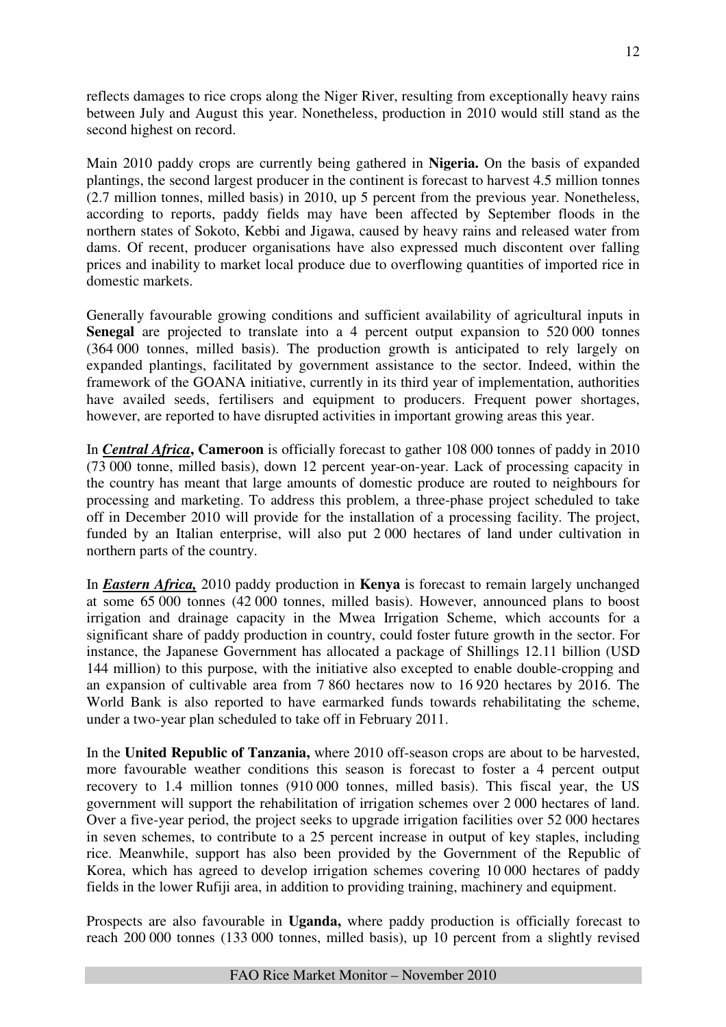reflects damages to rice crops along the Niger River, resulting from exceptionally heavy rains between July and August this year. Nonetheless, production in 2010 would still stand as the second highest on record.

Main 2010 paddy crops are currently being gathered in **Nigeria.** On the basis of expanded plantings, the second largest producer in the continent is forecast to harvest 4.5 million tonnes (2.7 million tonnes, milled basis) in 2010, up 5 percent from the previous year. Nonetheless, according to reports, paddy fields may have been affected by September floods in the northern states of Sokoto, Kebbi and Jigawa, caused by heavy rains and released water from dams. Of recent, producer organisations have also expressed much discontent over falling prices and inability to market local produce due to overflowing quantities of imported rice in domestic markets.

Generally favourable growing conditions and sufficient availability of agricultural inputs in **Senegal** are projected to translate into a 4 percent output expansion to 520 000 tonnes (364 000 tonnes, milled basis). The production growth is anticipated to rely largely on expanded plantings, facilitated by government assistance to the sector. Indeed, within the framework of the GOANA initiative, currently in its third year of implementation, authorities have availed seeds, fertilisers and equipment to producers. Frequent power shortages, however, are reported to have disrupted activities in important growing areas this year.

In ***Central Africa*****, Cameroon** is officially forecast to gather 108 000 tonnes of paddy in 2010 (73 000 tonne, milled basis), down 12 percent year-on-year. Lack of processing capacity in the country has meant that large amounts of domestic produce are routed to neighbours for processing and marketing. To address this problem, a three-phase project scheduled to take off in December 2010 will provide for the installation of a processing facility. The project, funded by an Italian enterprise, will also put 2 000 hectares of land under cultivation in northern parts of the country.

In ***Eastern Africa,*** 2010 paddy production in **Kenya** is forecast to remain largely unchanged at some 65 000 tonnes (42 000 tonnes, milled basis). However, announced plans to boost irrigation and drainage capacity in the Mwea Irrigation Scheme, which accounts for a significant share of paddy production in country, could foster future growth in the sector. For instance, the Japanese Government has allocated a package of Shillings 12.11 billion (USD 144 million) to this purpose, with the initiative also excepted to enable double-cropping and an expansion of cultivable area from 7 860 hectares now to 16 920 hectares by 2016. The World Bank is also reported to have earmarked funds towards rehabilitating the scheme, under a two-year plan scheduled to take off in February 2011.

In the **United Republic of Tanzania,** where 2010 off-season crops are about to be harvested, more favourable weather conditions this season is forecast to foster a 4 percent output recovery to 1.4 million tonnes (910 000 tonnes, milled basis). This fiscal year, the US government will support the rehabilitation of irrigation schemes over 2 000 hectares of land. Over a five-year period, the project seeks to upgrade irrigation facilities over 52 000 hectares in seven schemes, to contribute to a 25 percent increase in output of key staples, including rice. Meanwhile, support has also been provided by the Government of the Republic of Korea, which has agreed to develop irrigation schemes covering 10 000 hectares of paddy fields in the lower Rufiji area, in addition to providing training, machinery and equipment.

Prospects are also favourable in **Uganda,** where paddy production is officially forecast to reach 200 000 tonnes (133 000 tonnes, milled basis), up 10 percent from a slightly revised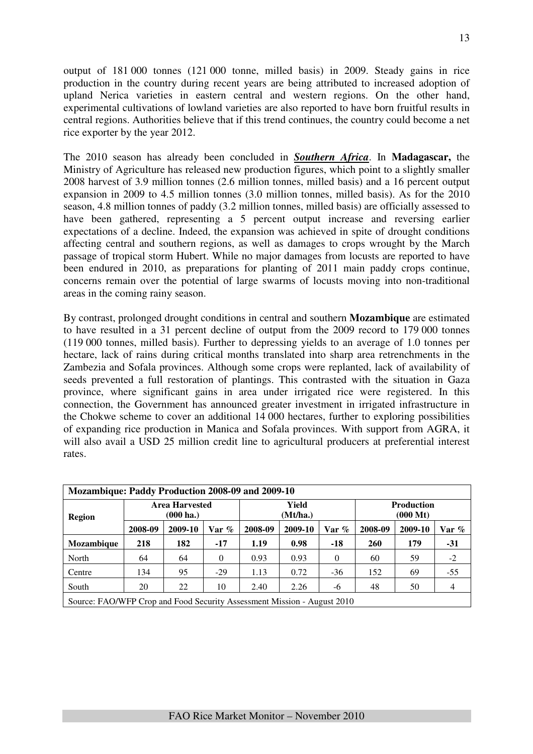output of 181 000 tonnes (121 000 tonne, milled basis) in 2009. Steady gains in rice production in the country during recent years are being attributed to increased adoption of upland Nerica varieties in eastern central and western regions. On the other hand, experimental cultivations of lowland varieties are also reported to have born fruitful results in central regions. Authorities believe that if this trend continues, the country could become a net rice exporter by the year 2012.

The 2010 season has already been concluded in ***Southern Africa***. In **Madagascar,** the Ministry of Agriculture has released new production figures, which point to a slightly smaller 2008 harvest of 3.9 million tonnes (2.6 million tonnes, milled basis) and a 16 percent output expansion in 2009 to 4.5 million tonnes (3.0 million tonnes, milled basis). As for the 2010 season, 4.8 million tonnes of paddy (3.2 million tonnes, milled basis) are officially assessed to have been gathered, representing a 5 percent output increase and reversing earlier expectations of a decline. Indeed, the expansion was achieved in spite of drought conditions affecting central and southern regions, as well as damages to crops wrought by the March passage of tropical storm Hubert. While no major damages from locusts are reported to have been endured in 2010, as preparations for planting of 2011 main paddy crops continue, concerns remain over the potential of large swarms of locusts moving into non-traditional areas in the coming rainy season.

By contrast, prolonged drought conditions in central and southern **Mozambique** are estimated to have resulted in a 31 percent decline of output from the 2009 record to 179 000 tonnes (119 000 tonnes, milled basis). Further to depressing yields to an average of 1.0 tonnes per hectare, lack of rains during critical months translated into sharp area retrenchments in the Zambezia and Sofala provinces. Although some crops were replanted, lack of availability of seeds prevented a full restoration of plantings. This contrasted with the situation in Gaza province, where significant gains in area under irrigated rice were registered. In this connection, the Government has announced greater investment in irrigated infrastructure in the Chokwe scheme to cover an additional 14 000 hectares, further to exploring possibilities of expanding rice production in Manica and Sofala provinces. With support from AGRA, it will also avail a USD 25 million credit line to agricultural producers at preferential interest rates.

**Mozambique: Paddy Production 2008-09 and 2009-10**

| Region | Area Harvested (000 ha.) | | | Yield (Mt/ha.) | | | Production (000 Mt) | | |
|---|---|---|---|---|---|---|---|---|---|
| | 2008-09 | 2009-10 | Var % | 2008-09 | 2009-10 | Var % | 2008-09 | 2009-10 | Var % |
| **Mozambique** | **218** | **182** | **-17** | **1.19** | **0.98** | **-18** | **260** | **179** | **-31** |
| North | 64 | 64 | 0 | 0.93 | 0.93 | 0 | 60 | 59 | -2 |
| Centre | 134 | 95 | -29 | 1.13 | 0.72 | -36 | 152 | 69 | -55 |
| South | 20 | 22 | 10 | 2.40 | 2.26 | -6 | 48 | 50 | 4 |

Source: FAO/WFP Crop and Food Security Assessment Mission - August 2010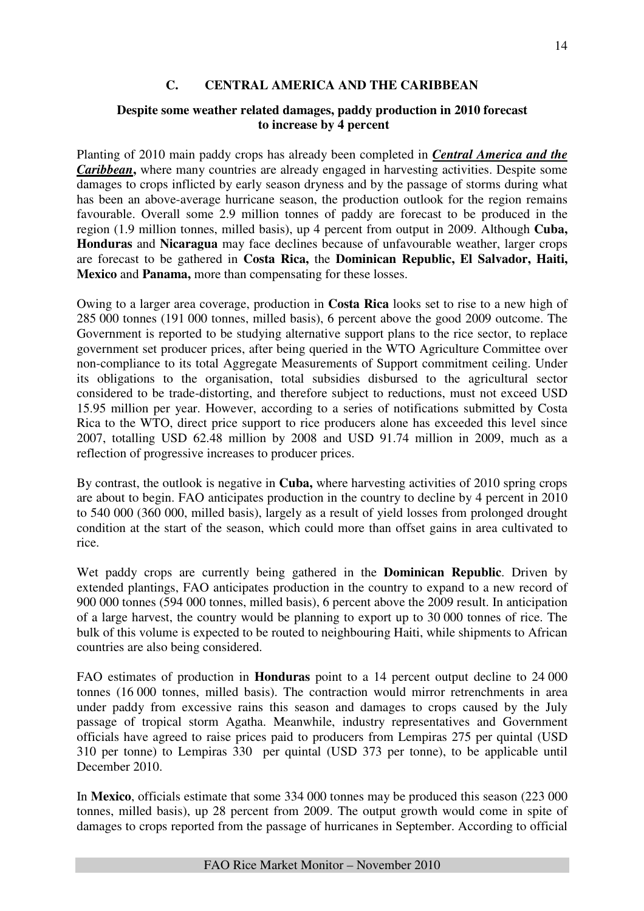## C. CENTRAL AMERICA AND THE CARIBBEAN

### Despite some weather related damages, paddy production in 2010 forecast to increase by 4 percent

Planting of 2010 main paddy crops has already been completed in ***Central America and the Caribbean*****,** where many countries are already engaged in harvesting activities. Despite some damages to crops inflicted by early season dryness and by the passage of storms during what has been an above-average hurricane season, the production outlook for the region remains favourable. Overall some 2.9 million tonnes of paddy are forecast to be produced in the region (1.9 million tonnes, milled basis), up 4 percent from output in 2009. Although **Cuba, Honduras** and **Nicaragua** may face declines because of unfavourable weather, larger crops are forecast to be gathered in **Costa Rica,** the **Dominican Republic, El Salvador, Haiti, Mexico** and **Panama,** more than compensating for these losses.

Owing to a larger area coverage, production in **Costa Rica** looks set to rise to a new high of 285 000 tonnes (191 000 tonnes, milled basis), 6 percent above the good 2009 outcome. The Government is reported to be studying alternative support plans to the rice sector, to replace government set producer prices, after being queried in the WTO Agriculture Committee over non-compliance to its total Aggregate Measurements of Support commitment ceiling. Under its obligations to the organisation, total subsidies disbursed to the agricultural sector considered to be trade-distorting, and therefore subject to reductions, must not exceed USD 15.95 million per year. However, according to a series of notifications submitted by Costa Rica to the WTO, direct price support to rice producers alone has exceeded this level since 2007, totalling USD 62.48 million by 2008 and USD 91.74 million in 2009, much as a reflection of progressive increases to producer prices.

By contrast, the outlook is negative in **Cuba,** where harvesting activities of 2010 spring crops are about to begin. FAO anticipates production in the country to decline by 4 percent in 2010 to 540 000 (360 000, milled basis), largely as a result of yield losses from prolonged drought condition at the start of the season, which could more than offset gains in area cultivated to rice.

Wet paddy crops are currently being gathered in the **Dominican Republic**. Driven by extended plantings, FAO anticipates production in the country to expand to a new record of 900 000 tonnes (594 000 tonnes, milled basis), 6 percent above the 2009 result. In anticipation of a large harvest, the country would be planning to export up to 30 000 tonnes of rice. The bulk of this volume is expected to be routed to neighbouring Haiti, while shipments to African countries are also being considered.

FAO estimates of production in **Honduras** point to a 14 percent output decline to 24 000 tonnes (16 000 tonnes, milled basis). The contraction would mirror retrenchments in area under paddy from excessive rains this season and damages to crops caused by the July passage of tropical storm Agatha. Meanwhile, industry representatives and Government officials have agreed to raise prices paid to producers from Lempiras 275 per quintal (USD 310 per tonne) to Lempiras 330 per quintal (USD 373 per tonne), to be applicable until December 2010.

In **Mexico**, officials estimate that some 334 000 tonnes may be produced this season (223 000 tonnes, milled basis), up 28 percent from 2009. The output growth would come in spite of damages to crops reported from the passage of hurricanes in September. According to official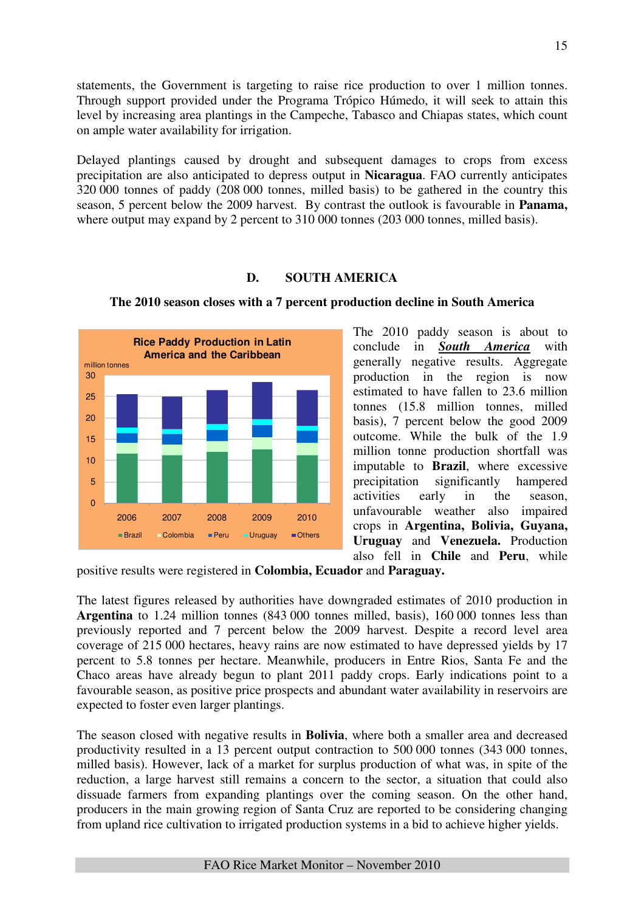statements, the Government is targeting to raise rice production to over 1 million tonnes. Through support provided under the Programa Trópico Húmedo, it will seek to attain this level by increasing area plantings in the Campeche, Tabasco and Chiapas states, which count on ample water availability for irrigation.

Delayed plantings caused by drought and subsequent damages to crops from excess precipitation are also anticipated to depress output in **Nicaragua**. FAO currently anticipates 320 000 tonnes of paddy (208 000 tonnes, milled basis) to be gathered in the country this season, 5 percent below the 2009 harvest. By contrast the outlook is favourable in **Panama,** where output may expand by 2 percent to 310 000 tonnes (203 000 tonnes, milled basis).

## D. SOUTH AMERICA

### The 2010 season closes with a 7 percent production decline in South America

**Rice Paddy Production in Latin America and the Caribbean**

million tonnes

Legend: Brazil, Colombia, Peru, Uruguay, Others

Years: 2006, 2007, 2008, 2009, 2010

The 2010 paddy season is about to conclude in ***South America*** with generally negative results. Aggregate production in the region is now estimated to have fallen to 23.6 million tonnes (15.8 million tonnes, milled basis), 7 percent below the good 2009 outcome. While the bulk of the 1.9 million tonne production shortfall was imputable to **Brazil**, where excessive precipitation significantly hampered activities early in the season, unfavourable weather also impaired crops in **Argentina, Bolivia, Guyana, Uruguay** and **Venezuela.** Production also fell in **Chile** and **Peru**, while positive results were registered in **Colombia, Ecuador** and **Paraguay.**

The latest figures released by authorities have downgraded estimates of 2010 production in **Argentina** to 1.24 million tonnes (843 000 tonnes milled, basis), 160 000 tonnes less than previously reported and 7 percent below the 2009 harvest. Despite a record level area coverage of 215 000 hectares, heavy rains are now estimated to have depressed yields by 17 percent to 5.8 tonnes per hectare. Meanwhile, producers in Entre Rios, Santa Fe and the Chaco areas have already begun to plant 2011 paddy crops. Early indications point to a favourable season, as positive price prospects and abundant water availability in reservoirs are expected to foster even larger plantings.

The season closed with negative results in **Bolivia**, where both a smaller area and decreased productivity resulted in a 13 percent output contraction to 500 000 tonnes (343 000 tonnes, milled basis). However, lack of a market for surplus production of what was, in spite of the reduction, a large harvest still remains a concern to the sector, a situation that could also dissuade farmers from expanding plantings over the coming season. On the other hand, producers in the main growing region of Santa Cruz are reported to be considering changing from upland rice cultivation to irrigated production systems in a bid to achieve higher yields.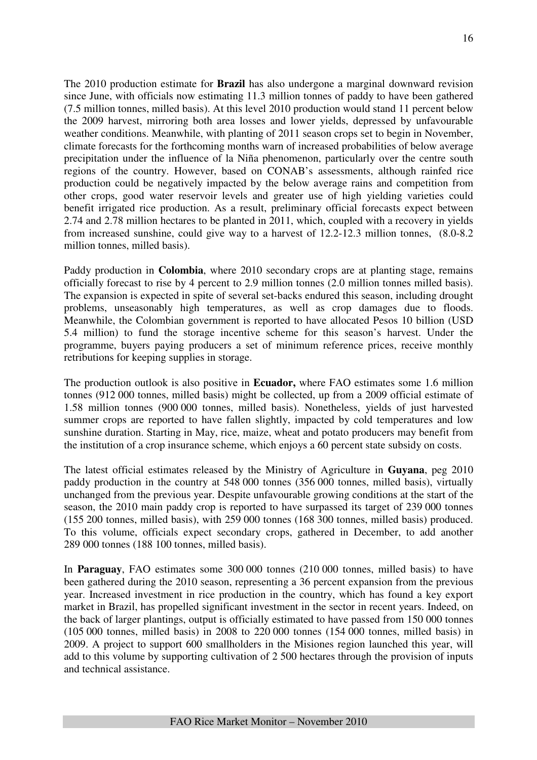The 2010 production estimate for **Brazil** has also undergone a marginal downward revision since June, with officials now estimating 11.3 million tonnes of paddy to have been gathered (7.5 million tonnes, milled basis). At this level 2010 production would stand 11 percent below the 2009 harvest, mirroring both area losses and lower yields, depressed by unfavourable weather conditions. Meanwhile, with planting of 2011 season crops set to begin in November, climate forecasts for the forthcoming months warn of increased probabilities of below average precipitation under the influence of la Niña phenomenon, particularly over the centre south regions of the country. However, based on CONAB's assessments, although rainfed rice production could be negatively impacted by the below average rains and competition from other crops, good water reservoir levels and greater use of high yielding varieties could benefit irrigated rice production. As a result, preliminary official forecasts expect between 2.74 and 2.78 million hectares to be planted in 2011, which, coupled with a recovery in yields from increased sunshine, could give way to a harvest of 12.2-12.3 million tonnes, (8.0-8.2 million tonnes, milled basis).

Paddy production in **Colombia**, where 2010 secondary crops are at planting stage, remains officially forecast to rise by 4 percent to 2.9 million tonnes (2.0 million tonnes milled basis). The expansion is expected in spite of several set-backs endured this season, including drought problems, unseasonably high temperatures, as well as crop damages due to floods. Meanwhile, the Colombian government is reported to have allocated Pesos 10 billion (USD 5.4 million) to fund the storage incentive scheme for this season's harvest. Under the programme, buyers paying producers a set of minimum reference prices, receive monthly retributions for keeping supplies in storage.

The production outlook is also positive in **Ecuador,** where FAO estimates some 1.6 million tonnes (912 000 tonnes, milled basis) might be collected, up from a 2009 official estimate of 1.58 million tonnes (900 000 tonnes, milled basis). Nonetheless, yields of just harvested summer crops are reported to have fallen slightly, impacted by cold temperatures and low sunshine duration. Starting in May, rice, maize, wheat and potato producers may benefit from the institution of a crop insurance scheme, which enjoys a 60 percent state subsidy on costs.

The latest official estimates released by the Ministry of Agriculture in **Guyana**, peg 2010 paddy production in the country at 548 000 tonnes (356 000 tonnes, milled basis), virtually unchanged from the previous year. Despite unfavourable growing conditions at the start of the season, the 2010 main paddy crop is reported to have surpassed its target of 239 000 tonnes (155 200 tonnes, milled basis), with 259 000 tonnes (168 300 tonnes, milled basis) produced. To this volume, officials expect secondary crops, gathered in December, to add another 289 000 tonnes (188 100 tonnes, milled basis).

In **Paraguay**, FAO estimates some 300 000 tonnes (210 000 tonnes, milled basis) to have been gathered during the 2010 season, representing a 36 percent expansion from the previous year. Increased investment in rice production in the country, which has found a key export market in Brazil, has propelled significant investment in the sector in recent years. Indeed, on the back of larger plantings, output is officially estimated to have passed from 150 000 tonnes (105 000 tonnes, milled basis) in 2008 to 220 000 tonnes (154 000 tonnes, milled basis) in 2009. A project to support 600 smallholders in the Misiones region launched this year, will add to this volume by supporting cultivation of 2 500 hectares through the provision of inputs and technical assistance.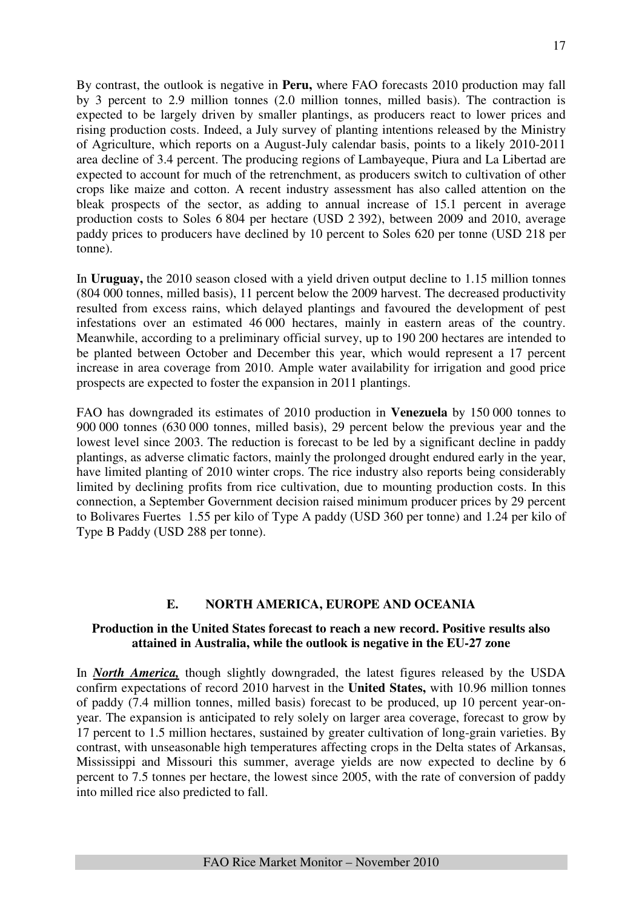By contrast, the outlook is negative in **Peru,** where FAO forecasts 2010 production may fall by 3 percent to 2.9 million tonnes (2.0 million tonnes, milled basis). The contraction is expected to be largely driven by smaller plantings, as producers react to lower prices and rising production costs. Indeed, a July survey of planting intentions released by the Ministry of Agriculture, which reports on a August-July calendar basis, points to a likely 2010-2011 area decline of 3.4 percent. The producing regions of Lambayeque, Piura and La Libertad are expected to account for much of the retrenchment, as producers switch to cultivation of other crops like maize and cotton. A recent industry assessment has also called attention on the bleak prospects of the sector, as adding to annual increase of 15.1 percent in average production costs to Soles 6 804 per hectare (USD 2 392), between 2009 and 2010, average paddy prices to producers have declined by 10 percent to Soles 620 per tonne (USD 218 per tonne).

In **Uruguay,** the 2010 season closed with a yield driven output decline to 1.15 million tonnes (804 000 tonnes, milled basis), 11 percent below the 2009 harvest. The decreased productivity resulted from excess rains, which delayed plantings and favoured the development of pest infestations over an estimated 46 000 hectares, mainly in eastern areas of the country. Meanwhile, according to a preliminary official survey, up to 190 200 hectares are intended to be planted between October and December this year, which would represent a 17 percent increase in area coverage from 2010. Ample water availability for irrigation and good price prospects are expected to foster the expansion in 2011 plantings.

FAO has downgraded its estimates of 2010 production in **Venezuela** by 150 000 tonnes to 900 000 tonnes (630 000 tonnes, milled basis), 29 percent below the previous year and the lowest level since 2003. The reduction is forecast to be led by a significant decline in paddy plantings, as adverse climatic factors, mainly the prolonged drought endured early in the year, have limited planting of 2010 winter crops. The rice industry also reports being considerably limited by declining profits from rice cultivation, due to mounting production costs. In this connection, a September Government decision raised minimum producer prices by 29 percent to Bolivares Fuertes 1.55 per kilo of Type A paddy (USD 360 per tonne) and 1.24 per kilo of Type B Paddy (USD 288 per tonne).

## E. NORTH AMERICA, EUROPE AND OCEANIA

**Production in the United States forecast to reach a new record. Positive results also attained in Australia, while the outlook is negative in the EU-27 zone**

In ***North America,*** though slightly downgraded, the latest figures released by the USDA confirm expectations of record 2010 harvest in the **United States,** with 10.96 million tonnes of paddy (7.4 million tonnes, milled basis) forecast to be produced, up 10 percent year-on-year. The expansion is anticipated to rely solely on larger area coverage, forecast to grow by 17 percent to 1.5 million hectares, sustained by greater cultivation of long-grain varieties. By contrast, with unseasonable high temperatures affecting crops in the Delta states of Arkansas, Mississippi and Missouri this summer, average yields are now expected to decline by 6 percent to 7.5 tonnes per hectare, the lowest since 2005, with the rate of conversion of paddy into milled rice also predicted to fall.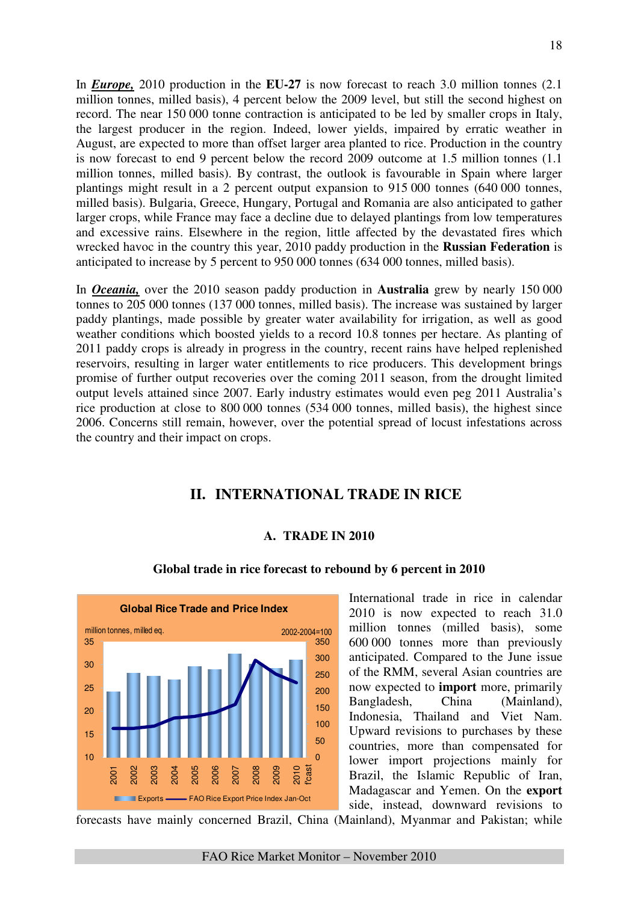In ***Europe,*** 2010 production in the **EU-27** is now forecast to reach 3.0 million tonnes (2.1 million tonnes, milled basis), 4 percent below the 2009 level, but still the second highest on record. The near 150 000 tonne contraction is anticipated to be led by smaller crops in Italy, the largest producer in the region. Indeed, lower yields, impaired by erratic weather in August, are expected to more than offset larger area planted to rice. Production in the country is now forecast to end 9 percent below the record 2009 outcome at 1.5 million tonnes (1.1 million tonnes, milled basis). By contrast, the outlook is favourable in Spain where larger plantings might result in a 2 percent output expansion to 915 000 tonnes, (640 000 tonnes, milled basis). Bulgaria, Greece, Hungary, Portugal and Romania are also anticipated to gather larger crops, while France may face a decline due to delayed plantings from low temperatures and excessive rains. Elsewhere in the region, little affected by the devastated fires which wrecked havoc in the country this year, 2010 paddy production in the **Russian Federation** is anticipated to increase by 5 percent to 950 000 tonnes (634 000 tonnes, milled basis).

In ***Oceania,*** over the 2010 season paddy production in **Australia** grew by nearly 150 000 tonnes to 205 000 tonnes (137 000 tonnes, milled basis). The increase was sustained by larger paddy plantings, made possible by greater water availability for irrigation, as well as good weather conditions which boosted yields to a record 10.8 tonnes per hectare. As planting of 2011 paddy crops is already in progress in the country, recent rains have helped replenished reservoirs, resulting in larger water entitlements to rice producers. This development brings promise of further output recoveries over the coming 2011 season, from the drought limited output levels attained since 2007. Early industry estimates would even peg 2011 Australia's rice production at close to 800 000 tonnes (534 000 tonnes, milled basis), the highest since 2006. Concerns still remain, however, over the potential spread of locust infestations across the country and their impact on crops.

## II. INTERNATIONAL TRADE IN RICE

### A. TRADE IN 2010

**Global trade in rice forecast to rebound by 6 percent in 2010**

International trade in rice in calendar 2010 is now expected to reach 31.0 million tonnes (milled basis), some 600 000 tonnes more than previously anticipated. Compared to the June issue of the RMM, several Asian countries are now expected to **import** more, primarily Bangladesh, China (Mainland), Indonesia, Thailand and Viet Nam. Upward revisions to purchases by these countries, more than compensated for lower import projections mainly for Brazil, the Islamic Republic of Iran, Madagascar and Yemen. On the **export** side, instead, downward revisions to forecasts have mainly concerned Brazil, China (Mainland), Myanmar and Pakistan; while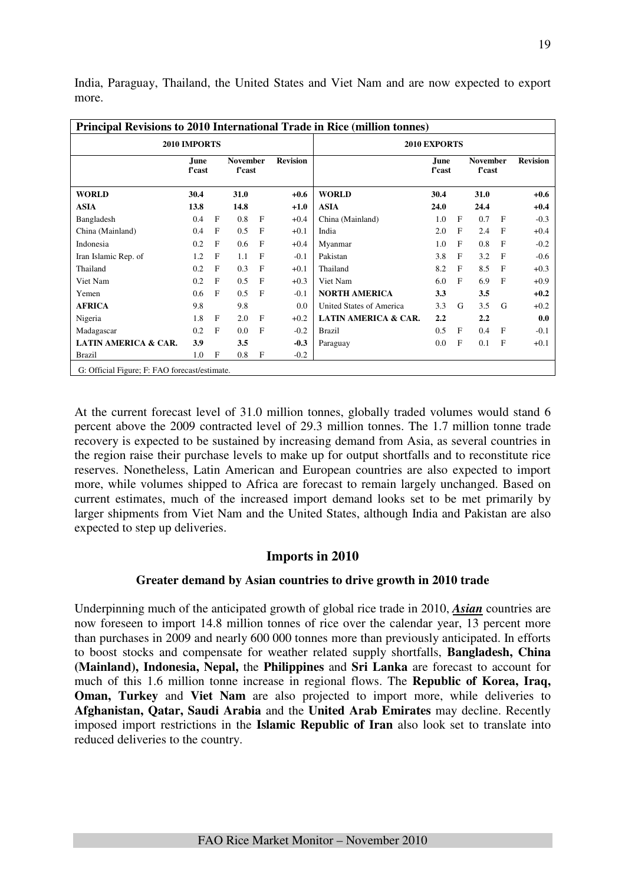India, Paraguay, Thailand, the United States and Viet Nam and are now expected to export more.

| Principal Revisions to 2010 International Trade in Rice (million tonnes) | | | | | | | | | | | | |
|---|---|---|---|---|---|---|---|---|---|---|---|---|
| **2010 IMPORTS** | | | | | | **2010 EXPORTS** | | | | | | |
| | **June f'cast** | | **November f'cast** | | **Revision** | | **June f'cast** | | **November f'cast** | | **Revision** | |
| **WORLD** | **30.4** | | **31.0** | | **+0.6** | **WORLD** | **30.4** | | **31.0** | | **+0.6** | |
| **ASIA** | **13.8** | | **14.8** | | **+1.0** | **ASIA** | **24.0** | | **24.4** | | **+0.4** | |
| Bangladesh | 0.4 | F | 0.8 | F | +0.4 | China (Mainland) | 1.0 | F | 0.7 | F | -0.3 | |
| China (Mainland) | 0.4 | F | 0.5 | F | +0.1 | India | 2.0 | F | 2.4 | F | +0.4 | |
| Indonesia | 0.2 | F | 0.6 | F | +0.4 | Myanmar | 1.0 | F | 0.8 | F | -0.2 | |
| Iran Islamic Rep. of | 1.2 | F | 1.1 | F | -0.1 | Pakistan | 3.8 | F | 3.2 | F | -0.6 | |
| Thailand | 0.2 | F | 0.3 | F | +0.1 | Thailand | 8.2 | F | 8.5 | F | +0.3 | |
| Viet Nam | 0.2 | F | 0.5 | F | +0.3 | Viet Nam | 6.0 | F | 6.9 | F | +0.9 | |
| Yemen | 0.6 | F | 0.5 | F | -0.1 | **NORTH AMERICA** | **3.3** | | **3.5** | | **+0.2** | |
| **AFRICA** | 9.8 | | 9.8 | | 0.0 | United States of America | 3.3 | G | 3.5 | G | +0.2 | |
| Nigeria | 1.8 | F | 2.0 | F | +0.2 | **LATIN AMERICA & CAR.** | **2.2** | | **2.2** | | **0.0** | |
| Madagascar | 0.2 | F | 0.0 | F | -0.2 | Brazil | 0.5 | F | 0.4 | F | -0.1 | |
| **LATIN AMERICA & CAR.** | **3.9** | | **3.5** | | **-0.3** | Paraguay | 0.0 | F | 0.1 | F | +0.1 | |
| Brazil | 1.0 | F | 0.8 | F | -0.2 | | | | | | | |
| G: Official Figure; F: FAO forecast/estimate. | | | | | | | | | | | | |

At the current forecast level of 31.0 million tonnes, globally traded volumes would stand 6 percent above the 2009 contracted level of 29.3 million tonnes. The 1.7 million tonne trade recovery is expected to be sustained by increasing demand from Asia, as several countries in the region raise their purchase levels to make up for output shortfalls and to reconstitute rice reserves. Nonetheless, Latin American and European countries are also expected to import more, while volumes shipped to Africa are forecast to remain largely unchanged. Based on current estimates, much of the increased import demand looks set to be met primarily by larger shipments from Viet Nam and the United States, although India and Pakistan are also expected to step up deliveries.

## Imports in 2010

### Greater demand by Asian countries to drive growth in 2010 trade

Underpinning much of the anticipated growth of global rice trade in 2010, ***Asian*** countries are now foreseen to import 14.8 million tonnes of rice over the calendar year, 13 percent more than purchases in 2009 and nearly 600 000 tonnes more than previously anticipated. In efforts to boost stocks and compensate for weather related supply shortfalls, **Bangladesh, China (Mainland), Indonesia, Nepal,** the **Philippines** and **Sri Lanka** are forecast to account for much of this 1.6 million tonne increase in regional flows. The **Republic of Korea, Iraq, Oman, Turkey** and **Viet Nam** are also projected to import more, while deliveries to **Afghanistan, Qatar, Saudi Arabia** and the **United Arab Emirates** may decline. Recently imposed import restrictions in the **Islamic Republic of Iran** also look set to translate into reduced deliveries to the country.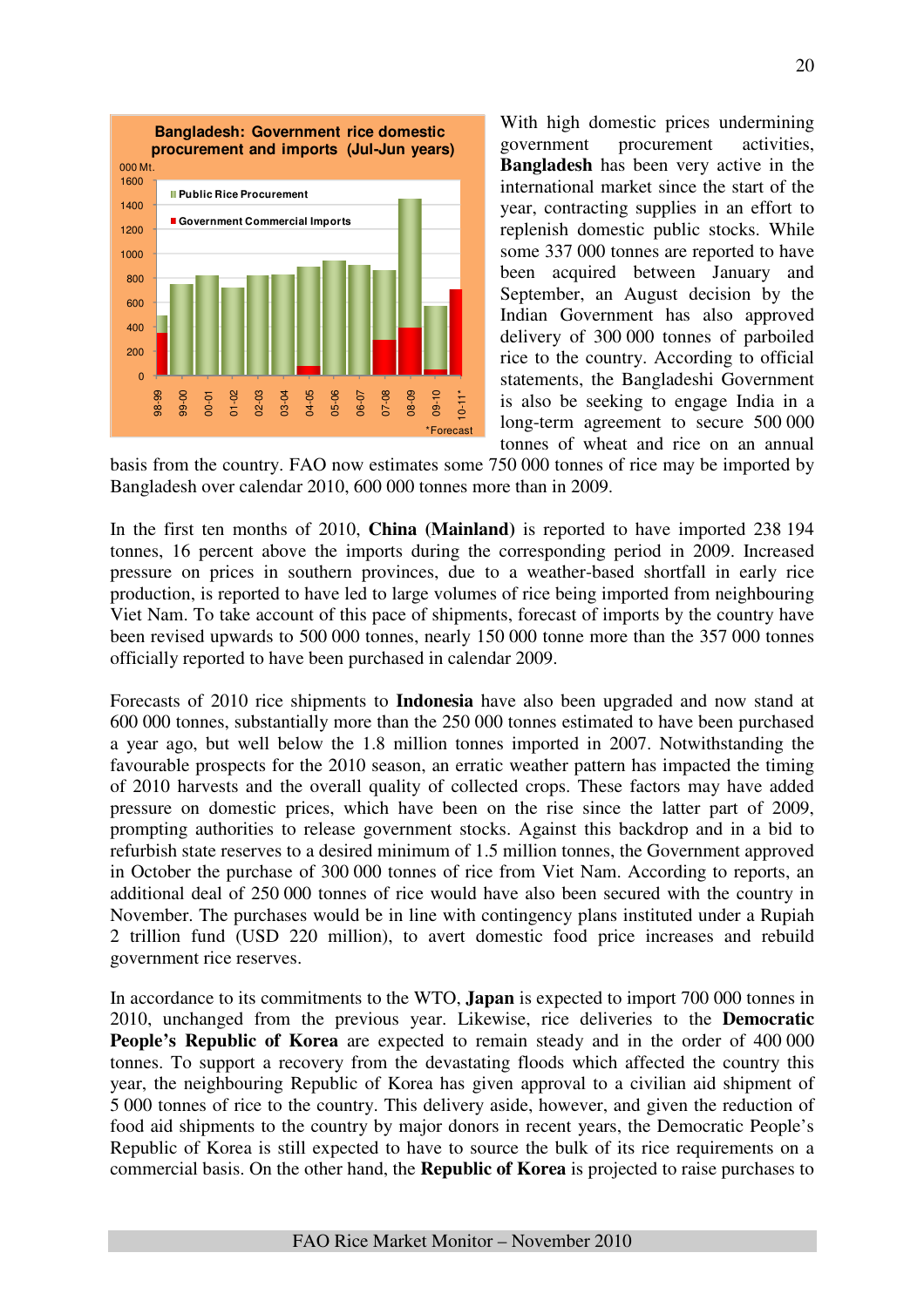**Bangladesh: Government rice domestic procurement and imports (Jul-Jun years)**

With high domestic prices undermining government procurement activities, **Bangladesh** has been very active in the international market since the start of the year, contracting supplies in an effort to replenish domestic public stocks. While some 337 000 tonnes are reported to have been acquired between January and September, an August decision by the Indian Government has also approved delivery of 300 000 tonnes of parboiled rice to the country. According to official statements, the Bangladeshi Government is also be seeking to engage India in a long-term agreement to secure 500 000 tonnes of wheat and rice on an annual basis from the country. FAO now estimates some 750 000 tonnes of rice may be imported by Bangladesh over calendar 2010, 600 000 tonnes more than in 2009.

In the first ten months of 2010, **China (Mainland)** is reported to have imported 238 194 tonnes, 16 percent above the imports during the corresponding period in 2009. Increased pressure on prices in southern provinces, due to a weather-based shortfall in early rice production, is reported to have led to large volumes of rice being imported from neighbouring Viet Nam. To take account of this pace of shipments, forecast of imports by the country have been revised upwards to 500 000 tonnes, nearly 150 000 tonne more than the 357 000 tonnes officially reported to have been purchased in calendar 2009.

Forecasts of 2010 rice shipments to **Indonesia** have also been upgraded and now stand at 600 000 tonnes, substantially more than the 250 000 tonnes estimated to have been purchased a year ago, but well below the 1.8 million tonnes imported in 2007. Notwithstanding the favourable prospects for the 2010 season, an erratic weather pattern has impacted the timing of 2010 harvests and the overall quality of collected crops. These factors may have added pressure on domestic prices, which have been on the rise since the latter part of 2009, prompting authorities to release government stocks. Against this backdrop and in a bid to refurbish state reserves to a desired minimum of 1.5 million tonnes, the Government approved in October the purchase of 300 000 tonnes of rice from Viet Nam. According to reports, an additional deal of 250 000 tonnes of rice would have also been secured with the country in November. The purchases would be in line with contingency plans instituted under a Rupiah 2 trillion fund (USD 220 million), to avert domestic food price increases and rebuild government rice reserves.

In accordance to its commitments to the WTO, **Japan** is expected to import 700 000 tonnes in 2010, unchanged from the previous year. Likewise, rice deliveries to the **Democratic People's Republic of Korea** are expected to remain steady and in the order of 400 000 tonnes. To support a recovery from the devastating floods which affected the country this year, the neighbouring Republic of Korea has given approval to a civilian aid shipment of 5 000 tonnes of rice to the country. This delivery aside, however, and given the reduction of food aid shipments to the country by major donors in recent years, the Democratic People's Republic of Korea is still expected to have to source the bulk of its rice requirements on a commercial basis. On the other hand, the **Republic of Korea** is projected to raise purchases to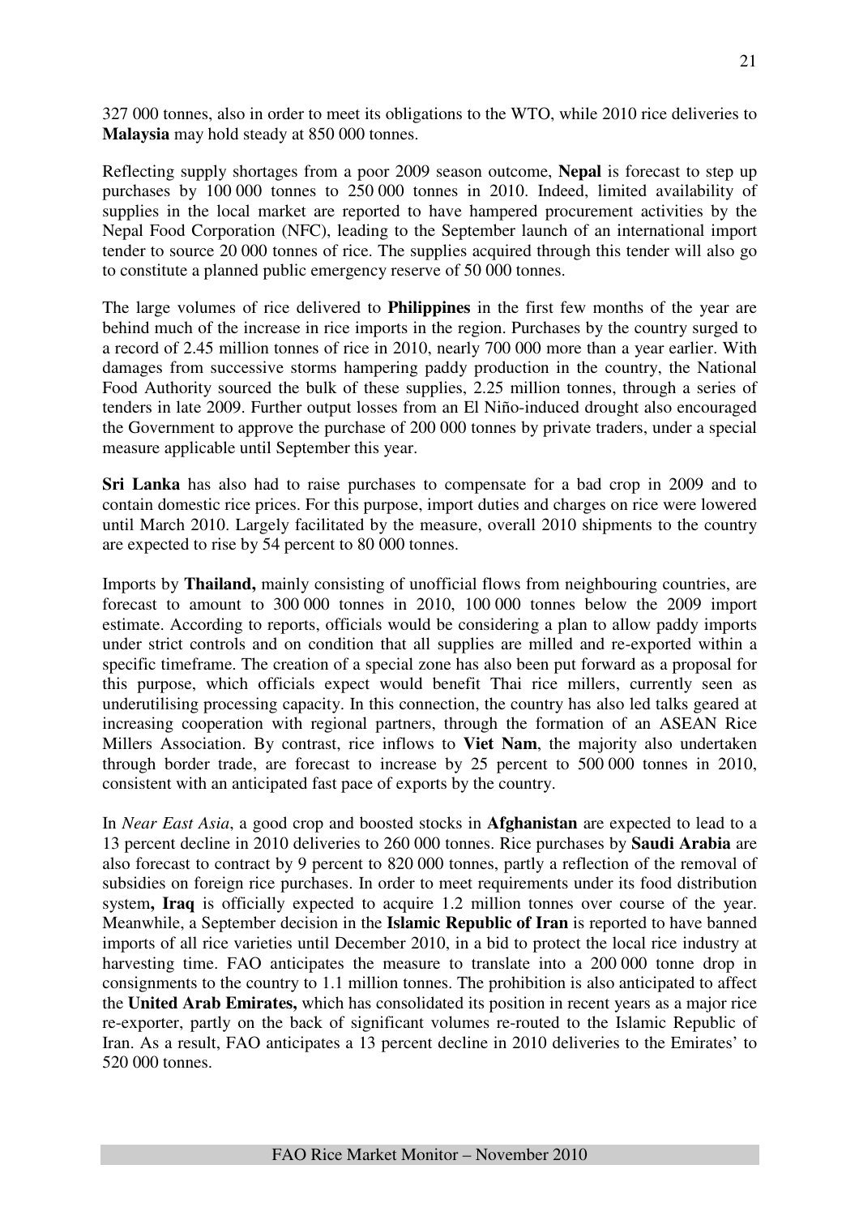327 000 tonnes, also in order to meet its obligations to the WTO, while 2010 rice deliveries to **Malaysia** may hold steady at 850 000 tonnes.

Reflecting supply shortages from a poor 2009 season outcome, **Nepal** is forecast to step up purchases by 100 000 tonnes to 250 000 tonnes in 2010. Indeed, limited availability of supplies in the local market are reported to have hampered procurement activities by the Nepal Food Corporation (NFC), leading to the September launch of an international import tender to source 20 000 tonnes of rice. The supplies acquired through this tender will also go to constitute a planned public emergency reserve of 50 000 tonnes.

The large volumes of rice delivered to **Philippines** in the first few months of the year are behind much of the increase in rice imports in the region. Purchases by the country surged to a record of 2.45 million tonnes of rice in 2010, nearly 700 000 more than a year earlier. With damages from successive storms hampering paddy production in the country, the National Food Authority sourced the bulk of these supplies, 2.25 million tonnes, through a series of tenders in late 2009. Further output losses from an El Niño-induced drought also encouraged the Government to approve the purchase of 200 000 tonnes by private traders, under a special measure applicable until September this year.

**Sri Lanka** has also had to raise purchases to compensate for a bad crop in 2009 and to contain domestic rice prices. For this purpose, import duties and charges on rice were lowered until March 2010. Largely facilitated by the measure, overall 2010 shipments to the country are expected to rise by 54 percent to 80 000 tonnes.

Imports by **Thailand,** mainly consisting of unofficial flows from neighbouring countries, are forecast to amount to 300 000 tonnes in 2010, 100 000 tonnes below the 2009 import estimate. According to reports, officials would be considering a plan to allow paddy imports under strict controls and on condition that all supplies are milled and re-exported within a specific timeframe. The creation of a special zone has also been put forward as a proposal for this purpose, which officials expect would benefit Thai rice millers, currently seen as underutilising processing capacity. In this connection, the country has also led talks geared at increasing cooperation with regional partners, through the formation of an ASEAN Rice Millers Association. By contrast, rice inflows to **Viet Nam**, the majority also undertaken through border trade, are forecast to increase by 25 percent to 500 000 tonnes in 2010, consistent with an anticipated fast pace of exports by the country.

In *Near East Asia*, a good crop and boosted stocks in **Afghanistan** are expected to lead to a 13 percent decline in 2010 deliveries to 260 000 tonnes. Rice purchases by **Saudi Arabia** are also forecast to contract by 9 percent to 820 000 tonnes, partly a reflection of the removal of subsidies on foreign rice purchases. In order to meet requirements under its food distribution system**, Iraq** is officially expected to acquire 1.2 million tonnes over course of the year. Meanwhile, a September decision in the **Islamic Republic of Iran** is reported to have banned imports of all rice varieties until December 2010, in a bid to protect the local rice industry at harvesting time. FAO anticipates the measure to translate into a 200 000 tonne drop in consignments to the country to 1.1 million tonnes. The prohibition is also anticipated to affect the **United Arab Emirates,** which has consolidated its position in recent years as a major rice re-exporter, partly on the back of significant volumes re-routed to the Islamic Republic of Iran. As a result, FAO anticipates a 13 percent decline in 2010 deliveries to the Emirates' to 520 000 tonnes.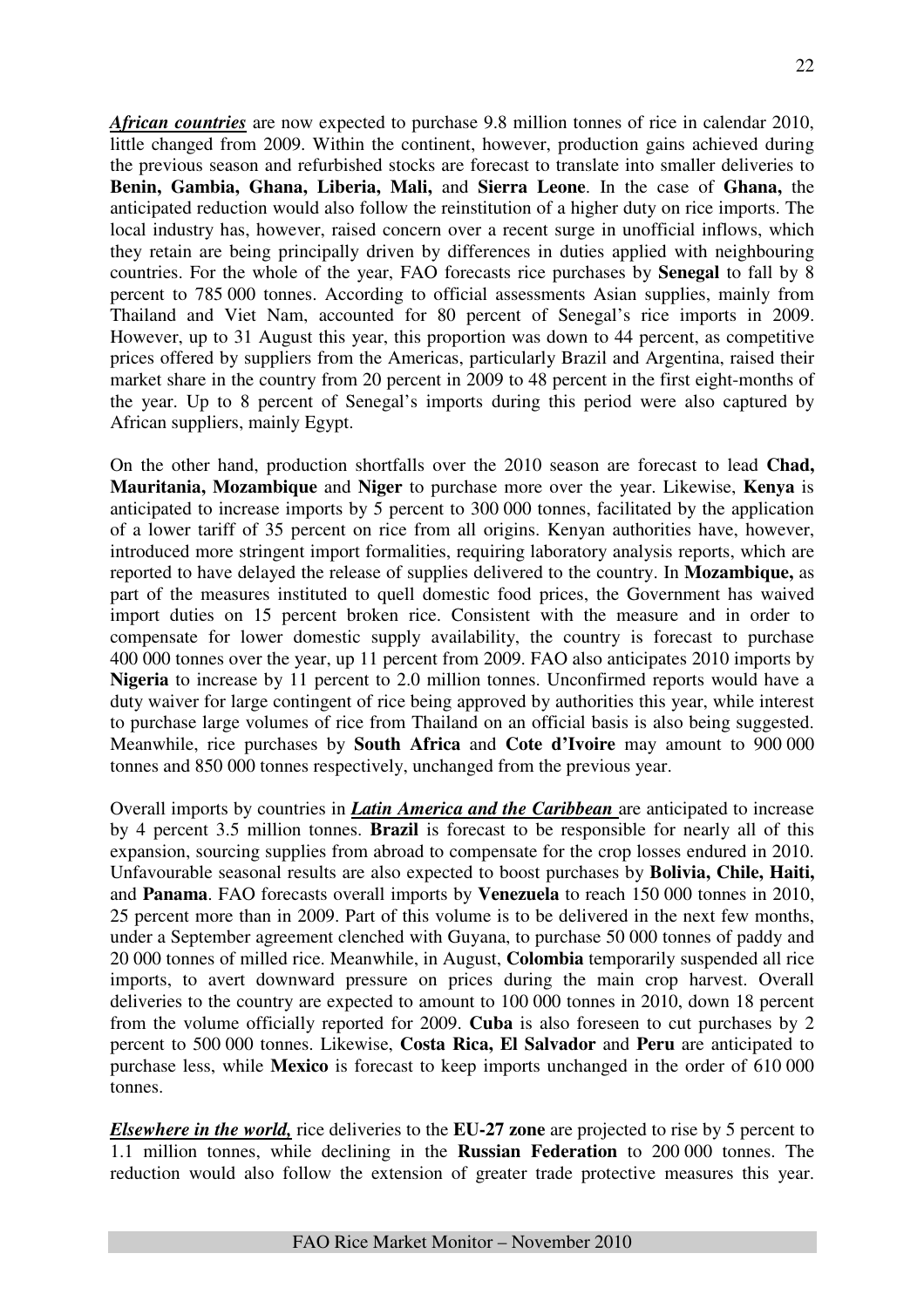***African countries*** are now expected to purchase 9.8 million tonnes of rice in calendar 2010, little changed from 2009. Within the continent, however, production gains achieved during the previous season and refurbished stocks are forecast to translate into smaller deliveries to **Benin, Gambia, Ghana, Liberia, Mali,** and **Sierra Leone**. In the case of **Ghana,** the anticipated reduction would also follow the reinstitution of a higher duty on rice imports. The local industry has, however, raised concern over a recent surge in unofficial inflows, which they retain are being principally driven by differences in duties applied with neighbouring countries. For the whole of the year, FAO forecasts rice purchases by **Senegal** to fall by 8 percent to 785 000 tonnes. According to official assessments Asian supplies, mainly from Thailand and Viet Nam, accounted for 80 percent of Senegal's rice imports in 2009. However, up to 31 August this year, this proportion was down to 44 percent, as competitive prices offered by suppliers from the Americas, particularly Brazil and Argentina, raised their market share in the country from 20 percent in 2009 to 48 percent in the first eight-months of the year. Up to 8 percent of Senegal's imports during this period were also captured by African suppliers, mainly Egypt.

On the other hand, production shortfalls over the 2010 season are forecast to lead **Chad, Mauritania, Mozambique** and **Niger** to purchase more over the year. Likewise, **Kenya** is anticipated to increase imports by 5 percent to 300 000 tonnes, facilitated by the application of a lower tariff of 35 percent on rice from all origins. Kenyan authorities have, however, introduced more stringent import formalities, requiring laboratory analysis reports, which are reported to have delayed the release of supplies delivered to the country. In **Mozambique,** as part of the measures instituted to quell domestic food prices, the Government has waived import duties on 15 percent broken rice. Consistent with the measure and in order to compensate for lower domestic supply availability, the country is forecast to purchase 400 000 tonnes over the year, up 11 percent from 2009. FAO also anticipates 2010 imports by **Nigeria** to increase by 11 percent to 2.0 million tonnes. Unconfirmed reports would have a duty waiver for large contingent of rice being approved by authorities this year, while interest to purchase large volumes of rice from Thailand on an official basis is also being suggested. Meanwhile, rice purchases by **South Africa** and **Cote d'Ivoire** may amount to 900 000 tonnes and 850 000 tonnes respectively, unchanged from the previous year.

Overall imports by countries in ***Latin America and the Caribbean*** are anticipated to increase by 4 percent 3.5 million tonnes. **Brazil** is forecast to be responsible for nearly all of this expansion, sourcing supplies from abroad to compensate for the crop losses endured in 2010. Unfavourable seasonal results are also expected to boost purchases by **Bolivia, Chile, Haiti,** and **Panama**. FAO forecasts overall imports by **Venezuela** to reach 150 000 tonnes in 2010, 25 percent more than in 2009. Part of this volume is to be delivered in the next few months, under a September agreement clenched with Guyana, to purchase 50 000 tonnes of paddy and 20 000 tonnes of milled rice. Meanwhile, in August, **Colombia** temporarily suspended all rice imports, to avert downward pressure on prices during the main crop harvest. Overall deliveries to the country are expected to amount to 100 000 tonnes in 2010, down 18 percent from the volume officially reported for 2009. **Cuba** is also foreseen to cut purchases by 2 percent to 500 000 tonnes. Likewise, **Costa Rica, El Salvador** and **Peru** are anticipated to purchase less, while **Mexico** is forecast to keep imports unchanged in the order of 610 000 tonnes.

***Elsewhere in the world,*** rice deliveries to the **EU-27 zone** are projected to rise by 5 percent to 1.1 million tonnes, while declining in the **Russian Federation** to 200 000 tonnes. The reduction would also follow the extension of greater trade protective measures this year.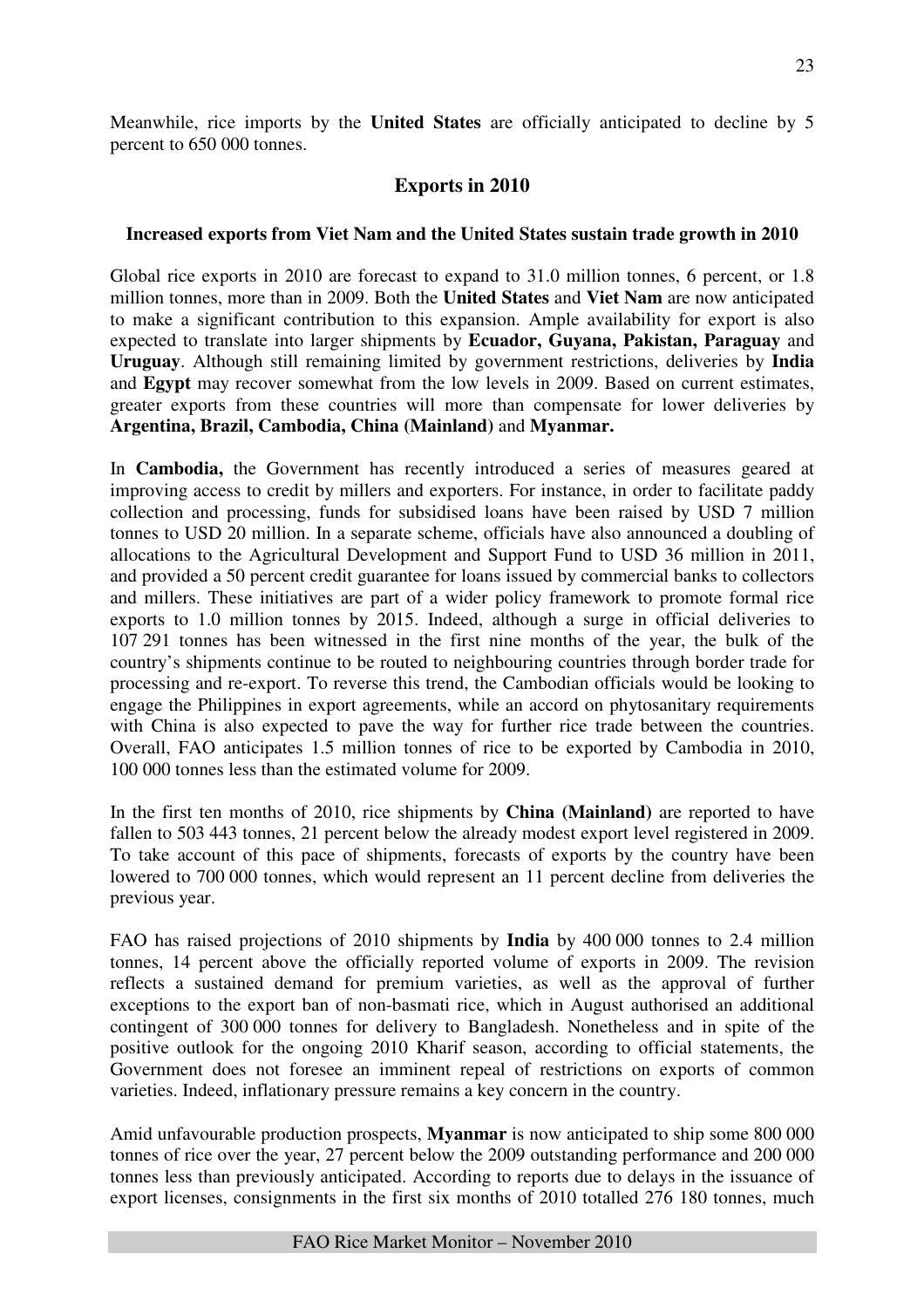Meanwhile, rice imports by the **United States** are officially anticipated to decline by 5 percent to 650 000 tonnes.

## Exports in 2010

#### Increased exports from Viet Nam and the United States sustain trade growth in 2010

Global rice exports in 2010 are forecast to expand to 31.0 million tonnes, 6 percent, or 1.8 million tonnes, more than in 2009. Both the **United States** and **Viet Nam** are now anticipated to make a significant contribution to this expansion. Ample availability for export is also expected to translate into larger shipments by **Ecuador, Guyana, Pakistan, Paraguay** and **Uruguay**. Although still remaining limited by government restrictions, deliveries by **India** and **Egypt** may recover somewhat from the low levels in 2009. Based on current estimates, greater exports from these countries will more than compensate for lower deliveries by **Argentina, Brazil, Cambodia, China (Mainland)** and **Myanmar.**

In **Cambodia,** the Government has recently introduced a series of measures geared at improving access to credit by millers and exporters. For instance, in order to facilitate paddy collection and processing, funds for subsidised loans have been raised by USD 7 million tonnes to USD 20 million. In a separate scheme, officials have also announced a doubling of allocations to the Agricultural Development and Support Fund to USD 36 million in 2011, and provided a 50 percent credit guarantee for loans issued by commercial banks to collectors and millers. These initiatives are part of a wider policy framework to promote formal rice exports to 1.0 million tonnes by 2015. Indeed, although a surge in official deliveries to 107 291 tonnes has been witnessed in the first nine months of the year, the bulk of the country's shipments continue to be routed to neighbouring countries through border trade for processing and re-export. To reverse this trend, the Cambodian officials would be looking to engage the Philippines in export agreements, while an accord on phytosanitary requirements with China is also expected to pave the way for further rice trade between the countries. Overall, FAO anticipates 1.5 million tonnes of rice to be exported by Cambodia in 2010, 100 000 tonnes less than the estimated volume for 2009.

In the first ten months of 2010, rice shipments by **China (Mainland)** are reported to have fallen to 503 443 tonnes, 21 percent below the already modest export level registered in 2009. To take account of this pace of shipments, forecasts of exports by the country have been lowered to 700 000 tonnes, which would represent an 11 percent decline from deliveries the previous year.

FAO has raised projections of 2010 shipments by **India** by 400 000 tonnes to 2.4 million tonnes, 14 percent above the officially reported volume of exports in 2009. The revision reflects a sustained demand for premium varieties, as well as the approval of further exceptions to the export ban of non-basmati rice, which in August authorised an additional contingent of 300 000 tonnes for delivery to Bangladesh. Nonetheless and in spite of the positive outlook for the ongoing 2010 Kharif season, according to official statements, the Government does not foresee an imminent repeal of restrictions on exports of common varieties. Indeed, inflationary pressure remains a key concern in the country.

Amid unfavourable production prospects, **Myanmar** is now anticipated to ship some 800 000 tonnes of rice over the year, 27 percent below the 2009 outstanding performance and 200 000 tonnes less than previously anticipated. According to reports due to delays in the issuance of export licenses, consignments in the first six months of 2010 totalled 276 180 tonnes, much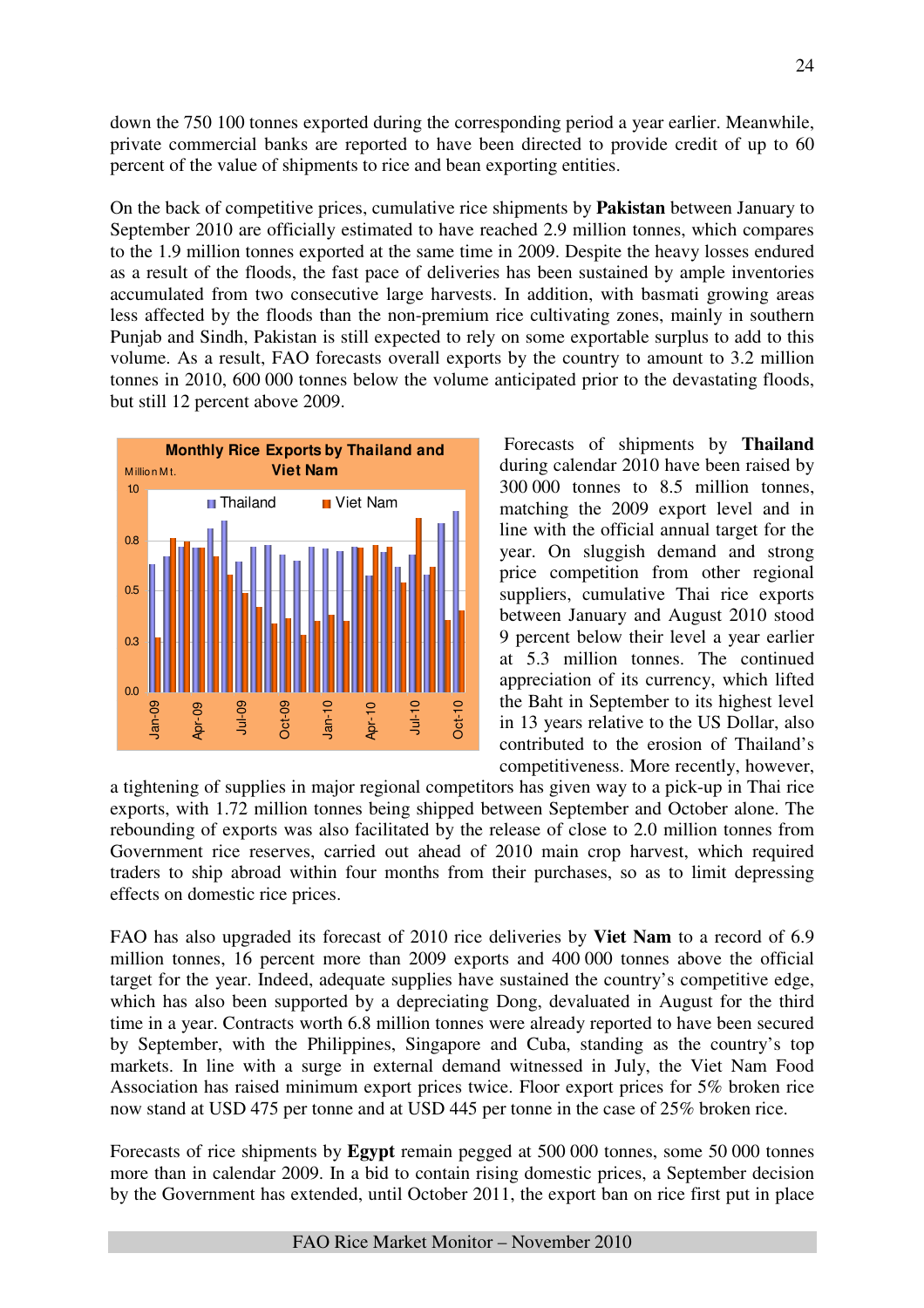down the 750 100 tonnes exported during the corresponding period a year earlier. Meanwhile, private commercial banks are reported to have been directed to provide credit of up to 60 percent of the value of shipments to rice and bean exporting entities.

On the back of competitive prices, cumulative rice shipments by **Pakistan** between January to September 2010 are officially estimated to have reached 2.9 million tonnes, which compares to the 1.9 million tonnes exported at the same time in 2009. Despite the heavy losses endured as a result of the floods, the fast pace of deliveries has been sustained by ample inventories accumulated from two consecutive large harvests. In addition, with basmati growing areas less affected by the floods than the non-premium rice cultivating zones, mainly in southern Punjab and Sindh, Pakistan is still expected to rely on some exportable surplus to add to this volume. As a result, FAO forecasts overall exports by the country to amount to 3.2 million tonnes in 2010, 600 000 tonnes below the volume anticipated prior to the devastating floods, but still 12 percent above 2009.

**Monthly Rice Exports by Thailand and Viet Nam**

Forecasts of shipments by **Thailand** during calendar 2010 have been raised by 300 000 tonnes to 8.5 million tonnes, matching the 2009 export level and in line with the official annual target for the year. On sluggish demand and strong price competition from other regional suppliers, cumulative Thai rice exports between January and August 2010 stood 9 percent below their level a year earlier at 5.3 million tonnes. The continued appreciation of its currency, which lifted the Baht in September to its highest level in 13 years relative to the US Dollar, also contributed to the erosion of Thailand's competitiveness. More recently, however, a tightening of supplies in major regional competitors has given way to a pick-up in Thai rice exports, with 1.72 million tonnes being shipped between September and October alone. The rebounding of exports was also facilitated by the release of close to 2.0 million tonnes from Government rice reserves, carried out ahead of 2010 main crop harvest, which required traders to ship abroad within four months from their purchases, so as to limit depressing effects on domestic rice prices.

FAO has also upgraded its forecast of 2010 rice deliveries by **Viet Nam** to a record of 6.9 million tonnes, 16 percent more than 2009 exports and 400 000 tonnes above the official target for the year. Indeed, adequate supplies have sustained the country's competitive edge, which has also been supported by a depreciating Dong, devaluated in August for the third time in a year. Contracts worth 6.8 million tonnes were already reported to have been secured by September, with the Philippines, Singapore and Cuba, standing as the country's top markets. In line with a surge in external demand witnessed in July, the Viet Nam Food Association has raised minimum export prices twice. Floor export prices for 5% broken rice now stand at USD 475 per tonne and at USD 445 per tonne in the case of 25% broken rice.

Forecasts of rice shipments by **Egypt** remain pegged at 500 000 tonnes, some 50 000 tonnes more than in calendar 2009. In a bid to contain rising domestic prices, a September decision by the Government has extended, until October 2011, the export ban on rice first put in place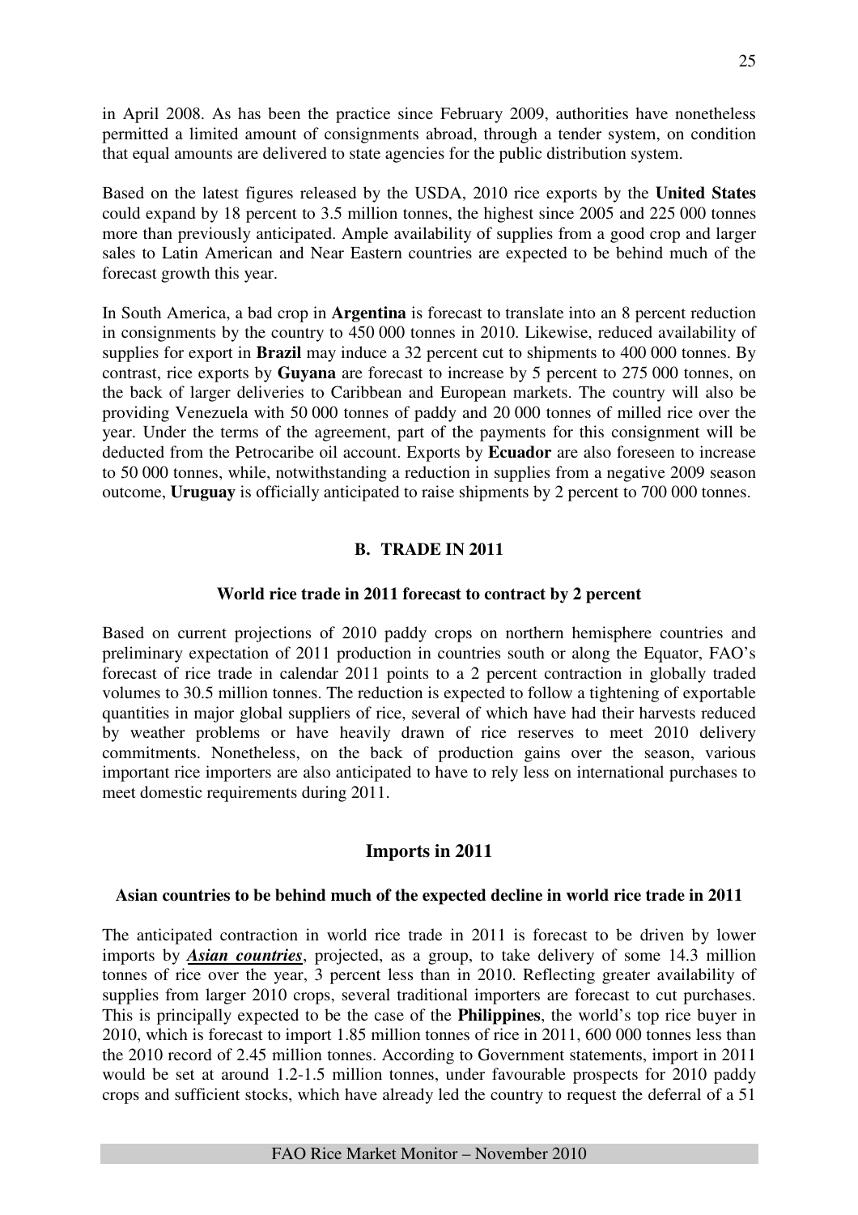in April 2008. As has been the practice since February 2009, authorities have nonetheless permitted a limited amount of consignments abroad, through a tender system, on condition that equal amounts are delivered to state agencies for the public distribution system.

Based on the latest figures released by the USDA, 2010 rice exports by the **United States** could expand by 18 percent to 3.5 million tonnes, the highest since 2005 and 225 000 tonnes more than previously anticipated. Ample availability of supplies from a good crop and larger sales to Latin American and Near Eastern countries are expected to be behind much of the forecast growth this year.

In South America, a bad crop in **Argentina** is forecast to translate into an 8 percent reduction in consignments by the country to 450 000 tonnes in 2010. Likewise, reduced availability of supplies for export in **Brazil** may induce a 32 percent cut to shipments to 400 000 tonnes. By contrast, rice exports by **Guyana** are forecast to increase by 5 percent to 275 000 tonnes, on the back of larger deliveries to Caribbean and European markets. The country will also be providing Venezuela with 50 000 tonnes of paddy and 20 000 tonnes of milled rice over the year. Under the terms of the agreement, part of the payments for this consignment will be deducted from the Petrocaribe oil account. Exports by **Ecuador** are also foreseen to increase to 50 000 tonnes, while, notwithstanding a reduction in supplies from a negative 2009 season outcome, **Uruguay** is officially anticipated to raise shipments by 2 percent to 700 000 tonnes.

## B. TRADE IN 2011

### World rice trade in 2011 forecast to contract by 2 percent

Based on current projections of 2010 paddy crops on northern hemisphere countries and preliminary expectation of 2011 production in countries south or along the Equator, FAO's forecast of rice trade in calendar 2011 points to a 2 percent contraction in globally traded volumes to 30.5 million tonnes. The reduction is expected to follow a tightening of exportable quantities in major global suppliers of rice, several of which have had their harvests reduced by weather problems or have heavily drawn of rice reserves to meet 2010 delivery commitments. Nonetheless, on the back of production gains over the season, various important rice importers are also anticipated to have to rely less on international purchases to meet domestic requirements during 2011.

## Imports in 2011

### Asian countries to be behind much of the expected decline in world rice trade in 2011

The anticipated contraction in world rice trade in 2011 is forecast to be driven by lower imports by ***Asian countries***, projected, as a group, to take delivery of some 14.3 million tonnes of rice over the year, 3 percent less than in 2010. Reflecting greater availability of supplies from larger 2010 crops, several traditional importers are forecast to cut purchases. This is principally expected to be the case of the **Philippines**, the world's top rice buyer in 2010, which is forecast to import 1.85 million tonnes of rice in 2011, 600 000 tonnes less than the 2010 record of 2.45 million tonnes. According to Government statements, import in 2011 would be set at around 1.2-1.5 million tonnes, under favourable prospects for 2010 paddy crops and sufficient stocks, which have already led the country to request the deferral of a 51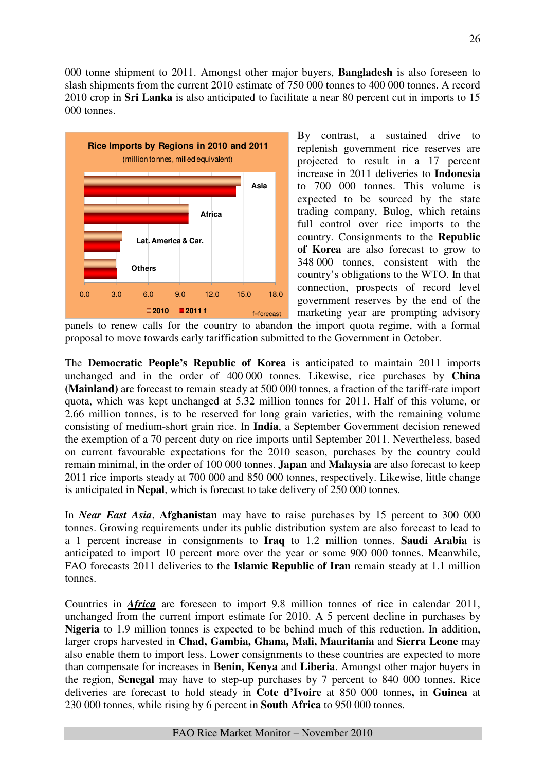000 tonne shipment to 2011. Amongst other major buyers, **Bangladesh** is also foreseen to slash shipments from the current 2010 estimate of 750 000 tonnes to 400 000 tonnes. A record 2010 crop in **Sri Lanka** is also anticipated to facilitate a near 80 percent cut in imports to 15 000 tonnes.

**Rice Imports by Regions in 2010 and 2011**
(million tonnes, milled equivalent)

Asia, Africa, Lat. America & Car., Others

0.0 3.0 6.0 9.0 12.0 15.0 18.0

2010 2011 f

f=forecast

By contrast, a sustained drive to replenish government rice reserves are projected to result in a 17 percent increase in 2011 deliveries to **Indonesia** to 700 000 tonnes. This volume is expected to be sourced by the state trading company, Bulog, which retains full control over rice imports to the country. Consignments to the **Republic of Korea** are also forecast to grow to 348 000 tonnes, consistent with the country's obligations to the WTO. In that connection, prospects of record level government reserves by the end of the marketing year are prompting advisory panels to renew calls for the country to abandon the import quota regime, with a formal proposal to move towards early tariffication submitted to the Government in October.

The **Democratic People's Republic of Korea** is anticipated to maintain 2011 imports unchanged and in the order of 400 000 tonnes. Likewise, rice purchases by **China (Mainland)** are forecast to remain steady at 500 000 tonnes, a fraction of the tariff-rate import quota, which was kept unchanged at 5.32 million tonnes for 2011. Half of this volume, or 2.66 million tonnes, is to be reserved for long grain varieties, with the remaining volume consisting of medium-short grain rice. In **India**, a September Government decision renewed the exemption of a 70 percent duty on rice imports until September 2011. Nevertheless, based on current favourable expectations for the 2010 season, purchases by the country could remain minimal, in the order of 100 000 tonnes. **Japan** and **Malaysia** are also forecast to keep 2011 rice imports steady at 700 000 and 850 000 tonnes, respectively. Likewise, little change is anticipated in **Nepal**, which is forecast to take delivery of 250 000 tonnes.

In ***Near East Asia***, **Afghanistan** may have to raise purchases by 15 percent to 300 000 tonnes. Growing requirements under its public distribution system are also forecast to lead to a 1 percent increase in consignments to **Iraq** to 1.2 million tonnes. **Saudi Arabia** is anticipated to import 10 percent more over the year or some 900 000 tonnes. Meanwhile, FAO forecasts 2011 deliveries to the **Islamic Republic of Iran** remain steady at 1.1 million tonnes.

Countries in ***Africa*** are foreseen to import 9.8 million tonnes of rice in calendar 2011, unchanged from the current import estimate for 2010. A 5 percent decline in purchases by **Nigeria** to 1.9 million tonnes is expected to be behind much of this reduction. In addition, larger crops harvested in **Chad, Gambia, Ghana, Mali, Mauritania** and **Sierra Leone** may also enable them to import less. Lower consignments to these countries are expected to more than compensate for increases in **Benin, Kenya** and **Liberia**. Amongst other major buyers in the region, **Senegal** may have to step-up purchases by 7 percent to 840 000 tonnes. Rice deliveries are forecast to hold steady in **Cote d'Ivoire** at 850 000 tonnes**,** in **Guinea** at 230 000 tonnes, while rising by 6 percent in **South Africa** to 950 000 tonnes.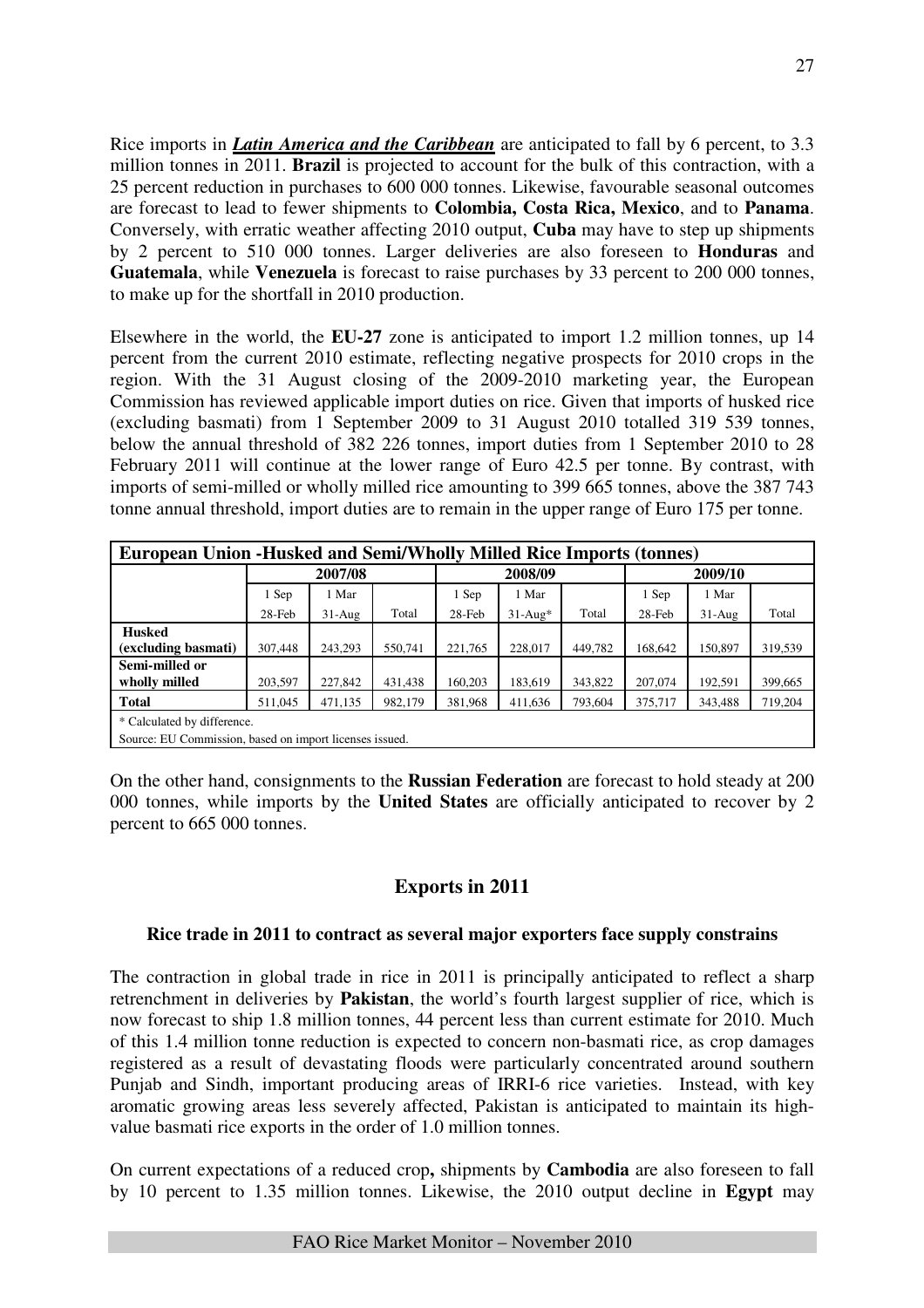Rice imports in ***Latin America and the Caribbean*** are anticipated to fall by 6 percent, to 3.3 million tonnes in 2011. **Brazil** is projected to account for the bulk of this contraction, with a 25 percent reduction in purchases to 600 000 tonnes. Likewise, favourable seasonal outcomes are forecast to lead to fewer shipments to **Colombia, Costa Rica, Mexico**, and to **Panama**. Conversely, with erratic weather affecting 2010 output, **Cuba** may have to step up shipments by 2 percent to 510 000 tonnes. Larger deliveries are also foreseen to **Honduras** and **Guatemala**, while **Venezuela** is forecast to raise purchases by 33 percent to 200 000 tonnes, to make up for the shortfall in 2010 production.

Elsewhere in the world, the **EU-27** zone is anticipated to import 1.2 million tonnes, up 14 percent from the current 2010 estimate, reflecting negative prospects for 2010 crops in the region. With the 31 August closing of the 2009-2010 marketing year, the European Commission has reviewed applicable import duties on rice. Given that imports of husked rice (excluding basmati) from 1 September 2009 to 31 August 2010 totalled 319 539 tonnes, below the annual threshold of 382 226 tonnes, import duties from 1 September 2010 to 28 February 2011 will continue at the lower range of Euro 42.5 per tonne. By contrast, with imports of semi-milled or wholly milled rice amounting to 399 665 tonnes, above the 387 743 tonne annual threshold, import duties are to remain in the upper range of Euro 175 per tonne.

**European Union -Husked and Semi/Wholly Milled Rice Imports (tonnes)**

| | 2007/08 | | | 2008/09 | | | 2009/10 | | |
|---|---|---|---|---|---|---|---|---|---|
| | 1 Sep 28-Feb | 1 Mar 31-Aug | Total | 1 Sep 28-Feb | 1 Mar 31-Aug* | Total | 1 Sep 28-Feb | 1 Mar 31-Aug | Total |
| **Husked (excluding basmati)** | 307,448 | 243,293 | 550,741 | 221,765 | 228,017 | 449,782 | 168,642 | 150,897 | 319,539 |
| **Semi-milled or wholly milled** | 203,597 | 227,842 | 431,438 | 160,203 | 183,619 | 343,822 | 207,074 | 192,591 | 399,665 |
| **Total** | 511,045 | 471,135 | 982,179 | 381,968 | 411,636 | 793,604 | 375,717 | 343,488 | 719,204 |

\* Calculated by difference.
Source: EU Commission, based on import licenses issued.

On the other hand, consignments to the **Russian Federation** are forecast to hold steady at 200 000 tonnes, while imports by the **United States** are officially anticipated to recover by 2 percent to 665 000 tonnes.

## Exports in 2011

### Rice trade in 2011 to contract as several major exporters face supply constrains

The contraction in global trade in rice in 2011 is principally anticipated to reflect a sharp retrenchment in deliveries by **Pakistan**, the world's fourth largest supplier of rice, which is now forecast to ship 1.8 million tonnes, 44 percent less than current estimate for 2010. Much of this 1.4 million tonne reduction is expected to concern non-basmati rice, as crop damages registered as a result of devastating floods were particularly concentrated around southern Punjab and Sindh, important producing areas of IRRI-6 rice varieties. Instead, with key aromatic growing areas less severely affected, Pakistan is anticipated to maintain its high-value basmati rice exports in the order of 1.0 million tonnes.

On current expectations of a reduced crop**,** shipments by **Cambodia** are also foreseen to fall by 10 percent to 1.35 million tonnes. Likewise, the 2010 output decline in **Egypt** may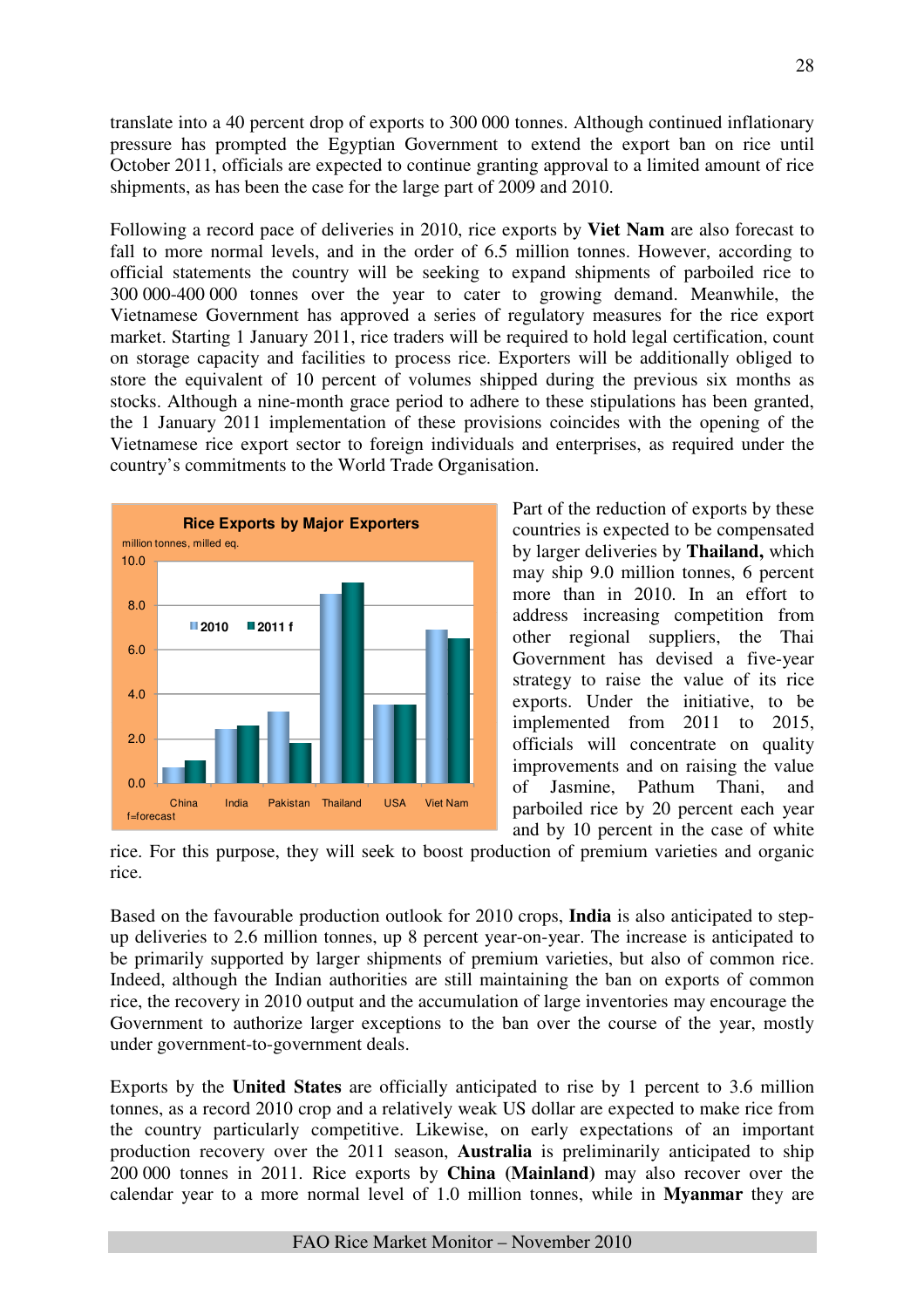translate into a 40 percent drop of exports to 300 000 tonnes. Although continued inflationary pressure has prompted the Egyptian Government to extend the export ban on rice until October 2011, officials are expected to continue granting approval to a limited amount of rice shipments, as has been the case for the large part of 2009 and 2010.

Following a record pace of deliveries in 2010, rice exports by **Viet Nam** are also forecast to fall to more normal levels, and in the order of 6.5 million tonnes. However, according to official statements the country will be seeking to expand shipments of parboiled rice to 300 000-400 000 tonnes over the year to cater to growing demand. Meanwhile, the Vietnamese Government has approved a series of regulatory measures for the rice export market. Starting 1 January 2011, rice traders will be required to hold legal certification, count on storage capacity and facilities to process rice. Exporters will be additionally obliged to store the equivalent of 10 percent of volumes shipped during the previous six months as stocks. Although a nine-month grace period to adhere to these stipulations has been granted, the 1 January 2011 implementation of these provisions coincides with the opening of the Vietnamese rice export sector to foreign individuals and enterprises, as required under the country's commitments to the World Trade Organisation.

**Rice Exports by Major Exporters**

million tonnes, milled eq.

f=forecast

Part of the reduction of exports by these countries is expected to be compensated by larger deliveries by **Thailand,** which may ship 9.0 million tonnes, 6 percent more than in 2010. In an effort to address increasing competition from other regional suppliers, the Thai Government has devised a five-year strategy to raise the value of its rice exports. Under the initiative, to be implemented from 2011 to 2015, officials will concentrate on quality improvements and on raising the value of Jasmine, Pathum Thani, and parboiled rice by 20 percent each year and by 10 percent in the case of white rice. For this purpose, they will seek to boost production of premium varieties and organic rice.

Based on the favourable production outlook for 2010 crops, **India** is also anticipated to step-up deliveries to 2.6 million tonnes, up 8 percent year-on-year. The increase is anticipated to be primarily supported by larger shipments of premium varieties, but also of common rice. Indeed, although the Indian authorities are still maintaining the ban on exports of common rice, the recovery in 2010 output and the accumulation of large inventories may encourage the Government to authorize larger exceptions to the ban over the course of the year, mostly under government-to-government deals.

Exports by the **United States** are officially anticipated to rise by 1 percent to 3.6 million tonnes, as a record 2010 crop and a relatively weak US dollar are expected to make rice from the country particularly competitive. Likewise, on early expectations of an important production recovery over the 2011 season, **Australia** is preliminarily anticipated to ship 200 000 tonnes in 2011. Rice exports by **China (Mainland)** may also recover over the calendar year to a more normal level of 1.0 million tonnes, while in **Myanmar** they are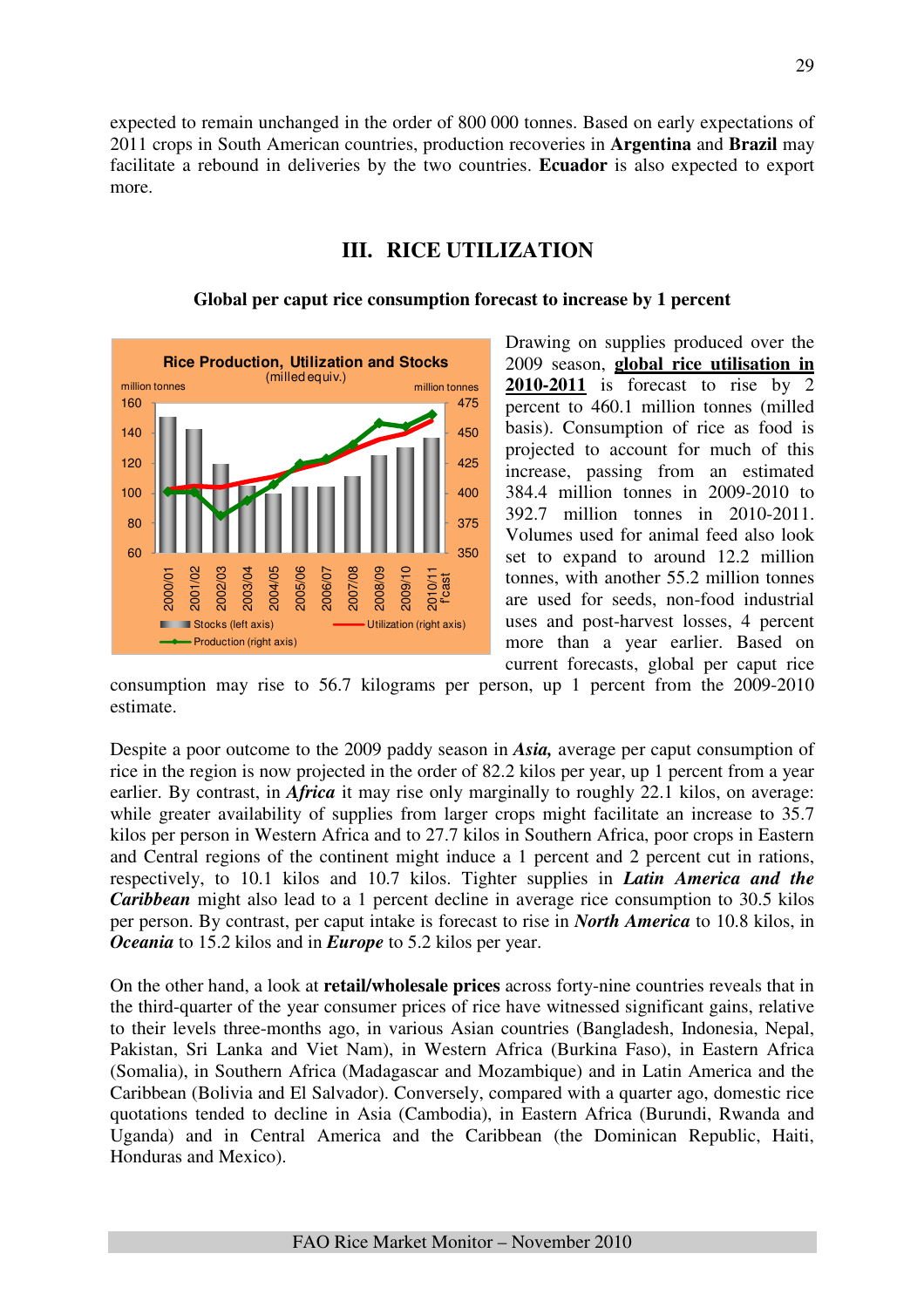expected to remain unchanged in the order of 800 000 tonnes. Based on early expectations of 2011 crops in South American countries, production recoveries in **Argentina** and **Brazil** may facilitate a rebound in deliveries by the two countries. **Ecuador** is also expected to export more.

## III. RICE UTILIZATION

### Global per caput rice consumption forecast to increase by 1 percent

Drawing on supplies produced over the 2009 season, **global rice utilisation in 2010-2011** is forecast to rise by 2 percent to 460.1 million tonnes (milled basis). Consumption of rice as food is projected to account for much of this increase, passing from an estimated 384.4 million tonnes in 2009-2010 to 392.7 million tonnes in 2010-2011. Volumes used for animal feed also look set to expand to around 12.2 million tonnes, with another 55.2 million tonnes are used for seeds, non-food industrial uses and post-harvest losses, 4 percent more than a year earlier. Based on current forecasts, global per caput rice consumption may rise to 56.7 kilograms per person, up 1 percent from the 2009-2010 estimate.

Despite a poor outcome to the 2009 paddy season in ***Asia,*** average per caput consumption of rice in the region is now projected in the order of 82.2 kilos per year, up 1 percent from a year earlier. By contrast, in ***Africa*** it may rise only marginally to roughly 22.1 kilos, on average: while greater availability of supplies from larger crops might facilitate an increase to 35.7 kilos per person in Western Africa and to 27.7 kilos in Southern Africa, poor crops in Eastern and Central regions of the continent might induce a 1 percent and 2 percent cut in rations, respectively, to 10.1 kilos and 10.7 kilos. Tighter supplies in ***Latin America and the Caribbean*** might also lead to a 1 percent decline in average rice consumption to 30.5 kilos per person. By contrast, per caput intake is forecast to rise in ***North America*** to 10.8 kilos, in ***Oceania*** to 15.2 kilos and in ***Europe*** to 5.2 kilos per year.

On the other hand, a look at **retail/wholesale prices** across forty-nine countries reveals that in the third-quarter of the year consumer prices of rice have witnessed significant gains, relative to their levels three-months ago, in various Asian countries (Bangladesh, Indonesia, Nepal, Pakistan, Sri Lanka and Viet Nam), in Western Africa (Burkina Faso), in Eastern Africa (Somalia), in Southern Africa (Madagascar and Mozambique) and in Latin America and the Caribbean (Bolivia and El Salvador). Conversely, compared with a quarter ago, domestic rice quotations tended to decline in Asia (Cambodia), in Eastern Africa (Burundi, Rwanda and Uganda) and in Central America and the Caribbean (the Dominican Republic, Haiti, Honduras and Mexico).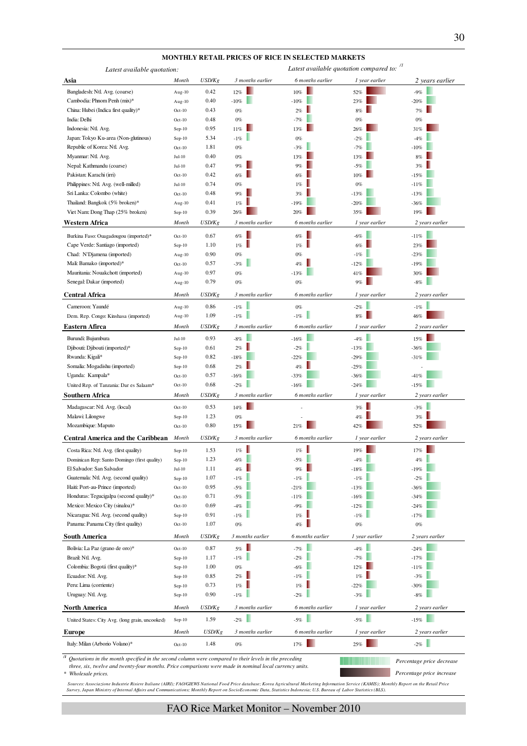**MONTHLY RETAIL PRICES OF RICE IN SELECTED MARKETS**

| *Latest available quotation:* | | | *Latest available quotation compared to:* [/1] | | | |
|---|---|---|---|---|---|---|
| **Asia** | *Month* | *USD/Kg* | *3 months earlier* | *6 months earlier* | *1 year earlier* | *2 years earlier* |
| Bangladesh: Ntl. Avg. (coarse) | Aug-10 | 0.42 | 12% | 10% | 52% | -9% |
| Cambodia: Phnom Penh (mix)* | Aug-10 | 0.40 | -10% | -10% | 23% | -20% |
| China: Hubei (Indica first quality)* | Oct-10 | 0.43 | 0% | 2% | 8% | 7% |
| India: Delhi | Oct-10 | 0.48 | 0% | -7% | 0% | 0% |
| Indonesia: Ntl. Avg. | Sep-10 | 0.95 | 11% | 13% | 26% | 31% |
| Japan: Tokyo Ku-area (Non-glutinous) | Sep-10 | 5.34 | -1% | 0% | -2% | -4% |
| Republic of Korea: Ntl. Avg. | Oct-10 | 1.81 | 0% | -3% | -7% | -10% |
| Myanmar: Ntl. Avg. | Jul-10 | 0.40 | 0% | 13% | 13% | 8% |
| Nepal: Kathmandu (coarse) | Jul-10 | 0.47 | 9% | 9% | -5% | 3% |
| Pakistan: Karachi (irri) | Oct-10 | 0.42 | 6% | 6% | 10% | -15% |
| Philippines: Ntl. Avg. (well-milled) | Jul-10 | 0.74 | 0% | 1% | 0% | -11% |
| Sri Lanka: Colombo (white) | Oct-10 | 0.48 | 9% | 3% | -13% | -13% |
| Thailand: Bangkok (5% broken)* | Aug-10 | 0.41 | 1% | -19% | -20% | -36% |
| Viet Nam: Dong Thap (25% broken) | Sep-10 | 0.39 | 26% | 20% | 35% | 19% |
| **Western Africa** | *Month* | *USD/Kg* | *3 months earlier* | *6 months earlier* | *1 year earlier* | *2 years earlier* |
| Burkina Faso: Ouagadougou (imported)* | Oct-10 | 0.67 | 6% | 6% | -6% | -11% |
| Cape Verde: Santiago (imported) | Sep-10 | 1.10 | 1% | 1% | 6% | 23% |
| Chad: N'Djamena (imported) | Aug-10 | 0.90 | 0% | 0% | -1% | -23% |
| Mali: Bamako (imported)* | Oct-10 | 0.57 | -3% | 4% | -12% | -19% |
| Mauritania: Nouakchott (imported) | Aug-10 | 0.97 | 0% | -13% | 41% | 30% |
| Senegal: Dakar (imported) | Aug-10 | 0.79 | 0% | 0% | 9% | -8% |
| **Central Africa** | *Month* | *USD/Kg* | *3 months earlier* | *6 months earlier* | *1 year earlier* | *2 years earlier* |
| Cameroon: Yaoundé | Aug-10 | 0.86 | -1% | 0% | -2% | -1% |
| Dem. Rep. Congo: Kinshasa (imported) | Aug-10 | 1.09 | -1% | -1% | 8% | 46% |
| **Eastern Afirca** | *Month* | *USD/Kg* | *3 months earlier* | *6 months earlier* | *1 year earlier* | *2 years earlier* |
| Burundi: Bujumbura | Jul-10 | 0.93 | -8% | -16% | -4% | 15% |
| Djibouti: Djibouti (imported)* | Sep-10 | 0.61 | 2% | -2% | -13% | -36% |
| Rwanda: Kigali* | Sep-10 | 0.82 | -18% | -22% | -29% | -31% |
| Somalia: Mogadishu (imported) | Sep-10 | 0.68 | 2% | 4% | -25% | - |
| Uganda: Kampala* | Oct-10 | 0.57 | -16% | -33% | -36% | -41% |
| United Rep. of Tanzania: Dar es Salaam* | Oct-10 | 0.68 | -2% | -16% | -24% | -15% |
| **Southern Africa** | *Month* | *USD/Kg* | *3 months earlier* | *6 months earlier* | *1 year earlier* | *2 years earlier* |
| Madagascar: Ntl. Avg. (local) | Oct-10 | 0.53 | 14% | - | 3% | -3% |
| Malawi: Lilongwe | Sep-10 | 1.23 | 0% | - | 4% | 3% |
| Mozambique: Maputo | Oct-10 | 0.80 | 15% | 21% | 42% | 52% |
| **Central America and the Caribbean** | *Month* | *USD/Kg* | *3 months earlier* | *6 months earlier* | *1 year earlier* | *2 years earlier* |
| Costa Rica: Ntl. Avg. (first quality) | Sep-10 | 1.53 | 1% | 1% | 19% | 17% |
| Dominican Rep: Santo Domingo (first quality) | Sep-10 | 1.23 | -6% | -5% | -4% | 4% |
| El Salvador: San Salvador | Jul-10 | 1.11 | 4% | 9% | -18% | -19% |
| Guatemala: Ntl. Avg. (second quality) | Sep-10 | 1.07 | -1% | -1% | -1% | -2% |
| Haiti: Port-au-Prince (imported) | Oct-10 | 0.95 | -5% | -21% | -13% | -36% |
| Honduras: Tegucigalpa (second quality)* | Oct-10 | 0.71 | -5% | -11% | -16% | -34% |
| Mexico: Mexico City (sinaloa)* | Oct-10 | 0.69 | -4% | -9% | -12% | -24% |
| Nicaragua: Ntl. Avg. (second quality) | Sep-10 | 0.91 | -1% | 1% | -1% | -17% |
| Panama: Panama City (first quality) | Oct-10 | 1.07 | 0% | 4% | 0% | 0% |
| **South America** | *Month* | *USD/Kg* | *3 months earlier* | *6 months earlier* | *1 year earlier* | *2 years earlier* |
| Bolivia: La Paz (grano de oro)* | Oct-10 | 0.87 | 5% | -7% | -4% | -24% |
| Brazil: Ntl. Avg. | Sep-10 | 1.17 | -1% | -2% | -7% | -17% |
| Colombia: Bogotá (first quality)* | Sep-10 | 1.00 | 0% | -6% | 12% | -11% |
| Ecuador: Ntl. Avg. | Sep-10 | 0.85 | 2% | -1% | 1% | -3% |
| Peru: Lima (corriente) | Sep-10 | 0.73 | 1% | 1% | -22% | -30% |
| Uruguay: Ntl. Avg. | Sep-10 | 0.90 | -1% | -2% | -3% | -8% |
| **North America** | *Month* | *USD/Kg* | *3 months earlier* | *6 months earlier* | *1 year earlier* | *2 years earlier* |
| United States: City Avg. (long grain, uncooked) | Sep-10 | 1.59 | -2% | -5% | -5% | -15% |
| **Europe** | *Month* | *USD/Kg* | *3 months earlier* | *6 months earlier* | *1 year earlier* | *2 years earlier* |
| Italy: Milan (Arborio Volano)* | Oct-10 | 1.48 | 0% | 17% | 25% | -2% |

[/1] *Quotations in the month specified in the second column were compared to their levels in the preceding three, six, twelve and twenty-four months. Price comparisons were made in nominal local currency units.*

\* *Wholesale prices.*

*Percentage price decrease* (green bars) / *Percentage price increase* (red bars)

*Sources: Associazione Industrie Risiere Italiane (AIRI); FAO/GIEWS National Food Price database; Korea Agricultural Marketing Information Service (KAMIS); Monthly Report on the Retail Price Survey, Japan Ministry of Internal Affairs and Communications; Monthly Report on SocioEconomic Data, Statistics Indonesia; U.S. Bureau of Labor Statistics (BLS).*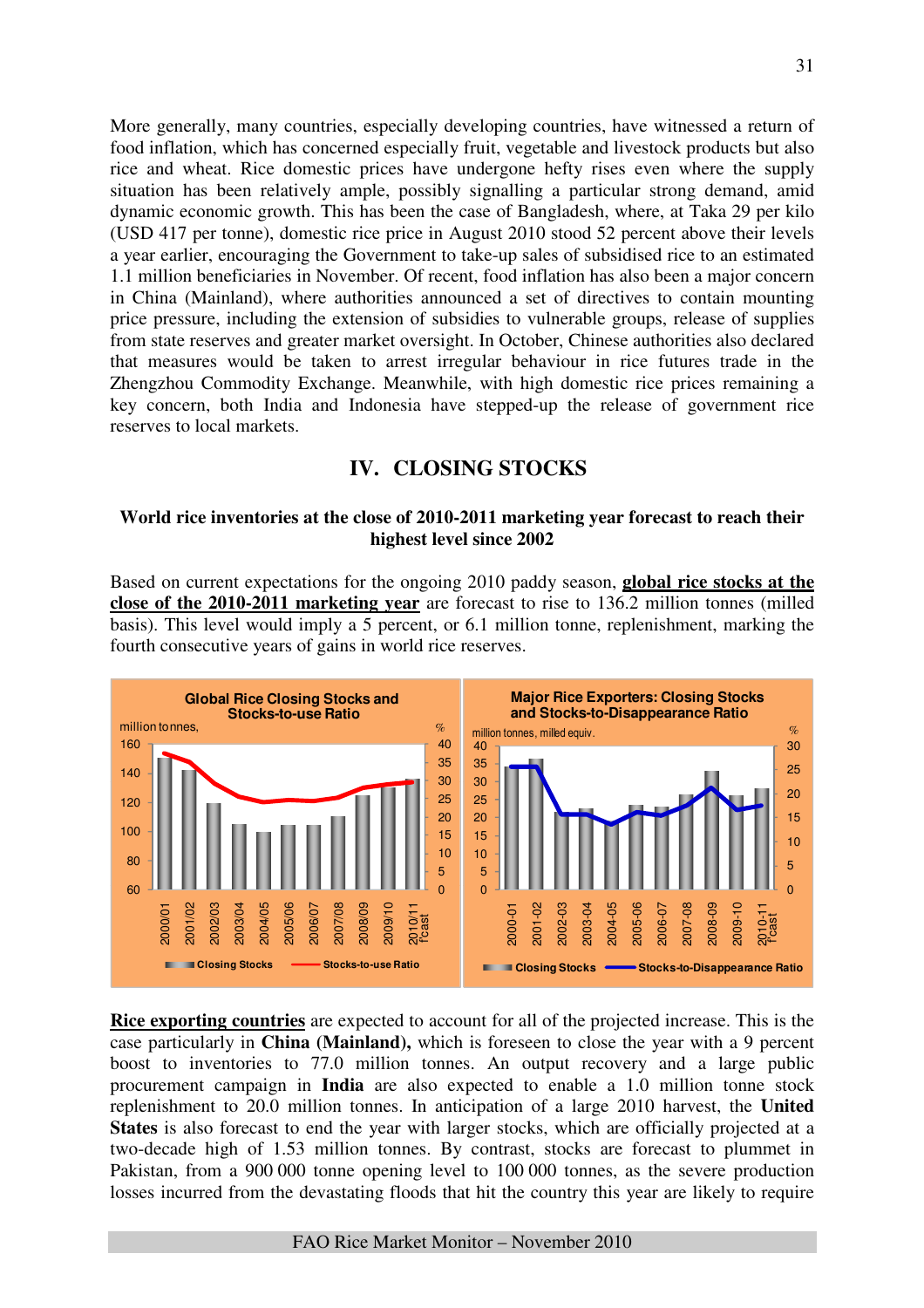More generally, many countries, especially developing countries, have witnessed a return of food inflation, which has concerned especially fruit, vegetable and livestock products but also rice and wheat. Rice domestic prices have undergone hefty rises even where the supply situation has been relatively ample, possibly signalling a particular strong demand, amid dynamic economic growth. This has been the case of Bangladesh, where, at Taka 29 per kilo (USD 417 per tonne), domestic rice price in August 2010 stood 52 percent above their levels a year earlier, encouraging the Government to take-up sales of subsidised rice to an estimated 1.1 million beneficiaries in November. Of recent, food inflation has also been a major concern in China (Mainland), where authorities announced a set of directives to contain mounting price pressure, including the extension of subsidies to vulnerable groups, release of supplies from state reserves and greater market oversight. In October, Chinese authorities also declared that measures would be taken to arrest irregular behaviour in rice futures trade in the Zhengzhou Commodity Exchange. Meanwhile, with high domestic rice prices remaining a key concern, both India and Indonesia have stepped-up the release of government rice reserves to local markets.

## IV. CLOSING STOCKS

**World rice inventories at the close of 2010-2011 marketing year forecast to reach their highest level since 2002**

Based on current expectations for the ongoing 2010 paddy season, **global rice stocks at the close of the 2010-2011 marketing year** are forecast to rise to 136.2 million tonnes (milled basis). This level would imply a 5 percent, or 6.1 million tonne, replenishment, marking the fourth consecutive years of gains in world rice reserves.

**Global Rice Closing Stocks and Stocks-to-use Ratio**

**Major Rice Exporters: Closing Stocks and Stocks-to-Disappearance Ratio**

**Rice exporting countries** are expected to account for all of the projected increase. This is the case particularly in **China (Mainland),** which is foreseen to close the year with a 9 percent boost to inventories to 77.0 million tonnes. An output recovery and a large public procurement campaign in **India** are also expected to enable a 1.0 million tonne stock replenishment to 20.0 million tonnes. In anticipation of a large 2010 harvest, the **United States** is also forecast to end the year with larger stocks, which are officially projected at a two-decade high of 1.53 million tonnes. By contrast, stocks are forecast to plummet in Pakistan, from a 900 000 tonne opening level to 100 000 tonnes, as the severe production losses incurred from the devastating floods that hit the country this year are likely to require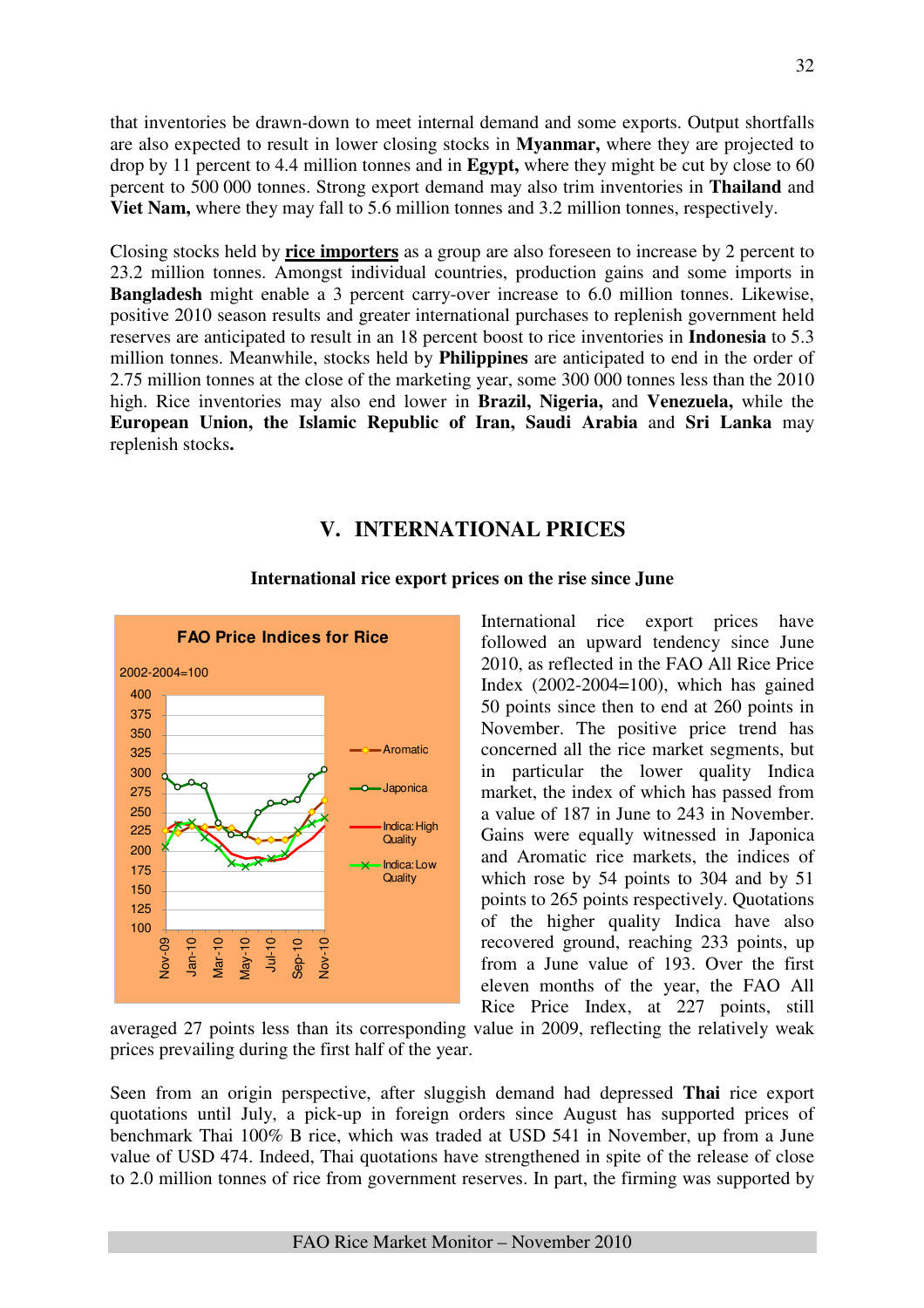that inventories be drawn-down to meet internal demand and some exports. Output shortfalls are also expected to result in lower closing stocks in **Myanmar,** where they are projected to drop by 11 percent to 4.4 million tonnes and in **Egypt,** where they might be cut by close to 60 percent to 500 000 tonnes. Strong export demand may also trim inventories in **Thailand** and **Viet Nam,** where they may fall to 5.6 million tonnes and 3.2 million tonnes, respectively.

Closing stocks held by **rice importers** as a group are also foreseen to increase by 2 percent to 23.2 million tonnes. Amongst individual countries, production gains and some imports in **Bangladesh** might enable a 3 percent carry-over increase to 6.0 million tonnes. Likewise, positive 2010 season results and greater international purchases to replenish government held reserves are anticipated to result in an 18 percent boost to rice inventories in **Indonesia** to 5.3 million tonnes. Meanwhile, stocks held by **Philippines** are anticipated to end in the order of 2.75 million tonnes at the close of the marketing year, some 300 000 tonnes less than the 2010 high. Rice inventories may also end lower in **Brazil, Nigeria,** and **Venezuela,** while the **European Union, the Islamic Republic of Iran, Saudi Arabia** and **Sri Lanka** may replenish stocks**.**

## V. INTERNATIONAL PRICES

### International rice export prices on the rise since June

FAO Price Indices for Rice

2002-2004=100

International rice export prices have followed an upward tendency since June 2010, as reflected in the FAO All Rice Price Index (2002-2004=100), which has gained 50 points since then to end at 260 points in November. The positive price trend has concerned all the rice market segments, but in particular the lower quality Indica market, the index of which has passed from a value of 187 in June to 243 in November. Gains were equally witnessed in Japonica and Aromatic rice markets, the indices of which rose by 54 points to 304 and by 51 points to 265 points respectively. Quotations of the higher quality Indica have also recovered ground, reaching 233 points, up from a June value of 193. Over the first eleven months of the year, the FAO All Rice Price Index, at 227 points, still averaged 27 points less than its corresponding value in 2009, reflecting the relatively weak prices prevailing during the first half of the year.

Seen from an origin perspective, after sluggish demand had depressed **Thai** rice export quotations until July, a pick-up in foreign orders since August has supported prices of benchmark Thai 100% B rice, which was traded at USD 541 in November, up from a June value of USD 474. Indeed, Thai quotations have strengthened in spite of the release of close to 2.0 million tonnes of rice from government reserves. In part, the firming was supported by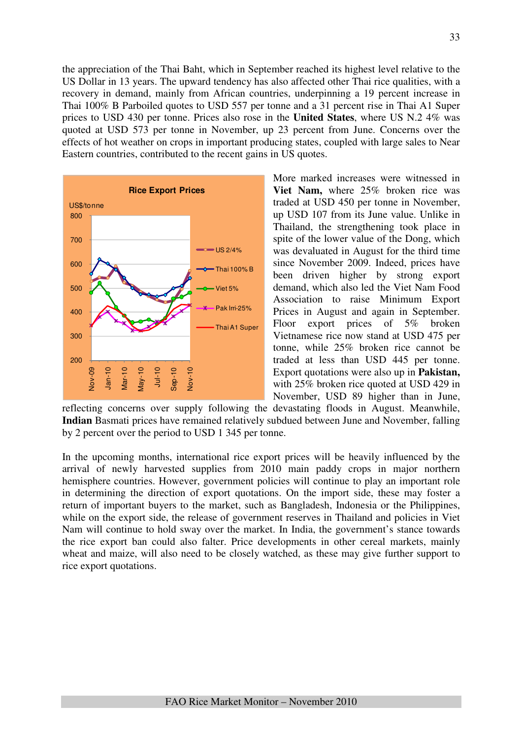the appreciation of the Thai Baht, which in September reached its highest level relative to the US Dollar in 13 years. The upward tendency has also affected other Thai rice qualities, with a recovery in demand, mainly from African countries, underpinning a 19 percent increase in Thai 100% B Parboiled quotes to USD 557 per tonne and a 31 percent rise in Thai A1 Super prices to USD 430 per tonne. Prices also rose in the **United States**, where US N.2 4% was quoted at USD 573 per tonne in November, up 23 percent from June. Concerns over the effects of hot weather on crops in important producing states, coupled with large sales to Near Eastern countries, contributed to the recent gains in US quotes.

More marked increases were witnessed in **Viet Nam,** where 25% broken rice was traded at USD 450 per tonne in November, up USD 107 from its June value. Unlike in Thailand, the strengthening took place in spite of the lower value of the Dong, which was devaluated in August for the third time since November 2009. Indeed, prices have been driven higher by strong export demand, which also led the Viet Nam Food Association to raise Minimum Export Prices in August and again in September. Floor export prices of 5% broken Vietnamese rice now stand at USD 475 per tonne, while 25% broken rice cannot be traded at less than USD 445 per tonne. Export quotations were also up in **Pakistan,** with 25% broken rice quoted at USD 429 in November, USD 89 higher than in June, reflecting concerns over supply following the devastating floods in August. Meanwhile, **Indian** Basmati prices have remained relatively subdued between June and November, falling by 2 percent over the period to USD 1 345 per tonne.

In the upcoming months, international rice export prices will be heavily influenced by the arrival of newly harvested supplies from 2010 main paddy crops in major northern hemisphere countries. However, government policies will continue to play an important role in determining the direction of export quotations. On the import side, these may foster a return of important buyers to the market, such as Bangladesh, Indonesia or the Philippines, while on the export side, the release of government reserves in Thailand and policies in Viet Nam will continue to hold sway over the market. In India, the government's stance towards the rice export ban could also falter. Price developments in other cereal markets, mainly wheat and maize, will also need to be closely watched, as these may give further support to rice export quotations.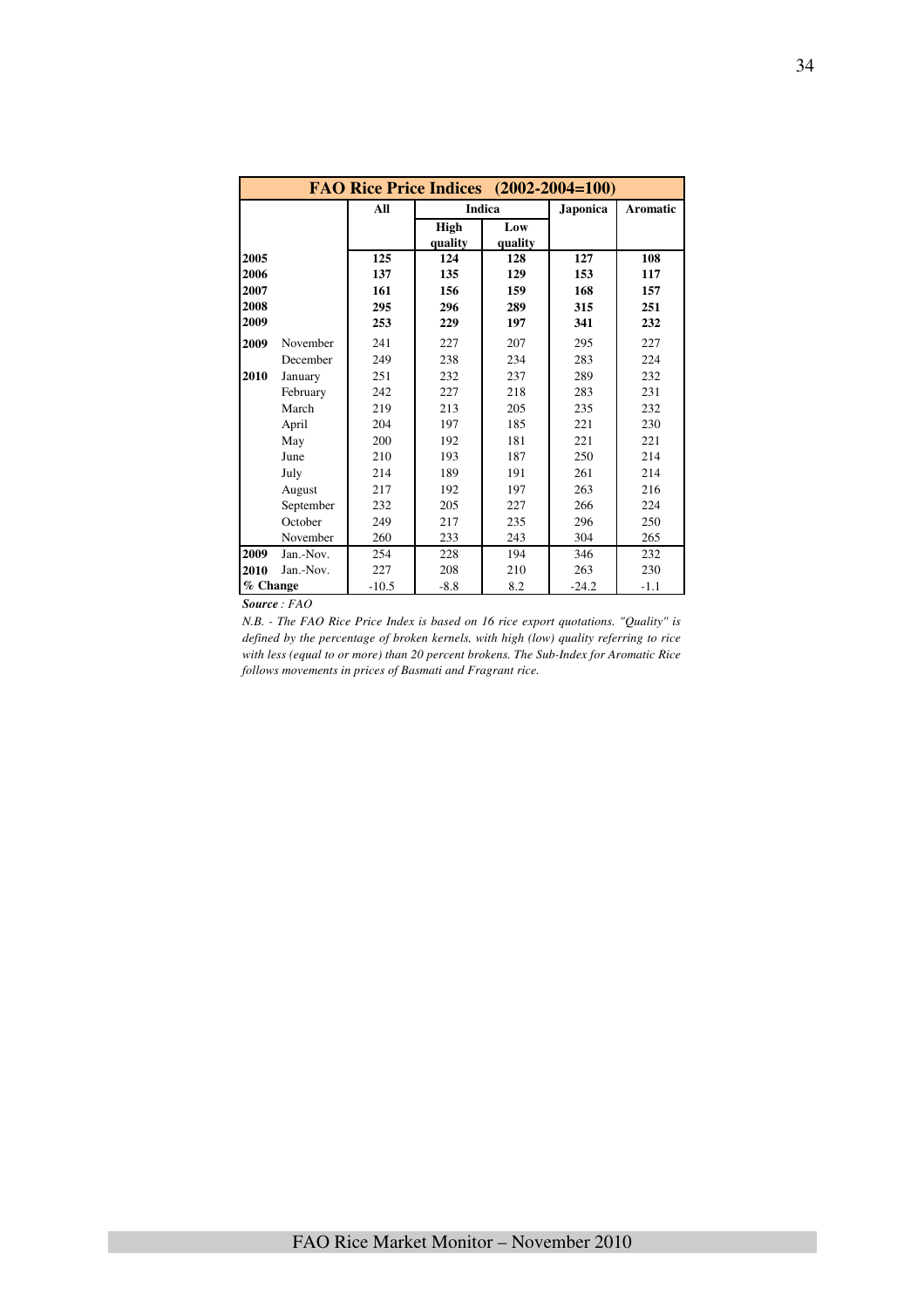| FAO Rice Price Indices (2002-2004=100) | | | | | | |
|---|---|---|---|---|---|---|
| | | All | Indica | | Japonica | Aromatic |
| | | | High quality | Low quality | | |
| **2005** | | **125** | **124** | **128** | **127** | **108** |
| **2006** | | **137** | **135** | **129** | **153** | **117** |
| **2007** | | **161** | **156** | **159** | **168** | **157** |
| **2008** | | **295** | **296** | **289** | **315** | **251** |
| **2009** | | **253** | **229** | **197** | **341** | **232** |
| **2009** | November | 241 | 227 | 207 | 295 | 227 |
| | December | 249 | 238 | 234 | 283 | 224 |
| **2010** | January | 251 | 232 | 237 | 289 | 232 |
| | February | 242 | 227 | 218 | 283 | 231 |
| | March | 219 | 213 | 205 | 235 | 232 |
| | April | 204 | 197 | 185 | 221 | 230 |
| | May | 200 | 192 | 181 | 221 | 221 |
| | June | 210 | 193 | 187 | 250 | 214 |
| | July | 214 | 189 | 191 | 261 | 214 |
| | August | 217 | 192 | 197 | 263 | 216 |
| | September | 232 | 205 | 227 | 266 | 224 |
| | October | 249 | 217 | 235 | 296 | 250 |
| | November | 260 | 233 | 243 | 304 | 265 |
| **2009** | Jan.-Nov. | 254 | 228 | 194 | 346 | 232 |
| **2010** | Jan.-Nov. | 227 | 208 | 210 | 263 | 230 |
| **% Change** | | -10.5 | -8.8 | 8.2 | -24.2 | -1.1 |

***Source** : FAO*

*N.B. - The FAO Rice Price Index is based on 16 rice export quotations. "Quality" is defined by the percentage of broken kernels, with high (low) quality referring to rice with less (equal to or more) than 20 percent brokens. The Sub-Index for Aromatic Rice follows movements in prices of Basmati and Fragrant rice.*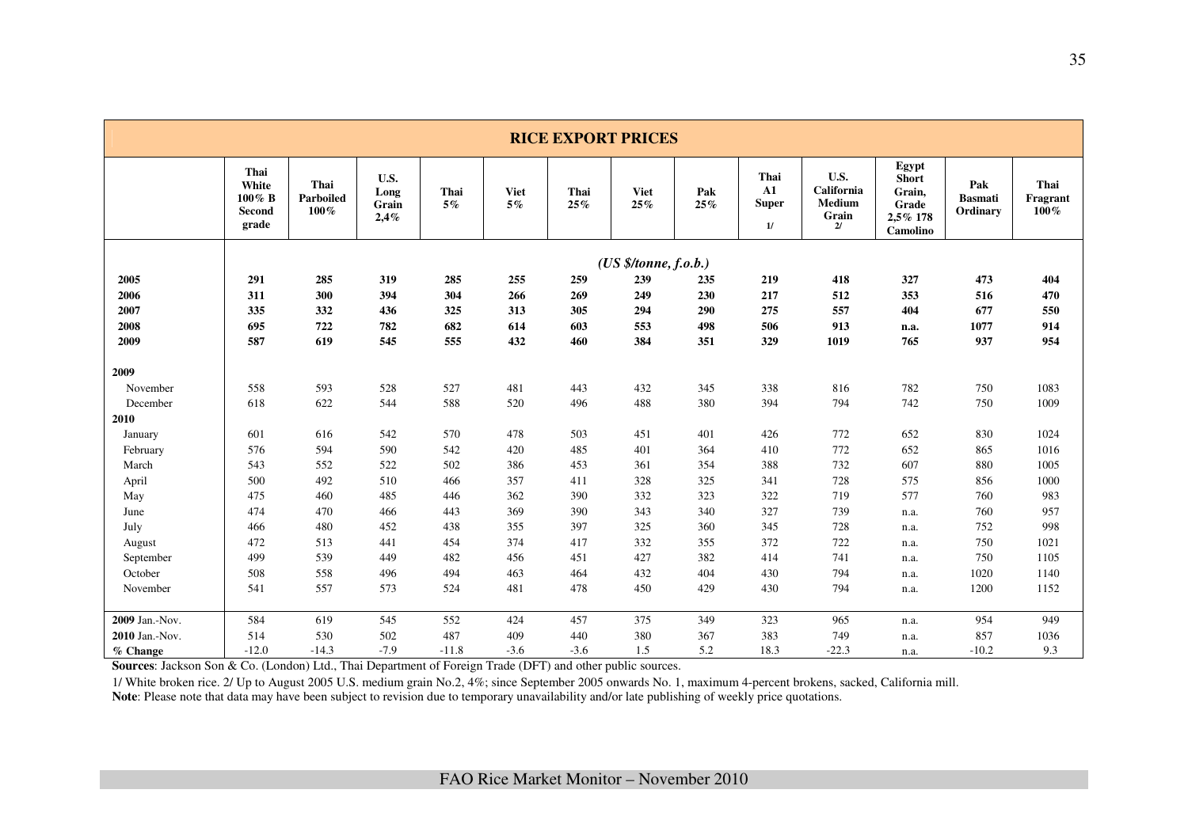## RICE EXPORT PRICES

| | Thai White 100% B Second grade | Thai Parboiled 100% | U.S. Long Grain 2,4% | Thai 5% | Viet 5% | Thai 25% | Viet 25% | Pak 25% | Thai A1 Super 1/ | U.S. California Medium Grain 2/ | Egypt Short Grain, Grade 2,5% 178 Camolino | Pak Basmati Ordinary | Thai Fragrant 100% |
|---|---|---|---|---|---|---|---|---|---|---|---|---|---|
| | | | | | | | *(US $/tonne, f.o.b.)* | | | | | | |
| **2005** | **291** | **285** | **319** | **285** | **255** | **259** | **239** | **235** | **219** | **418** | **327** | **473** | **404** |
| **2006** | **311** | **300** | **394** | **304** | **266** | **269** | **249** | **230** | **217** | **512** | **353** | **516** | **470** |
| **2007** | **335** | **332** | **436** | **325** | **313** | **305** | **294** | **290** | **275** | **557** | **404** | **677** | **550** |
| **2008** | **695** | **722** | **782** | **682** | **614** | **603** | **553** | **498** | **506** | **913** | **n.a.** | **1077** | **914** |
| **2009** | **587** | **619** | **545** | **555** | **432** | **460** | **384** | **351** | **329** | **1019** | **765** | **937** | **954** |
| **2009** | | | | | | | | | | | | | |
| November | 558 | 593 | 528 | 527 | 481 | 443 | 432 | 345 | 338 | 816 | 782 | 750 | 1083 |
| December | 618 | 622 | 544 | 588 | 520 | 496 | 488 | 380 | 394 | 794 | 742 | 750 | 1009 |
| **2010** | | | | | | | | | | | | | |
| January | 601 | 616 | 542 | 570 | 478 | 503 | 451 | 401 | 426 | 772 | 652 | 830 | 1024 |
| February | 576 | 594 | 590 | 542 | 420 | 485 | 401 | 364 | 410 | 772 | 652 | 865 | 1016 |
| March | 543 | 552 | 522 | 502 | 386 | 453 | 361 | 354 | 388 | 732 | 607 | 880 | 1005 |
| April | 500 | 492 | 510 | 466 | 357 | 411 | 328 | 325 | 341 | 728 | 575 | 856 | 1000 |
| May | 475 | 460 | 485 | 446 | 362 | 390 | 332 | 323 | 322 | 719 | 577 | 760 | 983 |
| June | 474 | 470 | 466 | 443 | 369 | 390 | 343 | 340 | 327 | 739 | n.a. | 760 | 957 |
| July | 466 | 480 | 452 | 438 | 355 | 397 | 325 | 360 | 345 | 728 | n.a. | 752 | 998 |
| August | 472 | 513 | 441 | 454 | 374 | 417 | 332 | 355 | 372 | 722 | n.a. | 750 | 1021 |
| September | 499 | 539 | 449 | 482 | 456 | 451 | 427 | 382 | 414 | 741 | n.a. | 750 | 1105 |
| October | 508 | 558 | 496 | 494 | 463 | 464 | 432 | 404 | 430 | 794 | n.a. | 1020 | 1140 |
| November | 541 | 557 | 573 | 524 | 481 | 478 | 450 | 429 | 430 | 794 | n.a. | 1200 | 1152 |
| **2009** Jan.-Nov. | 584 | 619 | 545 | 552 | 424 | 457 | 375 | 349 | 323 | 965 | n.a. | 954 | 949 |
| **2010** Jan.-Nov. | 514 | 530 | 502 | 487 | 409 | 440 | 380 | 367 | 383 | 749 | n.a. | 857 | 1036 |
| **% Change** | -12.0 | -14.3 | -7.9 | -11.8 | -3.6 | -3.6 | 1.5 | 5.2 | 18.3 | -22.3 | n.a. | -10.2 | 9.3 |

**Sources**: Jackson Son & Co. (London) Ltd., Thai Department of Foreign Trade (DFT) and other public sources.

1/ White broken rice. 2/ Up to August 2005 U.S. medium grain No.2, 4%; since September 2005 onwards No. 1, maximum 4-percent brokens, sacked, California mill.

**Note**: Please note that data may have been subject to revision due to temporary unavailability and/or late publishing of weekly price quotations.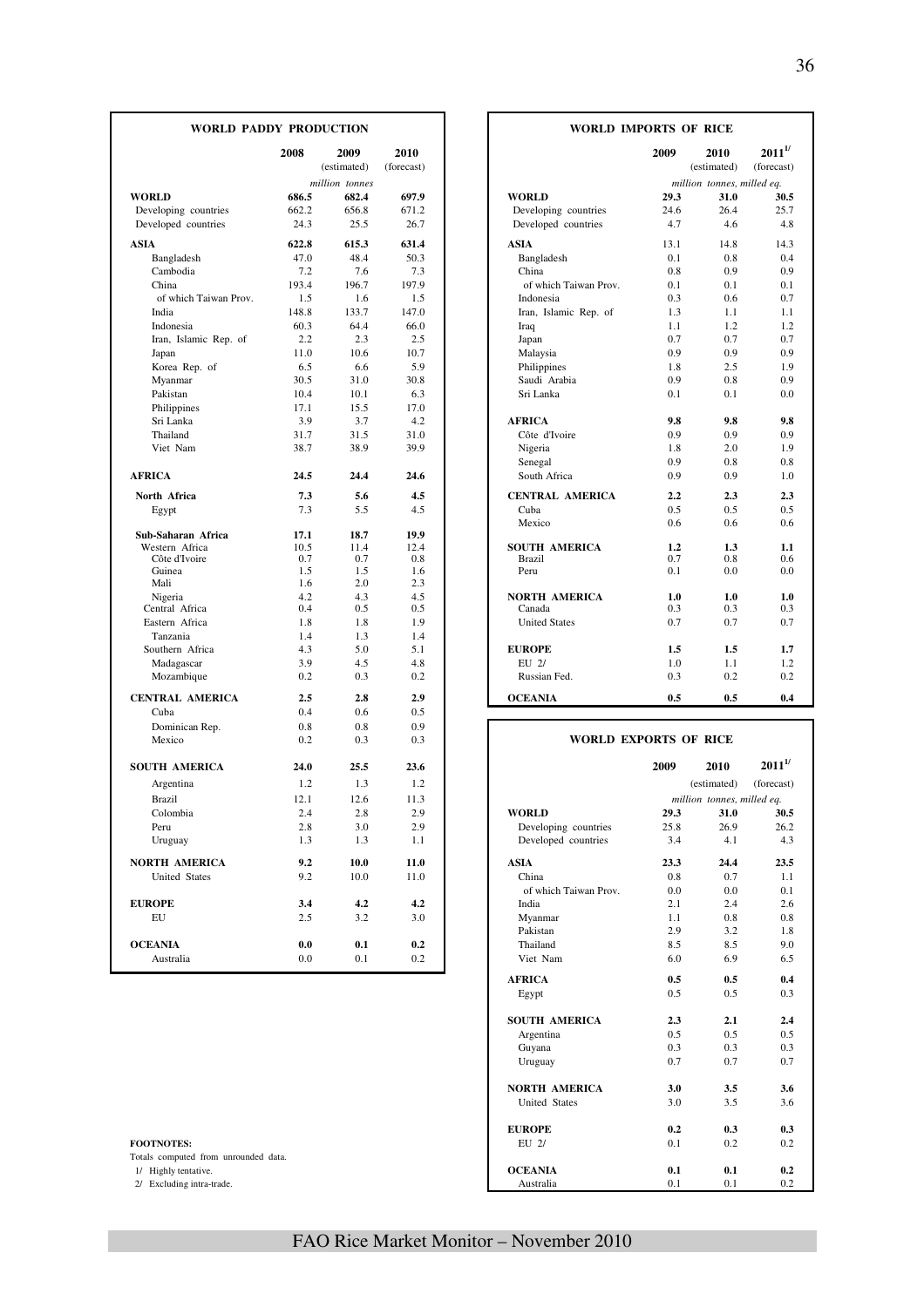## WORLD PADDY PRODUCTION

| | 2008 | 2009 (estimated) | 2010 (forecast) |
|---|---|---|---|
| | | *million tonnes* | |
| **WORLD** | **686.5** | **682.4** | **697.9** |
| Developing countries | 662.2 | 656.8 | 671.2 |
| Developed countries | 24.3 | 25.5 | 26.7 |
| **ASIA** | **622.8** | **615.3** | **631.4** |
| Bangladesh | 47.0 | 48.4 | 50.3 |
| Cambodia | 7.2 | 7.6 | 7.3 |
| China | 193.4 | 196.7 | 197.9 |
| of which Taiwan Prov. | 1.5 | 1.6 | 1.5 |
| India | 148.8 | 133.7 | 147.0 |
| Indonesia | 60.3 | 64.4 | 66.0 |
| Iran, Islamic Rep. of | 2.2 | 2.3 | 2.5 |
| Japan | 11.0 | 10.6 | 10.7 |
| Korea Rep. of | 6.5 | 6.6 | 5.9 |
| Myanmar | 30.5 | 31.0 | 30.8 |
| Pakistan | 10.4 | 10.1 | 6.3 |
| Philippines | 17.1 | 15.5 | 17.0 |
| Sri Lanka | 3.9 | 3.7 | 4.2 |
| Thailand | 31.7 | 31.5 | 31.0 |
| Viet Nam | 38.7 | 38.9 | 39.9 |
| **AFRICA** | **24.5** | **24.4** | **24.6** |
| **North Africa** | **7.3** | **5.6** | **4.5** |
| Egypt | 7.3 | 5.5 | 4.5 |
| **Sub-Saharan Africa** | **17.1** | **18.7** | **19.9** |
| Western Africa | 10.5 | 11.4 | 12.4 |
| Côte d'Ivoire | 0.7 | 0.7 | 0.8 |
| Guinea | 1.5 | 1.5 | 1.6 |
| Mali | 1.6 | 2.0 | 2.3 |
| Nigeria | 4.2 | 4.3 | 4.5 |
| Central Africa | 0.4 | 0.5 | 0.5 |
| Eastern Africa | 1.8 | 1.8 | 1.9 |
| Tanzania | 1.4 | 1.3 | 1.4 |
| Southern Africa | 4.3 | 5.0 | 5.1 |
| Madagascar | 3.9 | 4.5 | 4.8 |
| Mozambique | 0.2 | 0.3 | 0.2 |
| **CENTRAL AMERICA** | **2.5** | **2.8** | **2.9** |
| Cuba | 0.4 | 0.6 | 0.5 |
| Dominican Rep. | 0.8 | 0.8 | 0.9 |
| Mexico | 0.2 | 0.3 | 0.3 |
| **SOUTH AMERICA** | **24.0** | **25.5** | **23.6** |
| Argentina | 1.2 | 1.3 | 1.2 |
| Brazil | 12.1 | 12.6 | 11.3 |
| Colombia | 2.4 | 2.8 | 2.9 |
| Peru | 2.8 | 3.0 | 2.9 |
| Uruguay | 1.3 | 1.3 | 1.1 |
| **NORTH AMERICA** | **9.2** | **10.0** | **11.0** |
| United States | 9.2 | 10.0 | 11.0 |
| **EUROPE** | **3.4** | **4.2** | **4.2** |
| EU | 2.5 | 3.2 | 3.0 |
| **OCEANIA** | **0.0** | **0.1** | **0.2** |
| Australia | 0.0 | 0.1 | 0.2 |

## WORLD IMPORTS OF RICE

| | 2009 | 2010 (estimated) | 2011[1/] (forecast) |
|---|---|---|---|
| | | *million tonnes, milled eq.* | |
| **WORLD** | **29.3** | **31.0** | **30.5** |
| Developing countries | 24.6 | 26.4 | 25.7 |
| Developed countries | 4.7 | 4.6 | 4.8 |
| **ASIA** | 13.1 | 14.8 | 14.3 |
| Bangladesh | 0.1 | 0.8 | 0.4 |
| China | 0.8 | 0.9 | 0.9 |
| of which Taiwan Prov. | 0.1 | 0.1 | 0.1 |
| Indonesia | 0.3 | 0.6 | 0.7 |
| Iran, Islamic Rep. of | 1.3 | 1.1 | 1.1 |
| Iraq | 1.1 | 1.2 | 1.2 |
| Japan | 0.7 | 0.7 | 0.7 |
| Malaysia | 0.9 | 0.9 | 0.9 |
| Philippines | 1.8 | 2.5 | 1.9 |
| Saudi Arabia | 0.9 | 0.8 | 0.9 |
| Sri Lanka | 0.1 | 0.1 | 0.0 |
| **AFRICA** | **9.8** | **9.8** | **9.8** |
| Côte d'Ivoire | 0.9 | 0.9 | 0.9 |
| Nigeria | 1.8 | 2.0 | 1.9 |
| Senegal | 0.9 | 0.8 | 0.8 |
| South Africa | 0.9 | 0.9 | 1.0 |
| **CENTRAL AMERICA** | **2.2** | **2.3** | **2.3** |
| Cuba | 0.5 | 0.5 | 0.5 |
| Mexico | 0.6 | 0.6 | 0.6 |
| **SOUTH AMERICA** | **1.2** | **1.3** | **1.1** |
| Brazil | 0.7 | 0.8 | 0.6 |
| Peru | 0.1 | 0.0 | 0.0 |
| **NORTH AMERICA** | **1.0** | **1.0** | **1.0** |
| Canada | 0.3 | 0.3 | 0.3 |
| United States | 0.7 | 0.7 | 0.7 |
| **EUROPE** | **1.5** | **1.5** | **1.7** |
| EU 2/ | 1.0 | 1.1 | 1.2 |
| Russian Fed. | 0.3 | 0.2 | 0.2 |
| **OCEANIA** | **0.5** | **0.5** | **0.4** |

## WORLD EXPORTS OF RICE

| | 2009 | 2010 (estimated) | 2011[1/] (forecast) |
|---|---|---|---|
| | | *million tonnes, milled eq.* | |
| **WORLD** | **29.3** | **31.0** | **30.5** |
| Developing countries | 25.8 | 26.9 | 26.2 |
| Developed countries | 3.4 | 4.1 | 4.3 |
| **ASIA** | **23.3** | **24.4** | **23.5** |
| China | 0.8 | 0.7 | 1.1 |
| of which Taiwan Prov. | 0.0 | 0.0 | 0.1 |
| India | 2.1 | 2.4 | 2.6 |
| Myanmar | 1.1 | 0.8 | 0.8 |
| Pakistan | 2.9 | 3.2 | 1.8 |
| Thailand | 8.5 | 8.5 | 9.0 |
| Viet Nam | 6.0 | 6.9 | 6.5 |
| **AFRICA** | **0.5** | **0.5** | **0.4** |
| Egypt | 0.5 | 0.5 | 0.3 |
| **SOUTH AMERICA** | **2.3** | **2.1** | **2.4** |
| Argentina | 0.5 | 0.5 | 0.5 |
| Guyana | 0.3 | 0.3 | 0.3 |
| Uruguay | 0.7 | 0.7 | 0.7 |
| **NORTH AMERICA** | **3.0** | **3.5** | **3.6** |
| United States | 3.0 | 3.5 | 3.6 |
| **EUROPE** | **0.2** | **0.3** | **0.3** |
| EU 2/ | 0.1 | 0.2 | 0.2 |
| **OCEANIA** | **0.1** | **0.1** | **0.2** |
| Australia | 0.1 | 0.1 | 0.2 |

**FOOTNOTES:**

Totals computed from unrounded data.

1/ Highly tentative.

2/ Excluding intra-trade.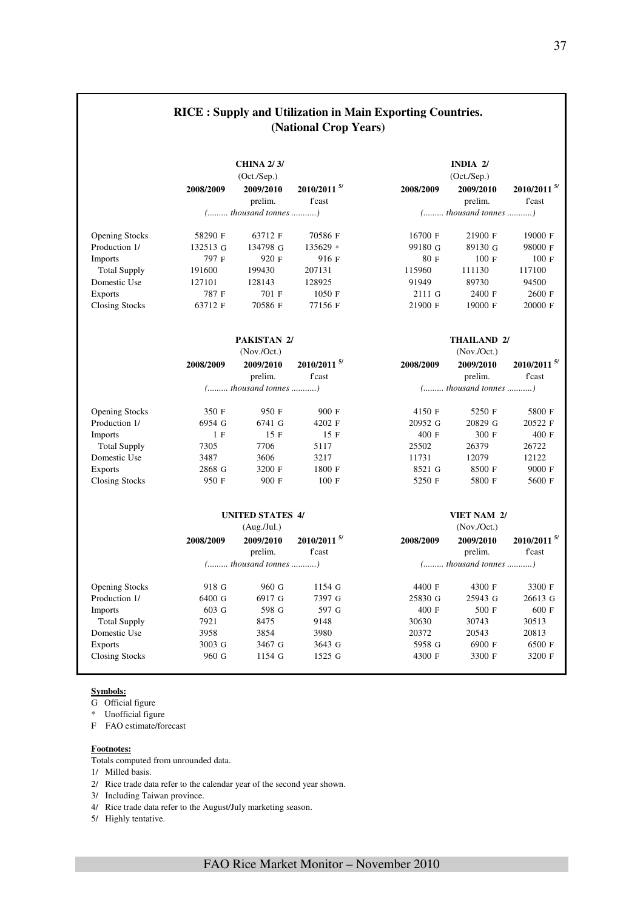## RICE : Supply and Utilization in Main Exporting Countries. (National Crop Years)

| | CHINA 2/ 3/ (Oct./Sep.) | | | INDIA 2/ (Oct./Sep.) | | |
|---|---|---|---|---|---|---|
| | 2008/2009 | 2009/2010 prelim. | 2010/2011 [5/] f'cast | 2008/2009 | 2009/2010 prelim. | 2010/2011 [5/] f'cast |
| | (......... thousand tonnes ...........) | | | (......... thousand tonnes ...........) | | |
| Opening Stocks | 58290 F | 63712 F | 70586 F | 16700 F | 21900 F | 19000 F |
| Production 1/ | 132513 G | 134798 G | 135629 * | 99180 G | 89130 G | 98000 F |
| Imports | 797 F | 920 F | 916 F | 80 F | 100 F | 100 F |
| Total Supply | 191600 | 199430 | 207131 | 115960 | 111130 | 117100 |
| Domestic Use | 127101 | 128143 | 128925 | 91949 | 89730 | 94500 |
| Exports | 787 F | 701 F | 1050 F | 2111 G | 2400 F | 2600 F |
| Closing Stocks | 63712 F | 70586 F | 77156 F | 21900 F | 19000 F | 20000 F |

| | PAKISTAN 2/ (Nov./Oct.) | | | THAILAND 2/ (Nov./Oct.) | | |
|---|---|---|---|---|---|---|
| | 2008/2009 | 2009/2010 prelim. | 2010/2011 [5/] f'cast | 2008/2009 | 2009/2010 prelim. | 2010/2011 [5/] f'cast |
| | (......... thousand tonnes ...........) | | | (......... thousand tonnes ...........) | | |
| Opening Stocks | 350 F | 950 F | 900 F | 4150 F | 5250 F | 5800 F |
| Production 1/ | 6954 G | 6741 G | 4202 F | 20952 G | 20829 G | 20522 F |
| Imports | 1 F | 15 F | 15 F | 400 F | 300 F | 400 F |
| Total Supply | 7305 | 7706 | 5117 | 25502 | 26379 | 26722 |
| Domestic Use | 3487 | 3606 | 3217 | 11731 | 12079 | 12122 |
| Exports | 2868 G | 3200 F | 1800 F | 8521 G | 8500 F | 9000 F |
| Closing Stocks | 950 F | 900 F | 100 F | 5250 F | 5800 F | 5600 F |

| | UNITED STATES 4/ (Aug./Jul.) | | | VIET NAM 2/ (Nov./Oct.) | | |
|---|---|---|---|---|---|---|
| | 2008/2009 | 2009/2010 prelim. | 2010/2011 [5/] f'cast | 2008/2009 | 2009/2010 prelim. | 2010/2011 [5/] f'cast |
| | (......... thousand tonnes ...........) | | | (......... thousand tonnes ...........) | | |
| Opening Stocks | 918 G | 960 G | 1154 G | 4400 F | 4300 F | 3300 F |
| Production 1/ | 6400 G | 6917 G | 7397 G | 25830 G | 25943 G | 26613 G |
| Imports | 603 G | 598 G | 597 G | 400 F | 500 F | 600 F |
| Total Supply | 7921 | 8475 | 9148 | 30630 | 30743 | 30513 |
| Domestic Use | 3958 | 3854 | 3980 | 20372 | 20543 | 20813 |
| Exports | 3003 G | 3467 G | 3643 G | 5958 G | 6900 F | 6500 F |
| Closing Stocks | 960 G | 1154 G | 1525 G | 4300 F | 3300 F | 3200 F |

**Symbols:**

G Official figure
* Unofficial figure
F FAO estimate/forecast

**Footnotes:**

Totals computed from unrounded data.

1/ Milled basis.
2/ Rice trade data refer to the calendar year of the second year shown.
3/ Including Taiwan province.
4/ Rice trade data refer to the August/July marketing season.
5/ Highly tentative.